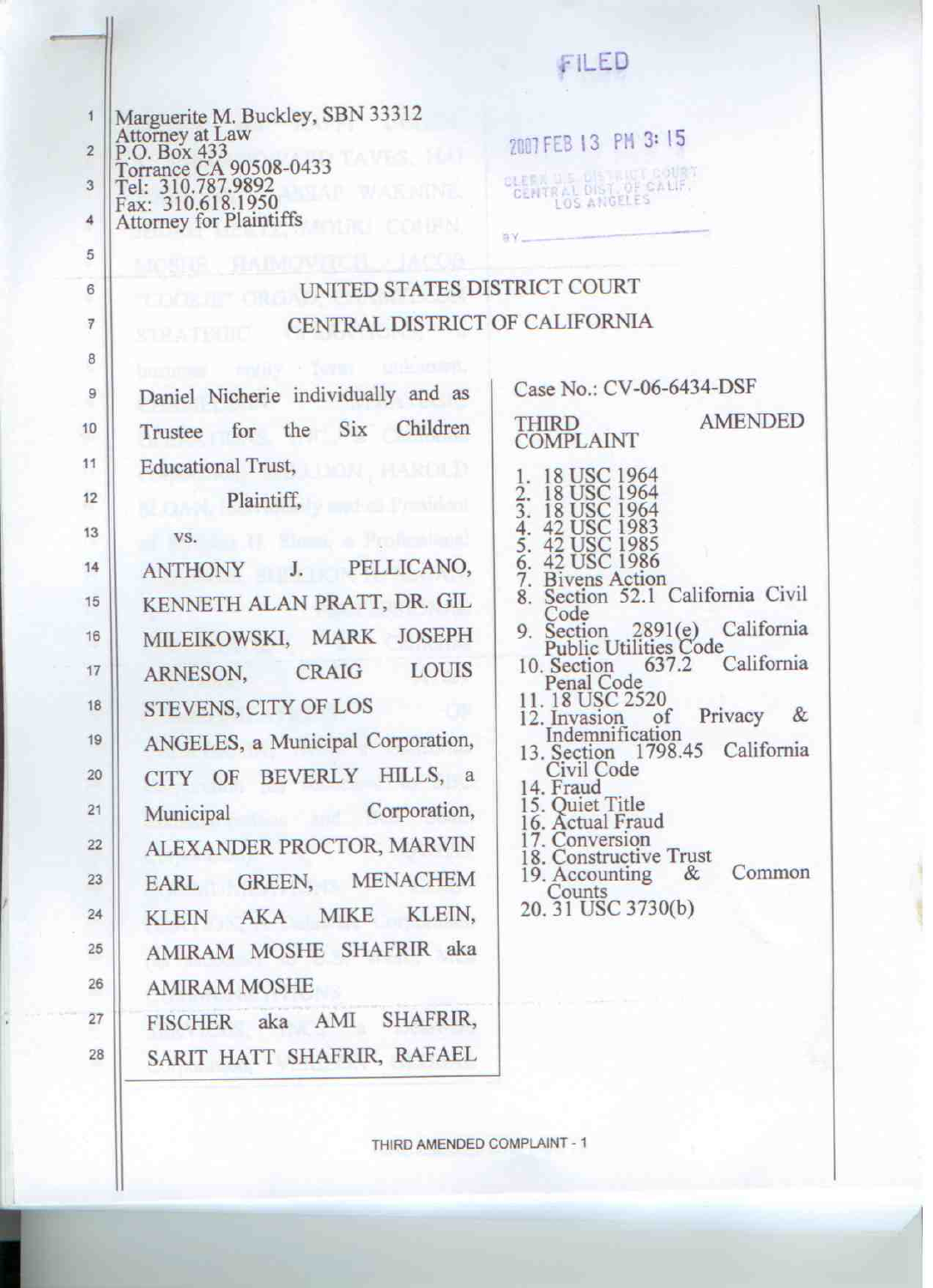FILED

Marguerite M. Buckley, SBN 33312
Attorney at Law
P.O. Box 433
Torrance CA 90508-0433
Tel: 310.787.9892
Fax: 310.618.1950
Attorney for Plaintiffs

2007 FEB 13 PM 3:15

CLERK U.S. DISTRICT COURT
CENTRAL DIST. OF CALIF.
LOS ANGELES

BY ____________

UNITED STATES DISTRICT COURT

CENTRAL DISTRICT OF CALIFORNIA

Daniel Nicherie individually and as Trustee for the Six Children Educational Trust,

Plaintiff,

vs.

ANTHONY J. PELLICANO, KENNETH ALAN PRATT, DR. GIL MILEIKOWSKI, MARK JOSEPH ARNESON, CRAIG LOUIS STEVENS, CITY OF LOS ANGELES, a Municipal Corporation, CITY OF BEVERLY HILLS, a Municipal Corporation, ALEXANDER PROCTOR, MARVIN EARL GREEN, MENACHEM KLEIN AKA MIKE KLEIN, AMIRAM MOSHE SHAFRIR aka AMIRAM MOSHE FISCHER aka AMI SHAFRIR, SARIT HATT SHAFRIR, RAFAEL

Case No.: CV-06-6434-DSF

THIRD AMENDED COMPLAINT

1. 18 USC 1964
2. 18 USC 1964
3. 18 USC 1964
4. 42 USC 1983
5. 42 USC 1985
6. 42 USC 1986
7. Bivens Action
8. Section 52.1 California Civil Code
9. Section 2891(e) California Public Utilities Code
10. Section 637.2 California Penal Code
11. 18 USC 2520
12. Invasion of Privacy & Indemnification
13. Section 1798.45 California Civil Code
14. Fraud
15. Quiet Title
16. Actual Fraud
17. Conversion
18. Constructive Trust
19. Accounting & Common Counts
20. 31 USC 3730(b)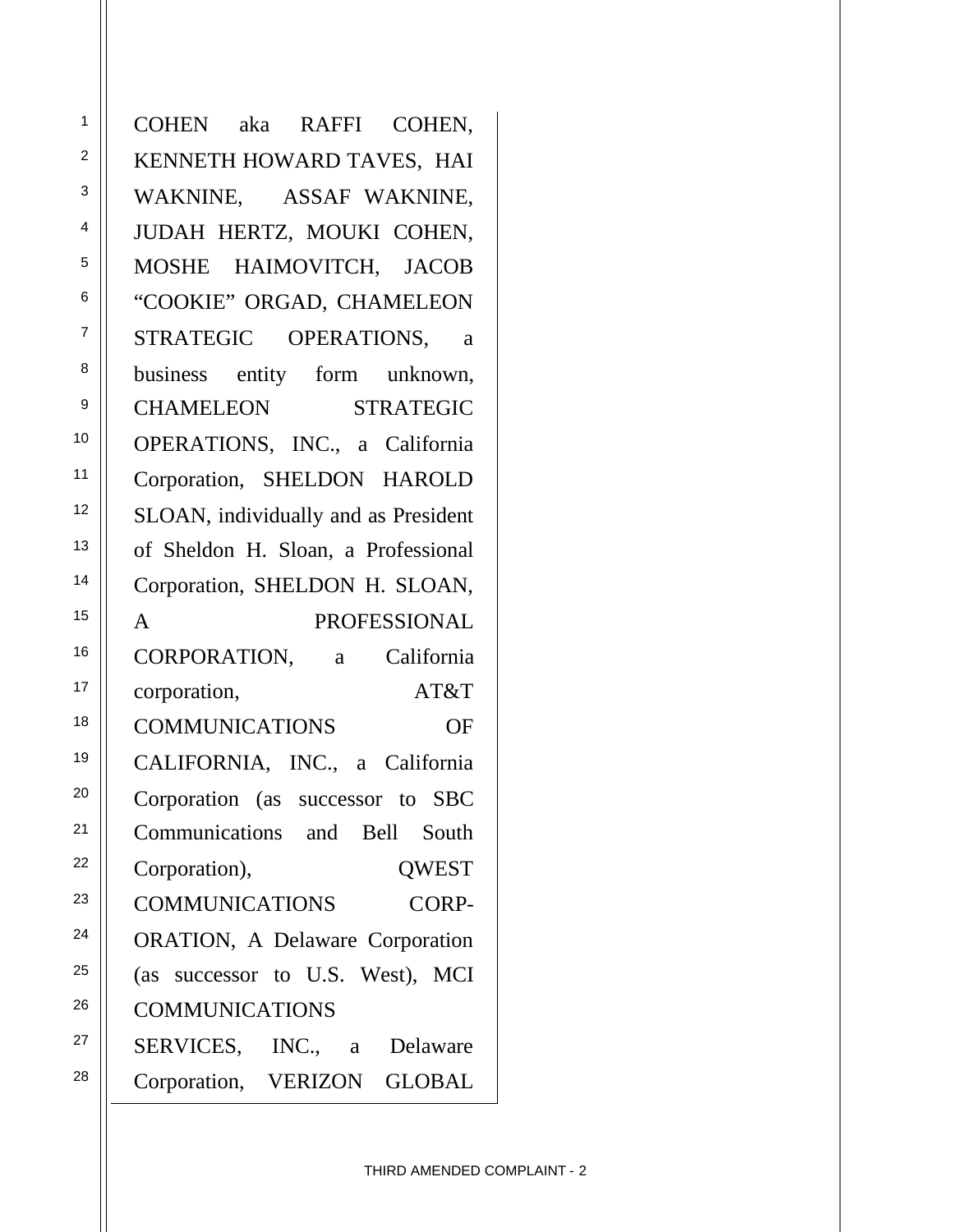COHEN aka RAFFI COHEN, KENNETH HOWARD TAVES, HAI WAKNINE, ASSAF WAKNINE, JUDAH HERTZ, MOUKI COHEN, MOSHE HAIMOVITCH, JACOB "COOKIE" ORGAD, CHAMELEON STRATEGIC OPERATIONS, a business entity form unknown, CHAMELEON STRATEGIC OPERATIONS, INC., a California Corporation, SHELDON HAROLD SLOAN, individually and as President of Sheldon H. Sloan, a Professional Corporation, SHELDON H. SLOAN, A PROFESSIONAL CORPORATION, a California corporation, AT&T COMMUNICATIONS OF CALIFORNIA, INC., a California Corporation (as successor to SBC Communications and Bell South Corporation), QWEST COMMUNICATIONS CORP-ORATION, A Delaware Corporation (as successor to U.S. West), MCI COMMUNICATIONS SERVICES, INC., a Delaware Corporation, VERIZON GLOBAL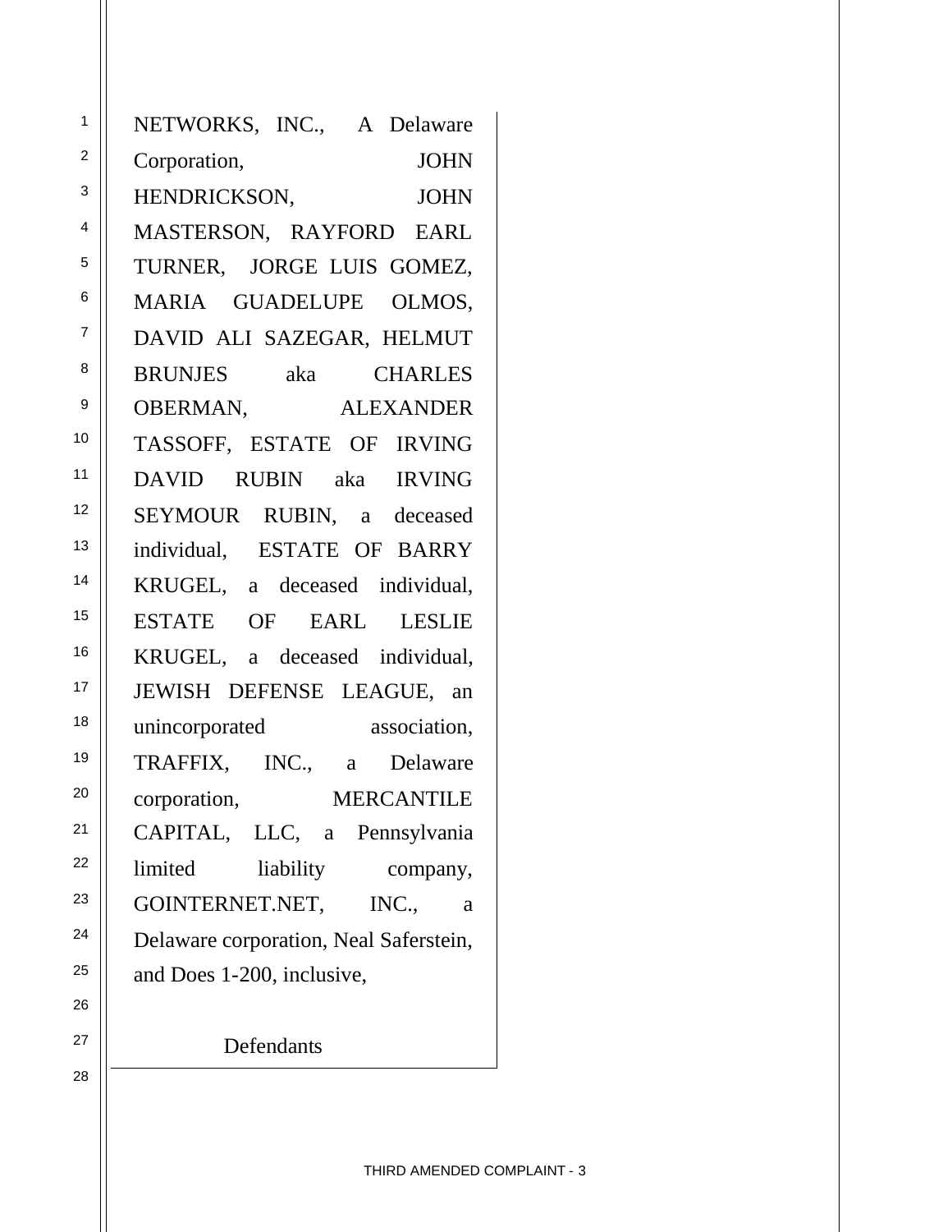NETWORKS, INC., A Delaware Corporation, JOHN HENDRICKSON, JOHN MASTERSON, RAYFORD EARL TURNER, JORGE LUIS GOMEZ, MARIA GUADELUPE OLMOS, DAVID ALI SAZEGAR, HELMUT BRUNJES aka CHARLES OBERMAN, ALEXANDER TASSOFF, ESTATE OF IRVING DAVID RUBIN aka IRVING SEYMOUR RUBIN, a deceased individual, ESTATE OF BARRY KRUGEL, a deceased individual, ESTATE OF EARL LESLIE KRUGEL, a deceased individual, JEWISH DEFENSE LEAGUE, an unincorporated association, TRAFFIX, INC., a Delaware corporation, MERCANTILE CAPITAL, LLC, a Pennsylvania limited liability company, GOINTERNET.NET, INC., a Delaware corporation, Neal Saferstein, and Does 1-200, inclusive,

Defendants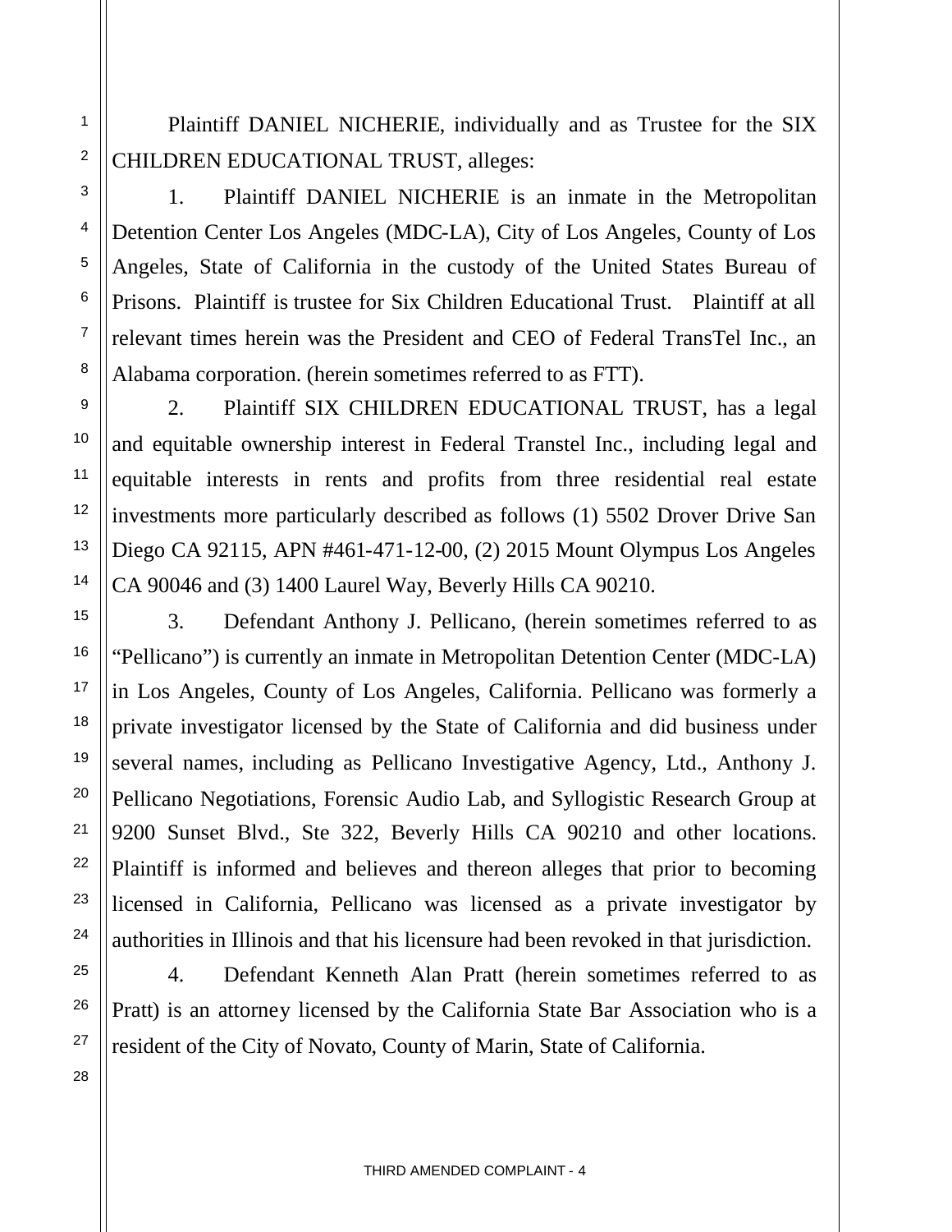Plaintiff DANIEL NICHERIE, individually and as Trustee for the SIX CHILDREN EDUCATIONAL TRUST, alleges:

1. Plaintiff DANIEL NICHERIE is an inmate in the Metropolitan Detention Center Los Angeles (MDC-LA), City of Los Angeles, County of Los Angeles, State of California in the custody of the United States Bureau of Prisons. Plaintiff is trustee for Six Children Educational Trust. Plaintiff at all relevant times herein was the President and CEO of Federal TransTel Inc., an Alabama corporation. (herein sometimes referred to as FTT).

2. Plaintiff SIX CHILDREN EDUCATIONAL TRUST, has a legal and equitable ownership interest in Federal Transtel Inc., including legal and equitable interests in rents and profits from three residential real estate investments more particularly described as follows (1) 5502 Drover Drive San Diego CA 92115, APN #461-471-12-00, (2) 2015 Mount Olympus Los Angeles CA 90046 and (3) 1400 Laurel Way, Beverly Hills CA 90210.

3. Defendant Anthony J. Pellicano, (herein sometimes referred to as "Pellicano") is currently an inmate in Metropolitan Detention Center (MDC-LA) in Los Angeles, County of Los Angeles, California. Pellicano was formerly a private investigator licensed by the State of California and did business under several names, including as Pellicano Investigative Agency, Ltd., Anthony J. Pellicano Negotiations, Forensic Audio Lab, and Syllogistic Research Group at 9200 Sunset Blvd., Ste 322, Beverly Hills CA 90210 and other locations. Plaintiff is informed and believes and thereon alleges that prior to becoming licensed in California, Pellicano was licensed as a private investigator by authorities in Illinois and that his licensure had been revoked in that jurisdiction.

4. Defendant Kenneth Alan Pratt (herein sometimes referred to as Pratt) is an attorney licensed by the California State Bar Association who is a resident of the City of Novato, County of Marin, State of California.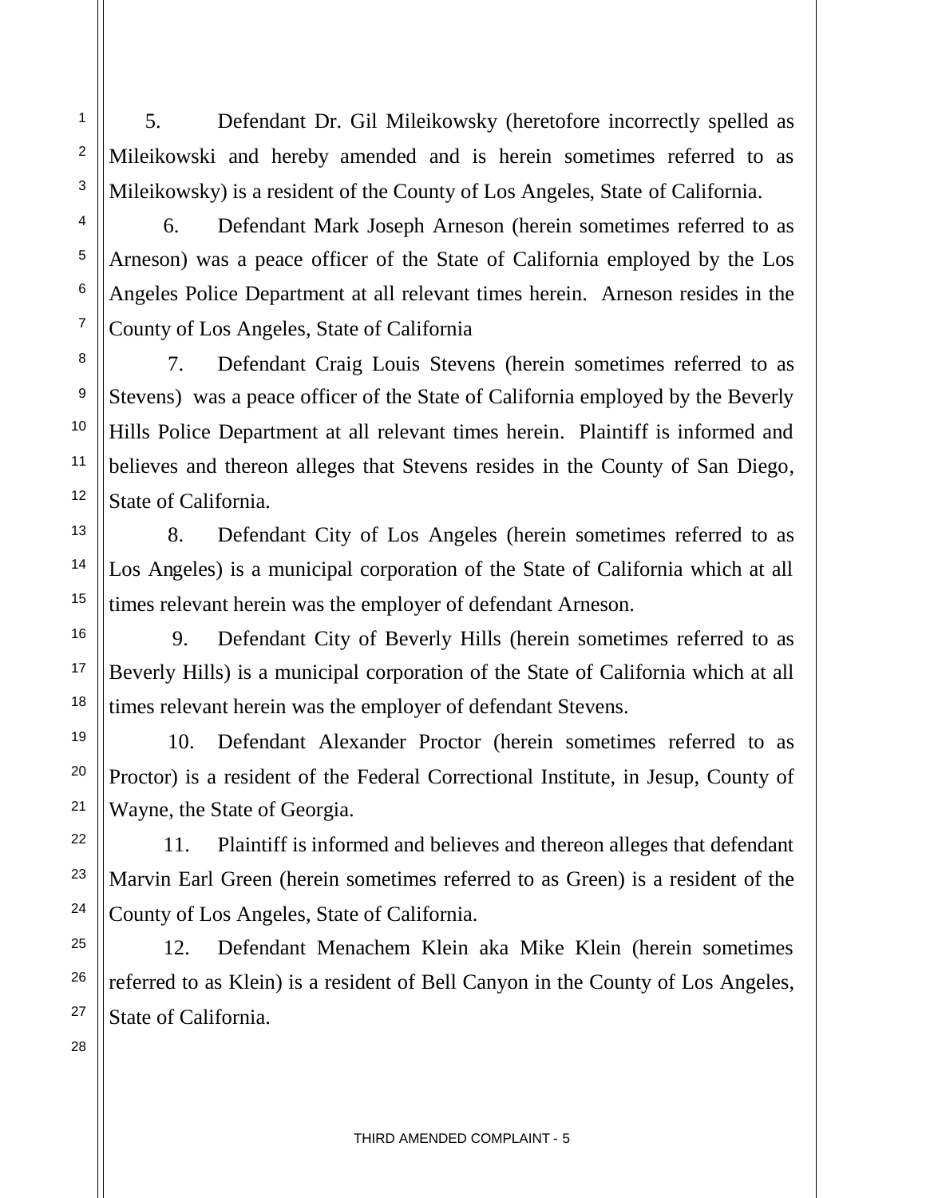5. Defendant Dr. Gil Mileikowsky (heretofore incorrectly spelled as Mileikowski and hereby amended and is herein sometimes referred to as Mileikowsky) is a resident of the County of Los Angeles, State of California.

6. Defendant Mark Joseph Arneson (herein sometimes referred to as Arneson) was a peace officer of the State of California employed by the Los Angeles Police Department at all relevant times herein. Arneson resides in the County of Los Angeles, State of California

7. Defendant Craig Louis Stevens (herein sometimes referred to as Stevens) was a peace officer of the State of California employed by the Beverly Hills Police Department at all relevant times herein. Plaintiff is informed and believes and thereon alleges that Stevens resides in the County of San Diego, State of California.

8. Defendant City of Los Angeles (herein sometimes referred to as Los Angeles) is a municipal corporation of the State of California which at all times relevant herein was the employer of defendant Arneson.

9. Defendant City of Beverly Hills (herein sometimes referred to as Beverly Hills) is a municipal corporation of the State of California which at all times relevant herein was the employer of defendant Stevens.

10. Defendant Alexander Proctor (herein sometimes referred to as Proctor) is a resident of the Federal Correctional Institute, in Jesup, County of Wayne, the State of Georgia.

11. Plaintiff is informed and believes and thereon alleges that defendant Marvin Earl Green (herein sometimes referred to as Green) is a resident of the County of Los Angeles, State of California.

12. Defendant Menachem Klein aka Mike Klein (herein sometimes referred to as Klein) is a resident of Bell Canyon in the County of Los Angeles, State of California.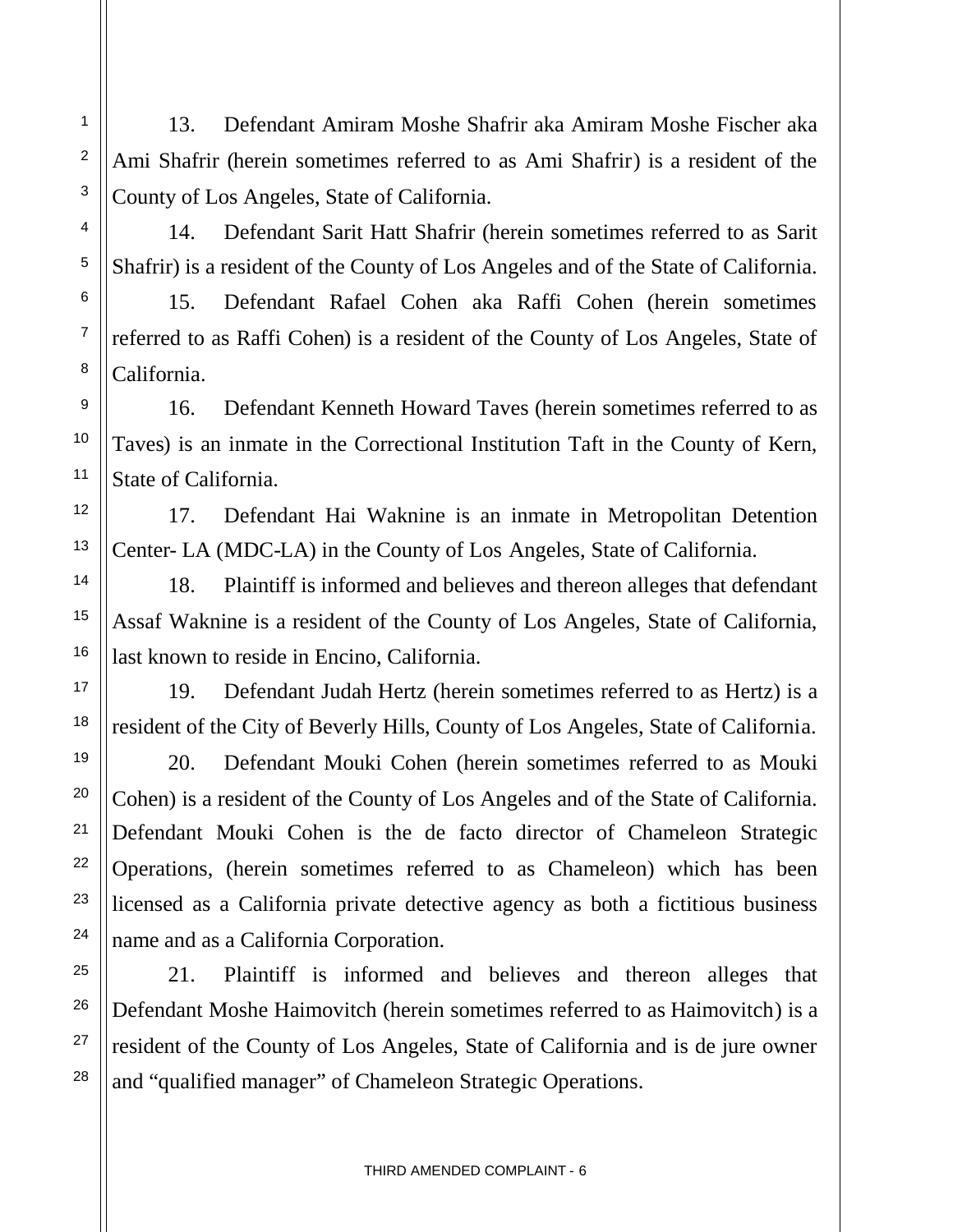13. Defendant Amiram Moshe Shafrir aka Amiram Moshe Fischer aka Ami Shafrir (herein sometimes referred to as Ami Shafrir) is a resident of the County of Los Angeles, State of California.

14. Defendant Sarit Hatt Shafrir (herein sometimes referred to as Sarit Shafrir) is a resident of the County of Los Angeles and of the State of California.

15. Defendant Rafael Cohen aka Raffi Cohen (herein sometimes referred to as Raffi Cohen) is a resident of the County of Los Angeles, State of California.

16. Defendant Kenneth Howard Taves (herein sometimes referred to as Taves) is an inmate in the Correctional Institution Taft in the County of Kern, State of California.

17. Defendant Hai Waknine is an inmate in Metropolitan Detention Center- LA (MDC-LA) in the County of Los Angeles, State of California.

18. Plaintiff is informed and believes and thereon alleges that defendant Assaf Waknine is a resident of the County of Los Angeles, State of California, last known to reside in Encino, California.

19. Defendant Judah Hertz (herein sometimes referred to as Hertz) is a resident of the City of Beverly Hills, County of Los Angeles, State of California.

20. Defendant Mouki Cohen (herein sometimes referred to as Mouki Cohen) is a resident of the County of Los Angeles and of the State of California. Defendant Mouki Cohen is the de facto director of Chameleon Strategic Operations, (herein sometimes referred to as Chameleon) which has been licensed as a California private detective agency as both a fictitious business name and as a California Corporation.

21. Plaintiff is informed and believes and thereon alleges that Defendant Moshe Haimovitch (herein sometimes referred to as Haimovitch) is a resident of the County of Los Angeles, State of California and is de jure owner and "qualified manager" of Chameleon Strategic Operations.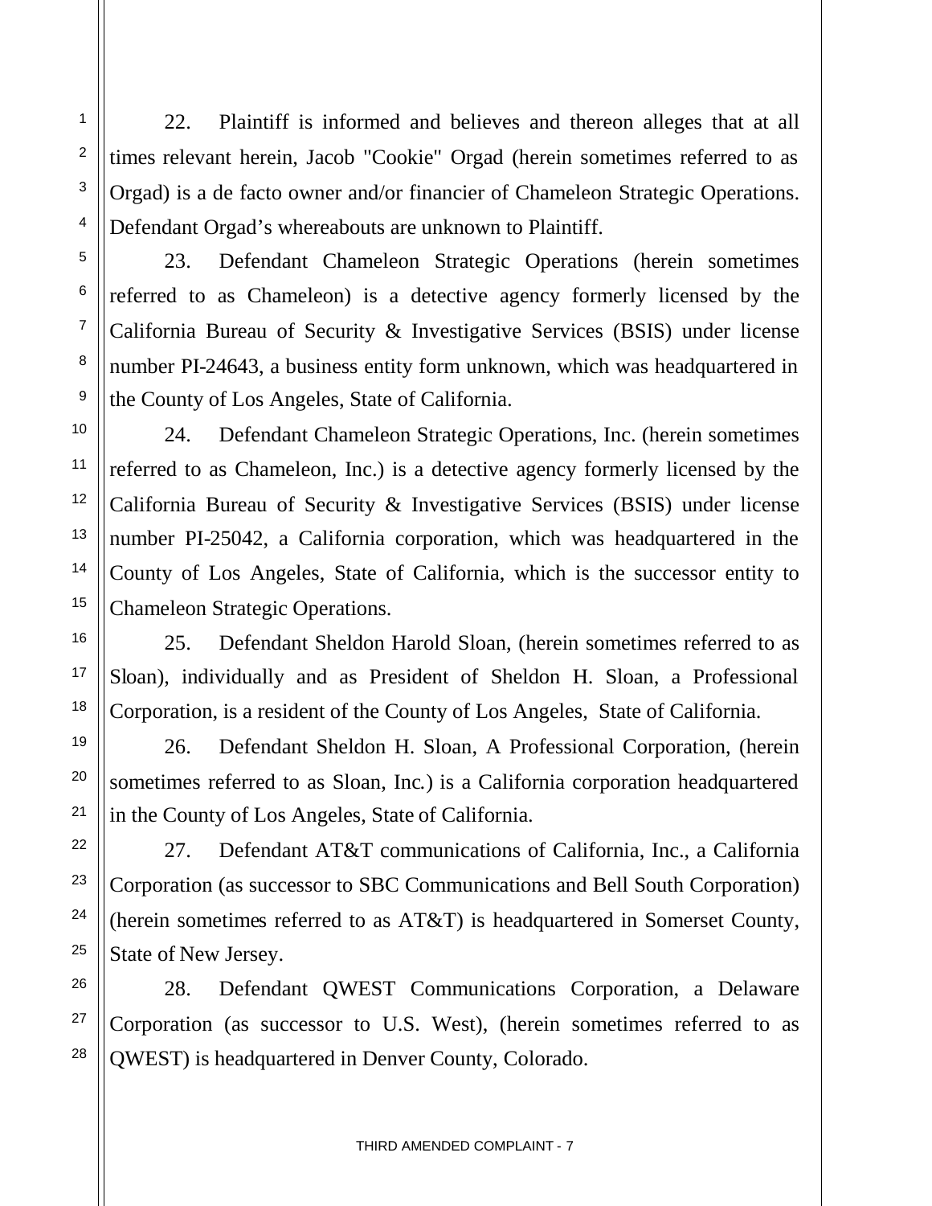22. Plaintiff is informed and believes and thereon alleges that at all times relevant herein, Jacob "Cookie" Orgad (herein sometimes referred to as Orgad) is a de facto owner and/or financier of Chameleon Strategic Operations. Defendant Orgad's whereabouts are unknown to Plaintiff.

23. Defendant Chameleon Strategic Operations (herein sometimes referred to as Chameleon) is a detective agency formerly licensed by the California Bureau of Security & Investigative Services (BSIS) under license number PI-24643, a business entity form unknown, which was headquartered in the County of Los Angeles, State of California.

24. Defendant Chameleon Strategic Operations, Inc. (herein sometimes referred to as Chameleon, Inc.) is a detective agency formerly licensed by the California Bureau of Security & Investigative Services (BSIS) under license number PI-25042, a California corporation, which was headquartered in the County of Los Angeles, State of California, which is the successor entity to Chameleon Strategic Operations.

25. Defendant Sheldon Harold Sloan, (herein sometimes referred to as Sloan), individually and as President of Sheldon H. Sloan, a Professional Corporation, is a resident of the County of Los Angeles, State of California.

26. Defendant Sheldon H. Sloan, A Professional Corporation, (herein sometimes referred to as Sloan, Inc.) is a California corporation headquartered in the County of Los Angeles, State of California.

27. Defendant AT&T communications of California, Inc., a California Corporation (as successor to SBC Communications and Bell South Corporation) (herein sometimes referred to as AT&T) is headquartered in Somerset County, State of New Jersey.

28. Defendant QWEST Communications Corporation, a Delaware Corporation (as successor to U.S. West), (herein sometimes referred to as QWEST) is headquartered in Denver County, Colorado.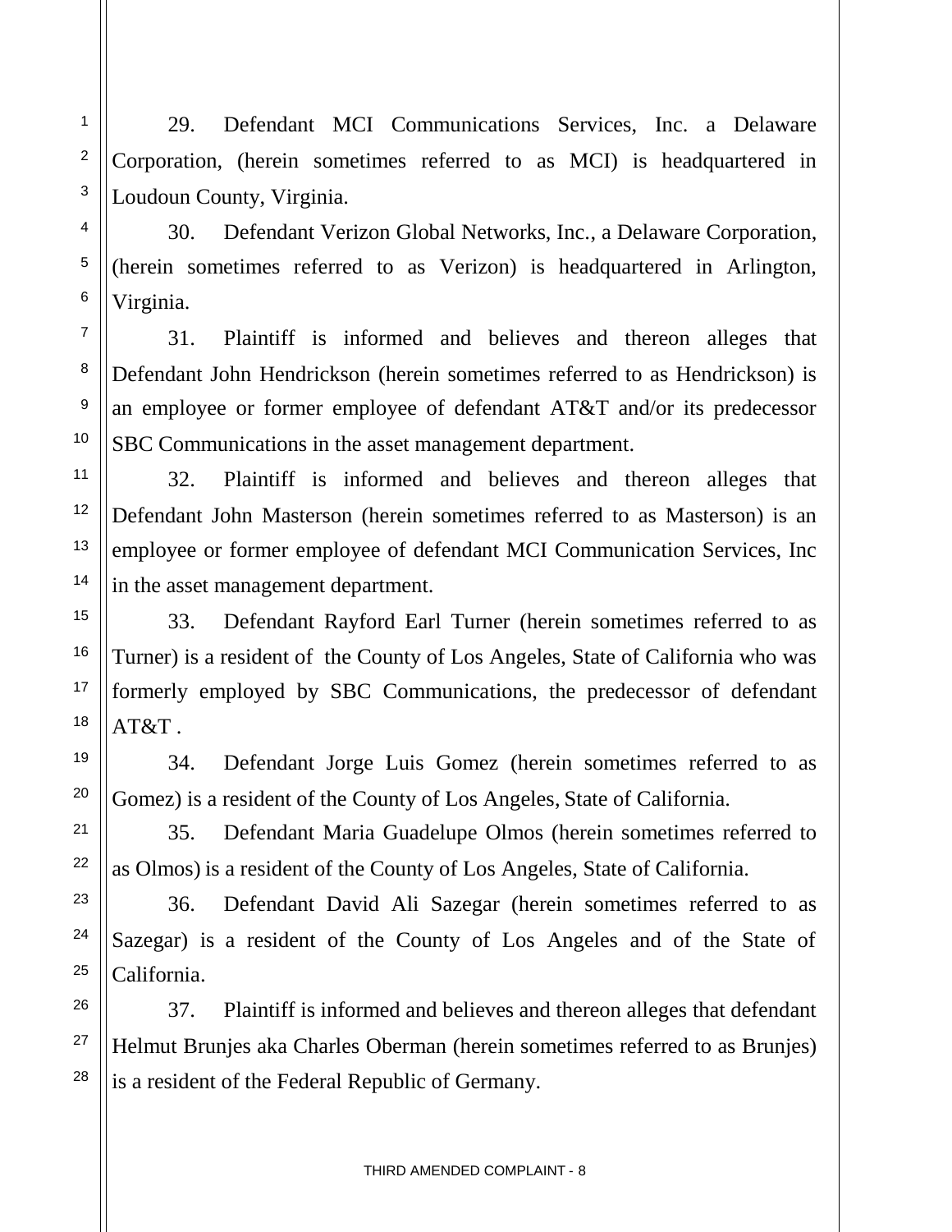29. Defendant MCI Communications Services, Inc. a Delaware Corporation, (herein sometimes referred to as MCI) is headquartered in Loudoun County, Virginia.

30. Defendant Verizon Global Networks, Inc., a Delaware Corporation, (herein sometimes referred to as Verizon) is headquartered in Arlington, Virginia.

31. Plaintiff is informed and believes and thereon alleges that Defendant John Hendrickson (herein sometimes referred to as Hendrickson) is an employee or former employee of defendant AT&T and/or its predecessor SBC Communications in the asset management department.

32. Plaintiff is informed and believes and thereon alleges that Defendant John Masterson (herein sometimes referred to as Masterson) is an employee or former employee of defendant MCI Communication Services, Inc in the asset management department.

33. Defendant Rayford Earl Turner (herein sometimes referred to as Turner) is a resident of the County of Los Angeles, State of California who was formerly employed by SBC Communications, the predecessor of defendant AT&T .

34. Defendant Jorge Luis Gomez (herein sometimes referred to as Gomez) is a resident of the County of Los Angeles, State of California.

35. Defendant Maria Guadelupe Olmos (herein sometimes referred to as Olmos) is a resident of the County of Los Angeles, State of California.

36. Defendant David Ali Sazegar (herein sometimes referred to as Sazegar) is a resident of the County of Los Angeles and of the State of California.

37. Plaintiff is informed and believes and thereon alleges that defendant Helmut Brunjes aka Charles Oberman (herein sometimes referred to as Brunjes) is a resident of the Federal Republic of Germany.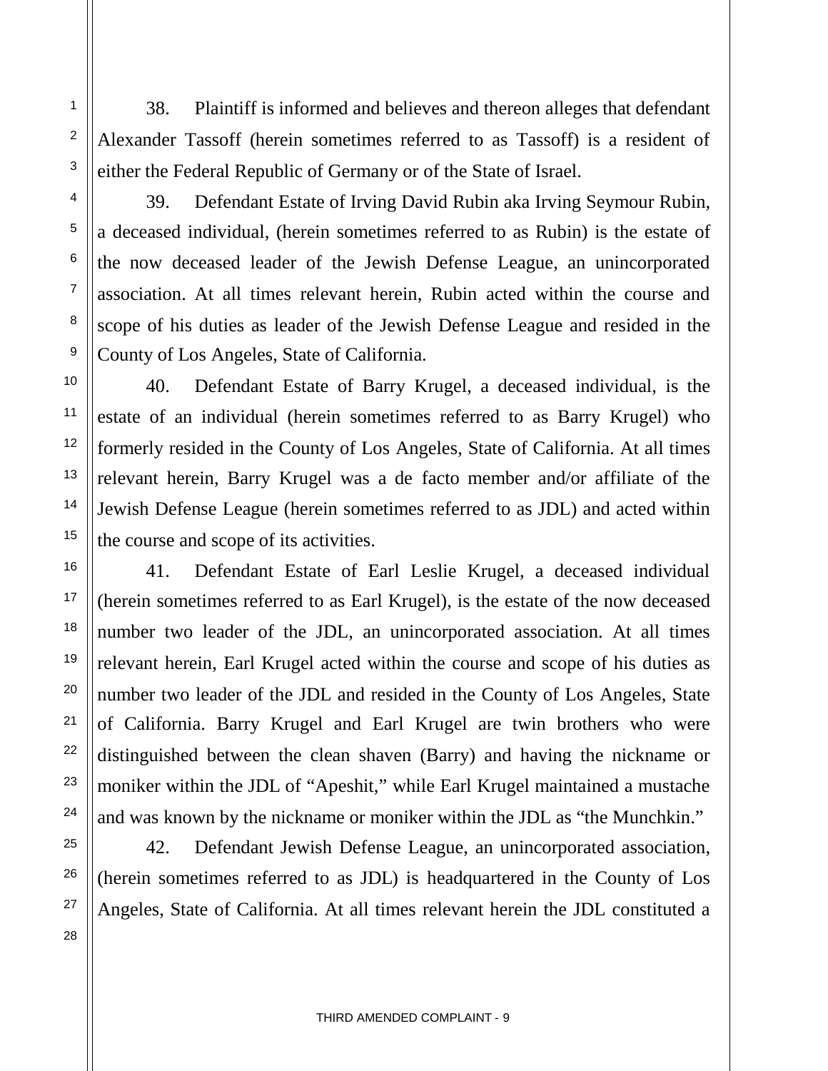38. Plaintiff is informed and believes and thereon alleges that defendant Alexander Tassoff (herein sometimes referred to as Tassoff) is a resident of either the Federal Republic of Germany or of the State of Israel.

39. Defendant Estate of Irving David Rubin aka Irving Seymour Rubin, a deceased individual, (herein sometimes referred to as Rubin) is the estate of the now deceased leader of the Jewish Defense League, an unincorporated association. At all times relevant herein, Rubin acted within the course and scope of his duties as leader of the Jewish Defense League and resided in the County of Los Angeles, State of California.

40. Defendant Estate of Barry Krugel, a deceased individual, is the estate of an individual (herein sometimes referred to as Barry Krugel) who formerly resided in the County of Los Angeles, State of California. At all times relevant herein, Barry Krugel was a de facto member and/or affiliate of the Jewish Defense League (herein sometimes referred to as JDL) and acted within the course and scope of its activities.

41. Defendant Estate of Earl Leslie Krugel, a deceased individual (herein sometimes referred to as Earl Krugel), is the estate of the now deceased number two leader of the JDL, an unincorporated association. At all times relevant herein, Earl Krugel acted within the course and scope of his duties as number two leader of the JDL and resided in the County of Los Angeles, State of California. Barry Krugel and Earl Krugel are twin brothers who were distinguished between the clean shaven (Barry) and having the nickname or moniker within the JDL of "Apeshit," while Earl Krugel maintained a mustache and was known by the nickname or moniker within the JDL as "the Munchkin."

42. Defendant Jewish Defense League, an unincorporated association, (herein sometimes referred to as JDL) is headquartered in the County of Los Angeles, State of California. At all times relevant herein the JDL constituted a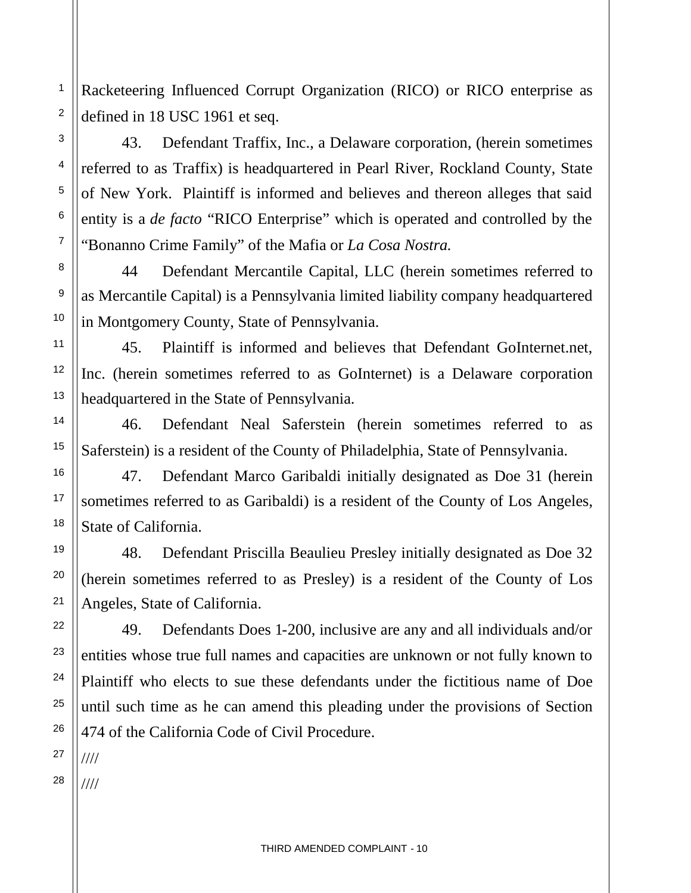Racketeering Influenced Corrupt Organization (RICO) or RICO enterprise as defined in 18 USC 1961 et seq.

43. Defendant Traffix, Inc., a Delaware corporation, (herein sometimes referred to as Traffix) is headquartered in Pearl River, Rockland County, State of New York. Plaintiff is informed and believes and thereon alleges that said entity is a *de facto* "RICO Enterprise" which is operated and controlled by the "Bonanno Crime Family" of the Mafia or *La Cosa Nostra.*

44 Defendant Mercantile Capital, LLC (herein sometimes referred to as Mercantile Capital) is a Pennsylvania limited liability company headquartered in Montgomery County, State of Pennsylvania.

45. Plaintiff is informed and believes that Defendant GoInternet.net, Inc. (herein sometimes referred to as GoInternet) is a Delaware corporation headquartered in the State of Pennsylvania.

46. Defendant Neal Saferstein (herein sometimes referred to as Saferstein) is a resident of the County of Philadelphia, State of Pennsylvania.

47. Defendant Marco Garibaldi initially designated as Doe 31 (herein sometimes referred to as Garibaldi) is a resident of the County of Los Angeles, State of California.

48. Defendant Priscilla Beaulieu Presley initially designated as Doe 32 (herein sometimes referred to as Presley) is a resident of the County of Los Angeles, State of California.

49. Defendants Does 1-200, inclusive are any and all individuals and/or entities whose true full names and capacities are unknown or not fully known to Plaintiff who elects to sue these defendants under the fictitious name of Doe until such time as he can amend this pleading under the provisions of Section 474 of the California Code of Civil Procedure.

////

////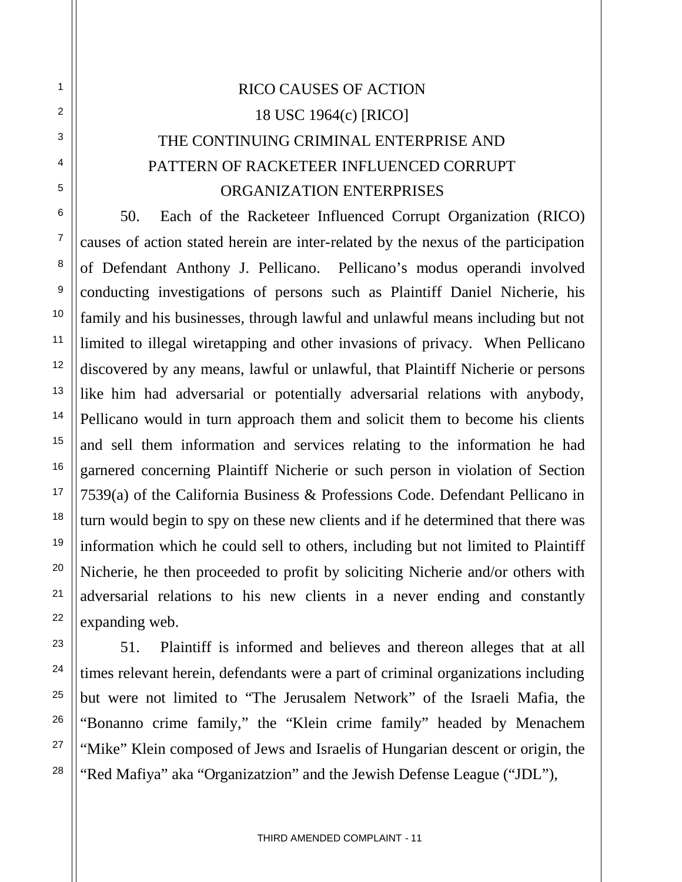RICO CAUSES OF ACTION

18 USC 1964(c) [RICO]

THE CONTINUING CRIMINAL ENTERPRISE AND PATTERN OF RACKETEER INFLUENCED CORRUPT ORGANIZATION ENTERPRISES

50. Each of the Racketeer Influenced Corrupt Organization (RICO) causes of action stated herein are inter-related by the nexus of the participation of Defendant Anthony J. Pellicano. Pellicano's modus operandi involved conducting investigations of persons such as Plaintiff Daniel Nicherie, his family and his businesses, through lawful and unlawful means including but not limited to illegal wiretapping and other invasions of privacy. When Pellicano discovered by any means, lawful or unlawful, that Plaintiff Nicherie or persons like him had adversarial or potentially adversarial relations with anybody, Pellicano would in turn approach them and solicit them to become his clients and sell them information and services relating to the information he had garnered concerning Plaintiff Nicherie or such person in violation of Section 7539(a) of the California Business & Professions Code. Defendant Pellicano in turn would begin to spy on these new clients and if he determined that there was information which he could sell to others, including but not limited to Plaintiff Nicherie, he then proceeded to profit by soliciting Nicherie and/or others with adversarial relations to his new clients in a never ending and constantly expanding web.

51. Plaintiff is informed and believes and thereon alleges that at all times relevant herein, defendants were a part of criminal organizations including but were not limited to "The Jerusalem Network" of the Israeli Mafia, the "Bonanno crime family," the "Klein crime family" headed by Menachem "Mike" Klein composed of Jews and Israelis of Hungarian descent or origin, the "Red Mafiya" aka "Organizatzion" and the Jewish Defense League ("JDL"),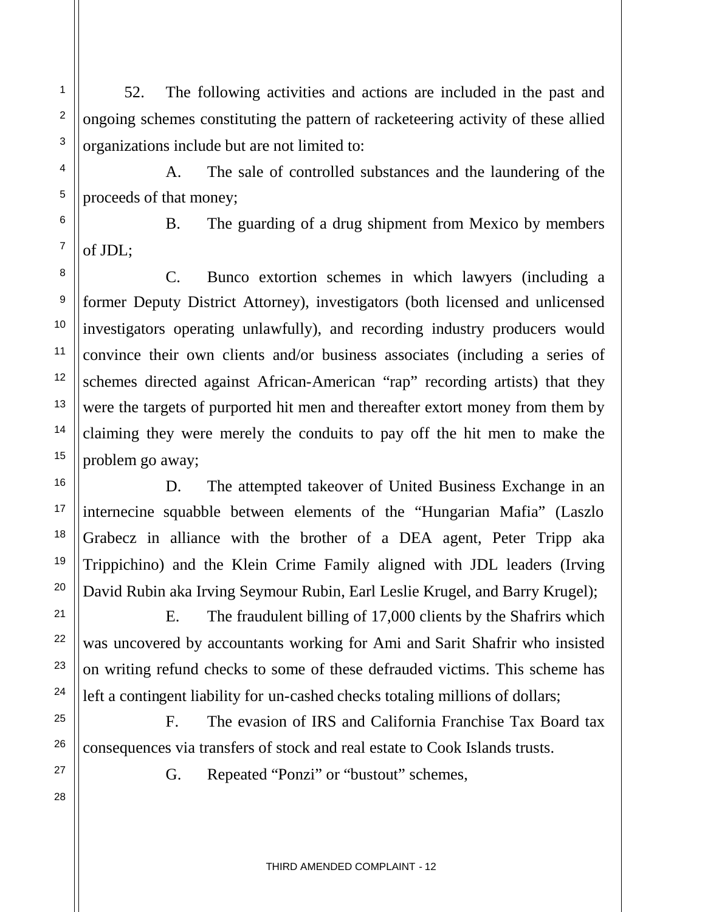52. The following activities and actions are included in the past and ongoing schemes constituting the pattern of racketeering activity of these allied organizations include but are not limited to:

A. The sale of controlled substances and the laundering of the proceeds of that money;

B. The guarding of a drug shipment from Mexico by members of JDL;

C. Bunco extortion schemes in which lawyers (including a former Deputy District Attorney), investigators (both licensed and unlicensed investigators operating unlawfully), and recording industry producers would convince their own clients and/or business associates (including a series of schemes directed against African-American "rap" recording artists) that they were the targets of purported hit men and thereafter extort money from them by claiming they were merely the conduits to pay off the hit men to make the problem go away;

D. The attempted takeover of United Business Exchange in an internecine squabble between elements of the "Hungarian Mafia" (Laszlo Grabecz in alliance with the brother of a DEA agent, Peter Tripp aka Trippichino) and the Klein Crime Family aligned with JDL leaders (Irving David Rubin aka Irving Seymour Rubin, Earl Leslie Krugel, and Barry Krugel);

E. The fraudulent billing of 17,000 clients by the Shafrirs which was uncovered by accountants working for Ami and Sarit Shafrir who insisted on writing refund checks to some of these defrauded victims. This scheme has left a contingent liability for un-cashed checks totaling millions of dollars;

F. The evasion of IRS and California Franchise Tax Board tax consequences via transfers of stock and real estate to Cook Islands trusts.

G. Repeated "Ponzi" or "bustout" schemes,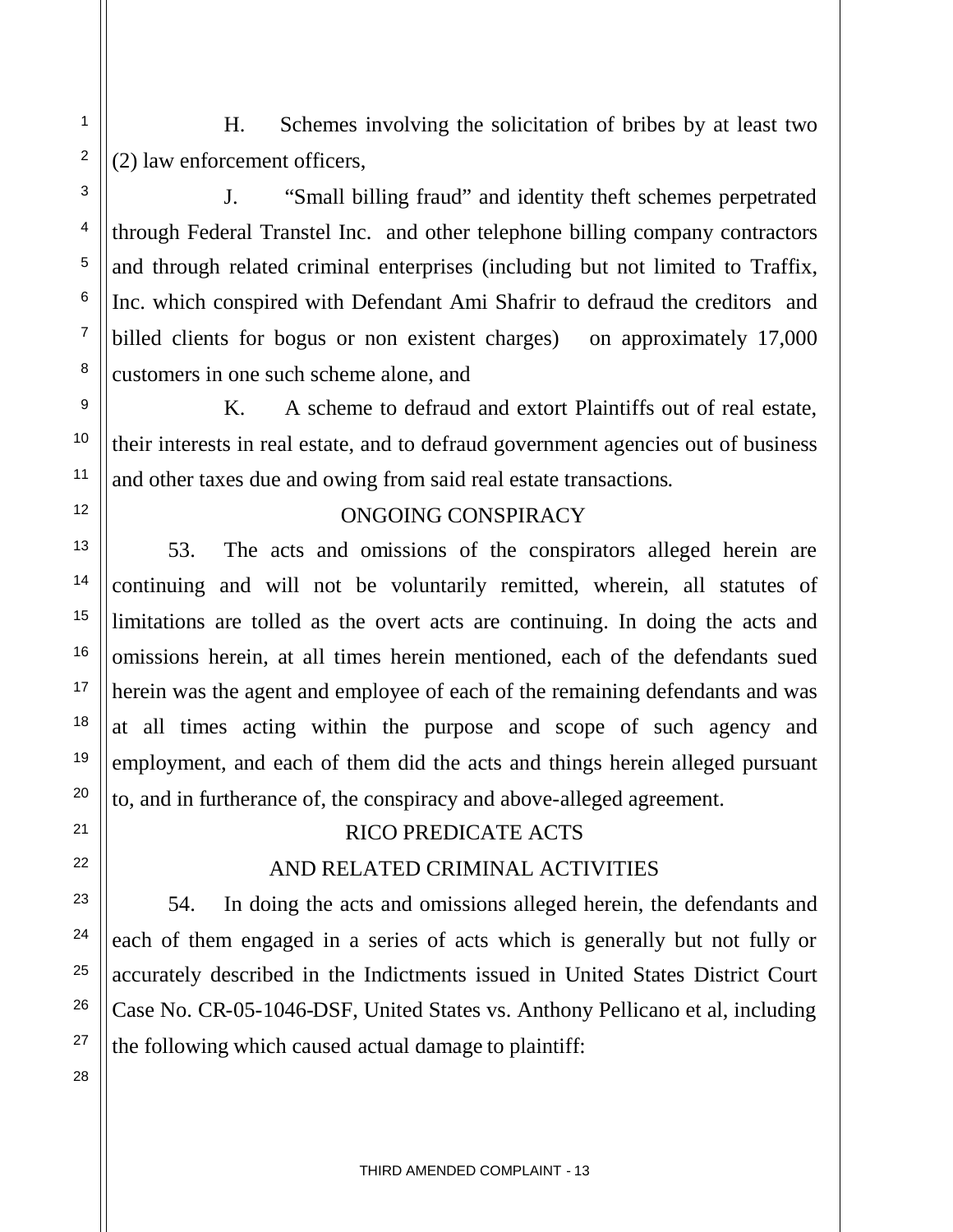H. Schemes involving the solicitation of bribes by at least two (2) law enforcement officers,

J. "Small billing fraud" and identity theft schemes perpetrated through Federal Transtel Inc. and other telephone billing company contractors and through related criminal enterprises (including but not limited to Traffix, Inc. which conspired with Defendant Ami Shafrir to defraud the creditors and billed clients for bogus or non existent charges) on approximately 17,000 customers in one such scheme alone, and

K. A scheme to defraud and extort Plaintiffs out of real estate, their interests in real estate, and to defraud government agencies out of business and other taxes due and owing from said real estate transactions.

## ONGOING CONSPIRACY

53. The acts and omissions of the conspirators alleged herein are continuing and will not be voluntarily remitted, wherein, all statutes of limitations are tolled as the overt acts are continuing. In doing the acts and omissions herein, at all times herein mentioned, each of the defendants sued herein was the agent and employee of each of the remaining defendants and was at all times acting within the purpose and scope of such agency and employment, and each of them did the acts and things herein alleged pursuant to, and in furtherance of, the conspiracy and above-alleged agreement.

## RICO PREDICATE ACTS AND RELATED CRIMINAL ACTIVITIES

54. In doing the acts and omissions alleged herein, the defendants and each of them engaged in a series of acts which is generally but not fully or accurately described in the Indictments issued in United States District Court Case No. CR-05-1046-DSF, United States vs. Anthony Pellicano et al, including the following which caused actual damage to plaintiff: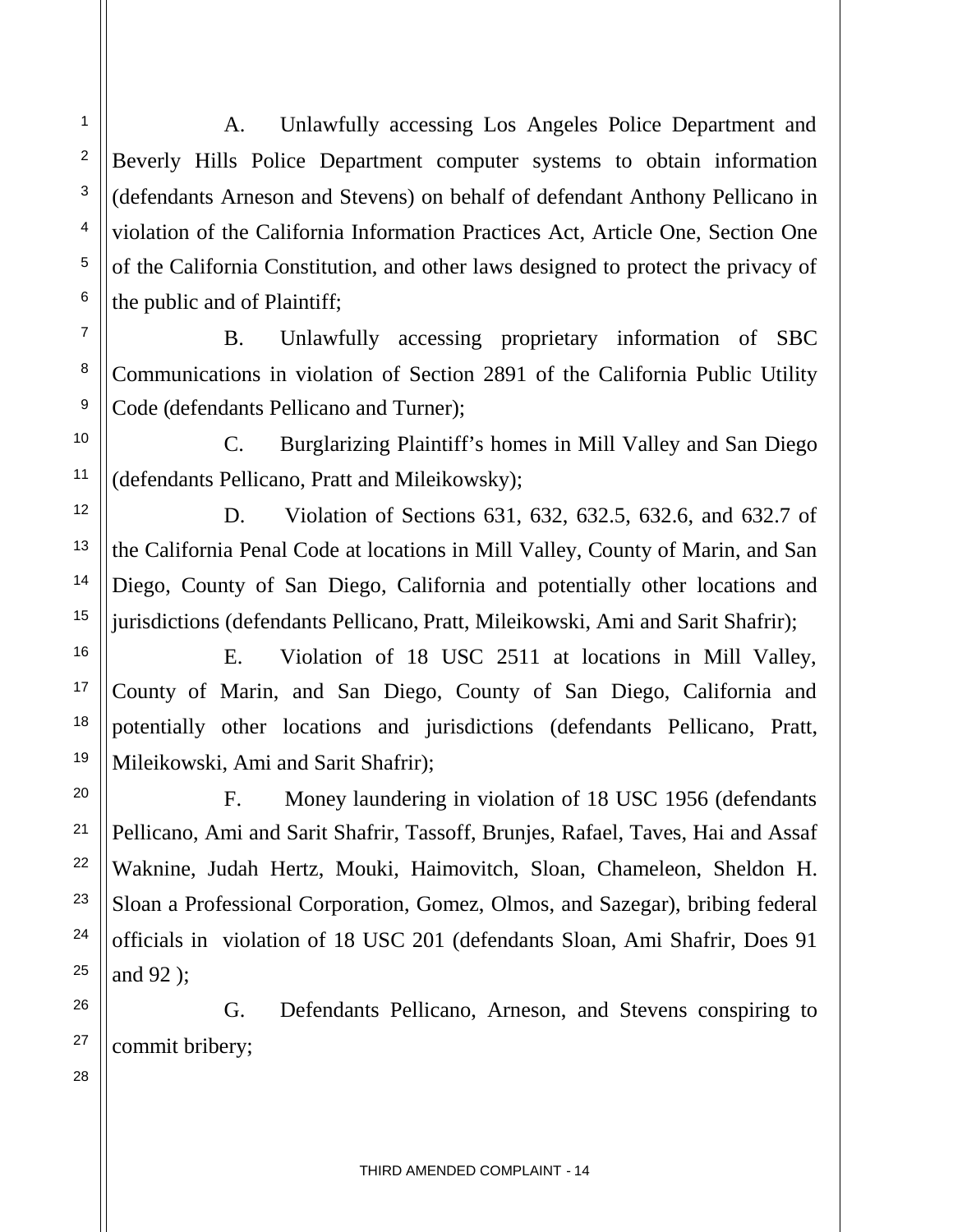A. Unlawfully accessing Los Angeles Police Department and Beverly Hills Police Department computer systems to obtain information (defendants Arneson and Stevens) on behalf of defendant Anthony Pellicano in violation of the California Information Practices Act, Article One, Section One of the California Constitution, and other laws designed to protect the privacy of the public and of Plaintiff;

B. Unlawfully accessing proprietary information of SBC Communications in violation of Section 2891 of the California Public Utility Code (defendants Pellicano and Turner);

C. Burglarizing Plaintiff's homes in Mill Valley and San Diego (defendants Pellicano, Pratt and Mileikowsky);

D. Violation of Sections 631, 632, 632.5, 632.6, and 632.7 of the California Penal Code at locations in Mill Valley, County of Marin, and San Diego, County of San Diego, California and potentially other locations and jurisdictions (defendants Pellicano, Pratt, Mileikowski, Ami and Sarit Shafrir);

E. Violation of 18 USC 2511 at locations in Mill Valley, County of Marin, and San Diego, County of San Diego, California and potentially other locations and jurisdictions (defendants Pellicano, Pratt, Mileikowski, Ami and Sarit Shafrir);

F. Money laundering in violation of 18 USC 1956 (defendants Pellicano, Ami and Sarit Shafrir, Tassoff, Brunjes, Rafael, Taves, Hai and Assaf Waknine, Judah Hertz, Mouki, Haimovitch, Sloan, Chameleon, Sheldon H. Sloan a Professional Corporation, Gomez, Olmos, and Sazegar), bribing federal officials in violation of 18 USC 201 (defendants Sloan, Ami Shafrir, Does 91 and 92 );

G. Defendants Pellicano, Arneson, and Stevens conspiring to commit bribery;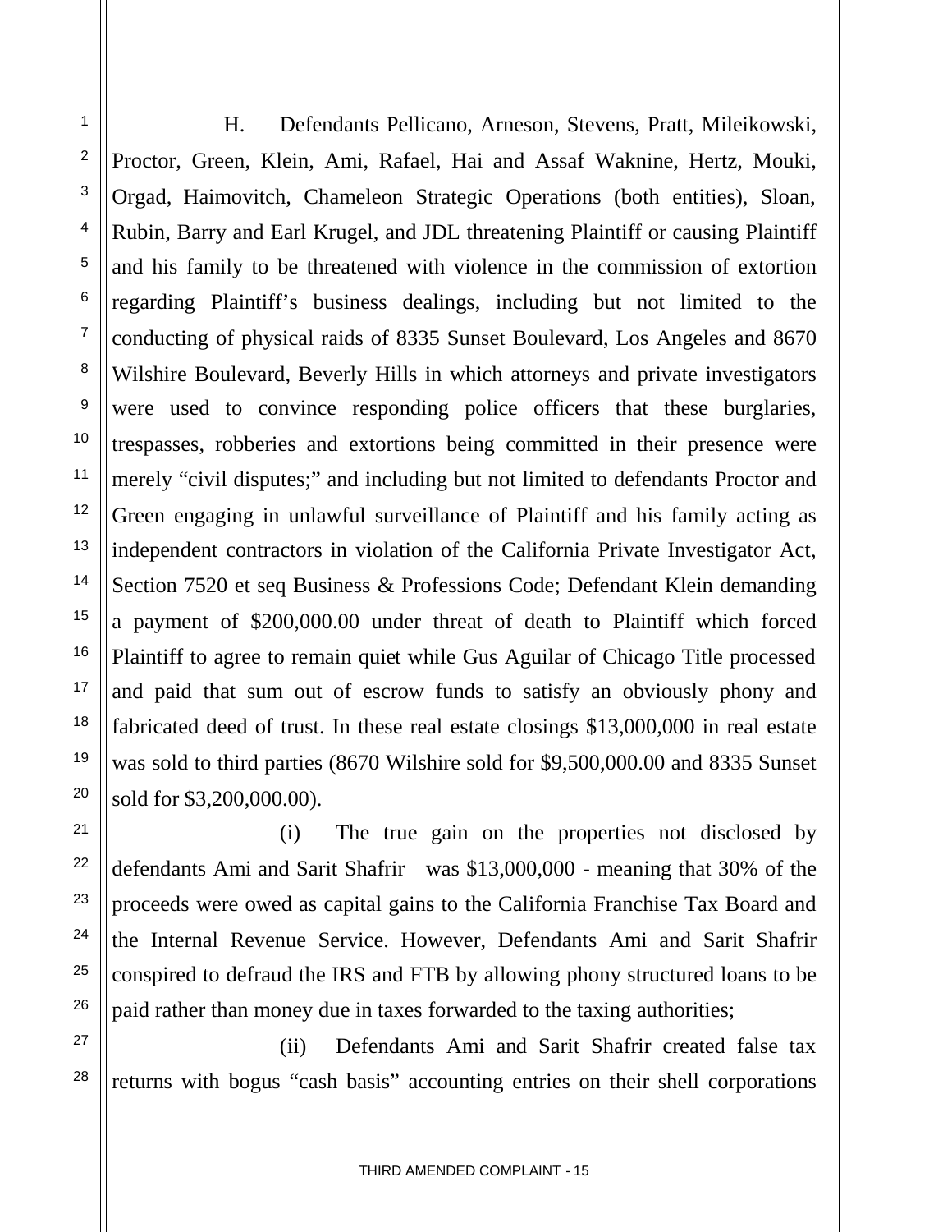H. Defendants Pellicano, Arneson, Stevens, Pratt, Mileikowski, Proctor, Green, Klein, Ami, Rafael, Hai and Assaf Waknine, Hertz, Mouki, Orgad, Haimovitch, Chameleon Strategic Operations (both entities), Sloan, Rubin, Barry and Earl Krugel, and JDL threatening Plaintiff or causing Plaintiff and his family to be threatened with violence in the commission of extortion regarding Plaintiff's business dealings, including but not limited to the conducting of physical raids of 8335 Sunset Boulevard, Los Angeles and 8670 Wilshire Boulevard, Beverly Hills in which attorneys and private investigators were used to convince responding police officers that these burglaries, trespasses, robberies and extortions being committed in their presence were merely "civil disputes;" and including but not limited to defendants Proctor and Green engaging in unlawful surveillance of Plaintiff and his family acting as independent contractors in violation of the California Private Investigator Act, Section 7520 et seq Business & Professions Code; Defendant Klein demanding a payment of $200,000.00 under threat of death to Plaintiff which forced Plaintiff to agree to remain quiet while Gus Aguilar of Chicago Title processed and paid that sum out of escrow funds to satisfy an obviously phony and fabricated deed of trust. In these real estate closings $13,000,000 in real estate was sold to third parties (8670 Wilshire sold for $9,500,000.00 and 8335 Sunset sold for $3,200,000.00).

(i) The true gain on the properties not disclosed by defendants Ami and Sarit Shafrir was $13,000,000 - meaning that 30% of the proceeds were owed as capital gains to the California Franchise Tax Board and the Internal Revenue Service. However, Defendants Ami and Sarit Shafrir conspired to defraud the IRS and FTB by allowing phony structured loans to be paid rather than money due in taxes forwarded to the taxing authorities;

(ii) Defendants Ami and Sarit Shafrir created false tax returns with bogus "cash basis" accounting entries on their shell corporations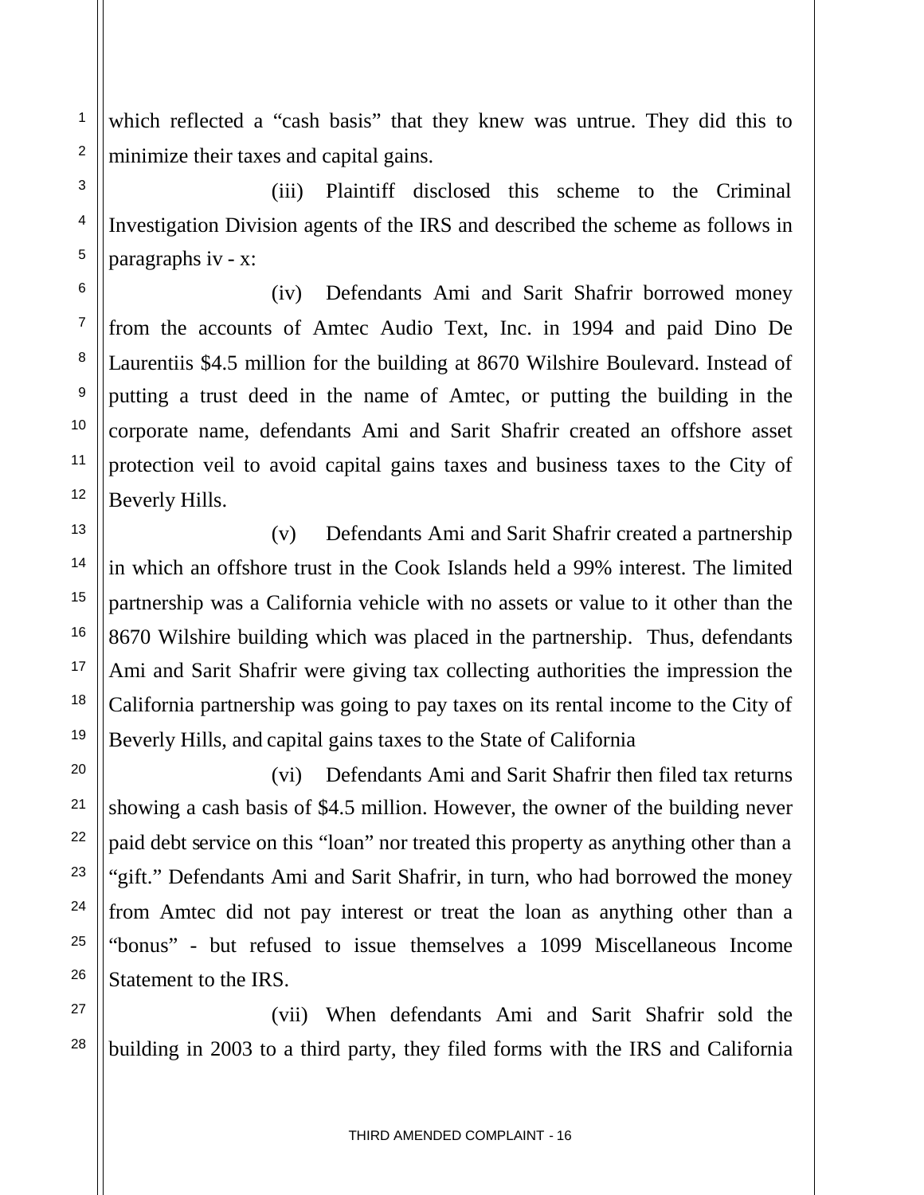which reflected a "cash basis" that they knew was untrue. They did this to minimize their taxes and capital gains.

(iii) Plaintiff disclosed this scheme to the Criminal Investigation Division agents of the IRS and described the scheme as follows in paragraphs iv - x:

(iv) Defendants Ami and Sarit Shafrir borrowed money from the accounts of Amtec Audio Text, Inc. in 1994 and paid Dino De Laurentiis $4.5 million for the building at 8670 Wilshire Boulevard. Instead of putting a trust deed in the name of Amtec, or putting the building in the corporate name, defendants Ami and Sarit Shafrir created an offshore asset protection veil to avoid capital gains taxes and business taxes to the City of Beverly Hills.

(v) Defendants Ami and Sarit Shafrir created a partnership in which an offshore trust in the Cook Islands held a 99% interest. The limited partnership was a California vehicle with no assets or value to it other than the 8670 Wilshire building which was placed in the partnership. Thus, defendants Ami and Sarit Shafrir were giving tax collecting authorities the impression the California partnership was going to pay taxes on its rental income to the City of Beverly Hills, and capital gains taxes to the State of California

(vi) Defendants Ami and Sarit Shafrir then filed tax returns showing a cash basis of $4.5 million. However, the owner of the building never paid debt service on this "loan" nor treated this property as anything other than a "gift." Defendants Ami and Sarit Shafrir, in turn, who had borrowed the money from Amtec did not pay interest or treat the loan as anything other than a "bonus" - but refused to issue themselves a 1099 Miscellaneous Income Statement to the IRS.

(vii) When defendants Ami and Sarit Shafrir sold the building in 2003 to a third party, they filed forms with the IRS and California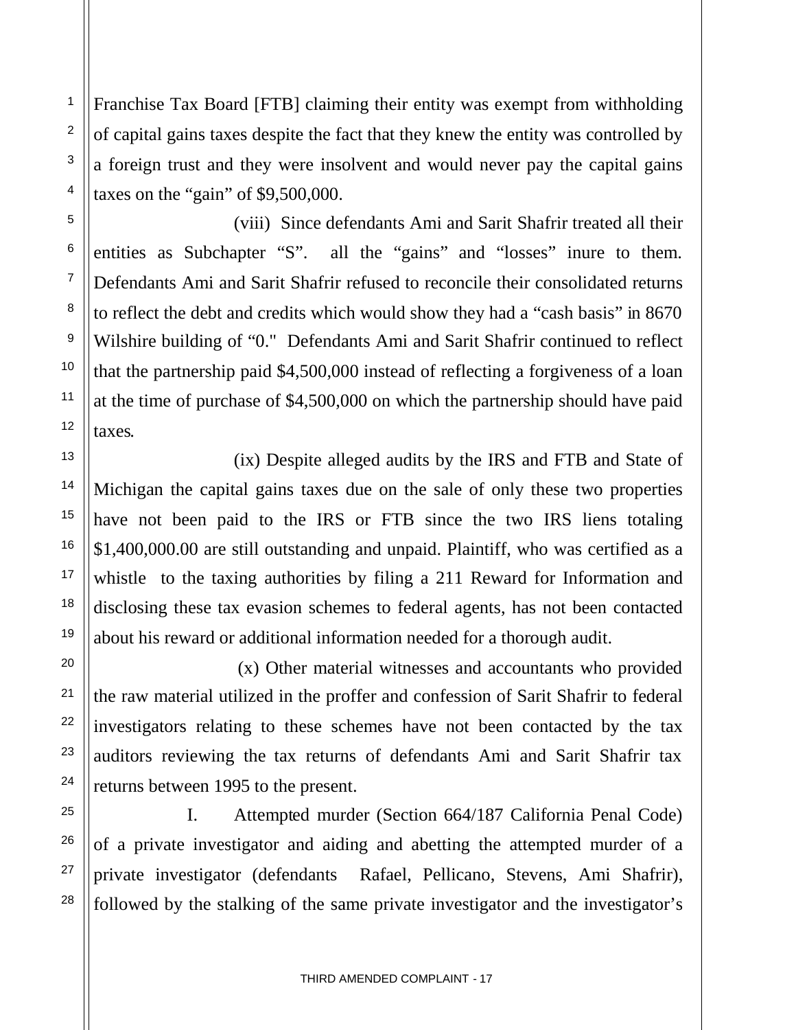Franchise Tax Board [FTB] claiming their entity was exempt from withholding of capital gains taxes despite the fact that they knew the entity was controlled by a foreign trust and they were insolvent and would never pay the capital gains taxes on the "gain" of $9,500,000.

(viii) Since defendants Ami and Sarit Shafrir treated all their entities as Subchapter "S". all the "gains" and "losses" inure to them. Defendants Ami and Sarit Shafrir refused to reconcile their consolidated returns to reflect the debt and credits which would show they had a "cash basis" in 8670 Wilshire building of "0." Defendants Ami and Sarit Shafrir continued to reflect that the partnership paid $4,500,000 instead of reflecting a forgiveness of a loan at the time of purchase of $4,500,000 on which the partnership should have paid taxes.

(ix) Despite alleged audits by the IRS and FTB and State of Michigan the capital gains taxes due on the sale of only these two properties have not been paid to the IRS or FTB since the two IRS liens totaling $1,400,000.00 are still outstanding and unpaid. Plaintiff, who was certified as a whistle to the taxing authorities by filing a 211 Reward for Information and disclosing these tax evasion schemes to federal agents, has not been contacted about his reward or additional information needed for a thorough audit.

(x) Other material witnesses and accountants who provided the raw material utilized in the proffer and confession of Sarit Shafrir to federal investigators relating to these schemes have not been contacted by the tax auditors reviewing the tax returns of defendants Ami and Sarit Shafrir tax returns between 1995 to the present.

I. Attempted murder (Section 664/187 California Penal Code) of a private investigator and aiding and abetting the attempted murder of a private investigator (defendants Rafael, Pellicano, Stevens, Ami Shafrir), followed by the stalking of the same private investigator and the investigator's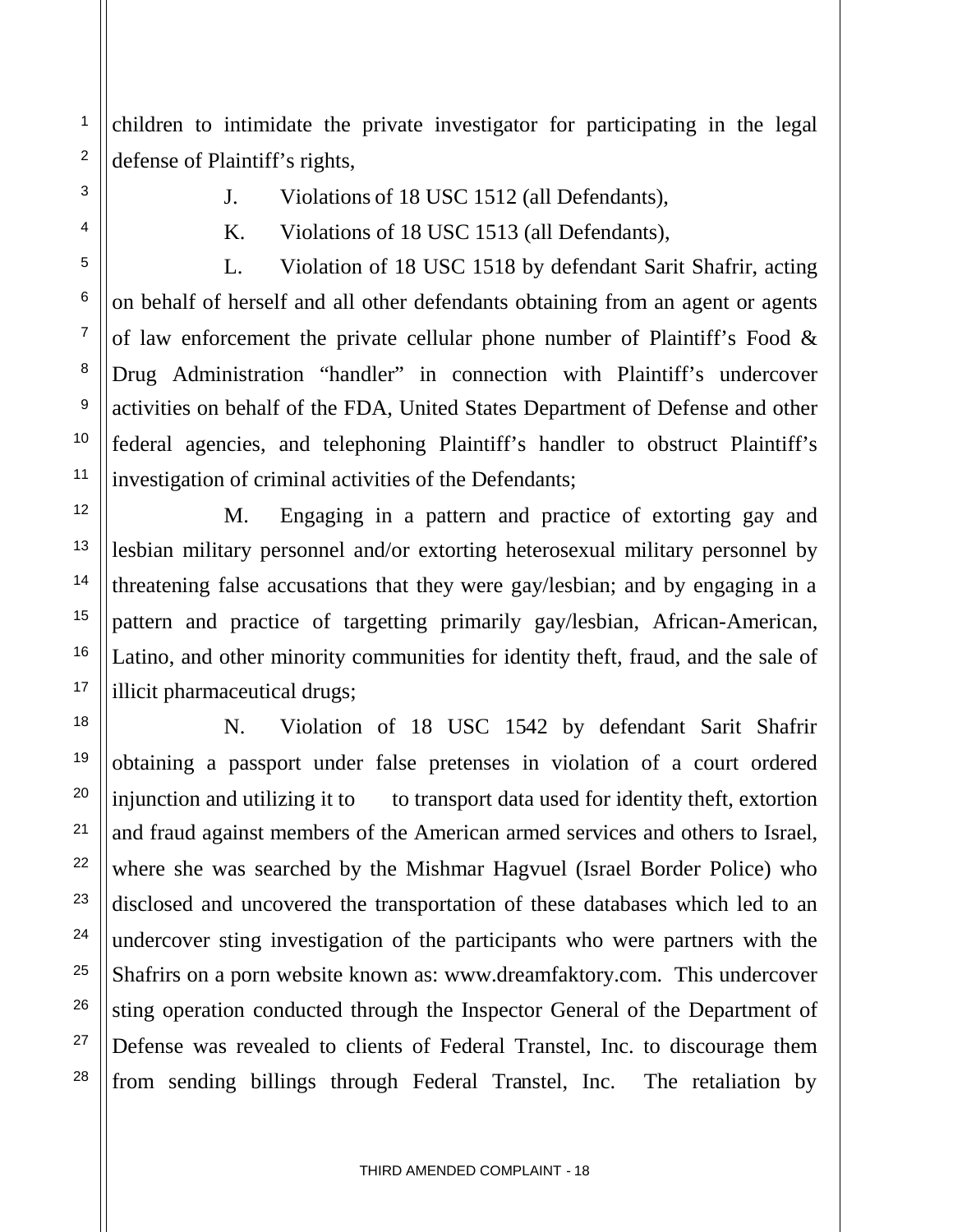children to intimidate the private investigator for participating in the legal defense of Plaintiff's rights,

J. Violations of 18 USC 1512 (all Defendants),

K. Violations of 18 USC 1513 (all Defendants),

L. Violation of 18 USC 1518 by defendant Sarit Shafrir, acting on behalf of herself and all other defendants obtaining from an agent or agents of law enforcement the private cellular phone number of Plaintiff's Food & Drug Administration "handler" in connection with Plaintiff's undercover activities on behalf of the FDA, United States Department of Defense and other federal agencies, and telephoning Plaintiff's handler to obstruct Plaintiff's investigation of criminal activities of the Defendants;

M. Engaging in a pattern and practice of extorting gay and lesbian military personnel and/or extorting heterosexual military personnel by threatening false accusations that they were gay/lesbian; and by engaging in a pattern and practice of targetting primarily gay/lesbian, African-American, Latino, and other minority communities for identity theft, fraud, and the sale of illicit pharmaceutical drugs;

N. Violation of 18 USC 1542 by defendant Sarit Shafrir obtaining a passport under false pretenses in violation of a court ordered injunction and utilizing it to to transport data used for identity theft, extortion and fraud against members of the American armed services and others to Israel, where she was searched by the Mishmar Hagvuel (Israel Border Police) who disclosed and uncovered the transportation of these databases which led to an undercover sting investigation of the participants who were partners with the Shafrirs on a porn website known as: www.dreamfaktory.com. This undercover sting operation conducted through the Inspector General of the Department of Defense was revealed to clients of Federal Transtel, Inc. to discourage them from sending billings through Federal Transtel, Inc. The retaliation by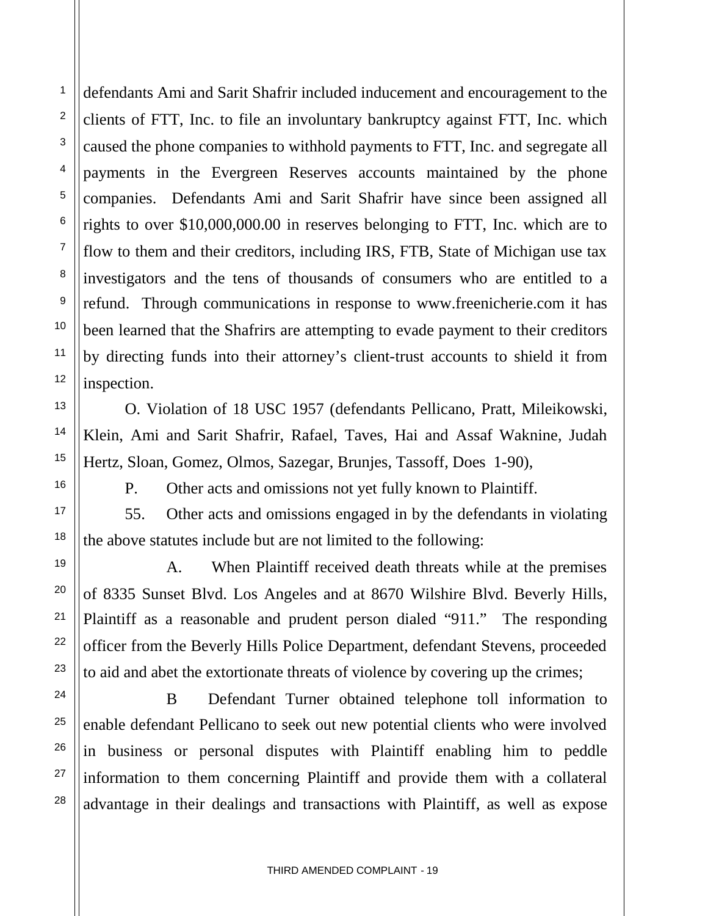defendants Ami and Sarit Shafrir included inducement and encouragement to the clients of FTT, Inc. to file an involuntary bankruptcy against FTT, Inc. which caused the phone companies to withhold payments to FTT, Inc. and segregate all payments in the Evergreen Reserves accounts maintained by the phone companies. Defendants Ami and Sarit Shafrir have since been assigned all rights to over $10,000,000.00 in reserves belonging to FTT, Inc. which are to flow to them and their creditors, including IRS, FTB, State of Michigan use tax investigators and the tens of thousands of consumers who are entitled to a refund. Through communications in response to www.freenicherie.com it has been learned that the Shafrirs are attempting to evade payment to their creditors by directing funds into their attorney's client-trust accounts to shield it from inspection.

O. Violation of 18 USC 1957 (defendants Pellicano, Pratt, Mileikowski, Klein, Ami and Sarit Shafrir, Rafael, Taves, Hai and Assaf Waknine, Judah Hertz, Sloan, Gomez, Olmos, Sazegar, Brunjes, Tassoff, Does 1-90),

P. Other acts and omissions not yet fully known to Plaintiff.

55. Other acts and omissions engaged in by the defendants in violating the above statutes include but are not limited to the following:

A. When Plaintiff received death threats while at the premises of 8335 Sunset Blvd. Los Angeles and at 8670 Wilshire Blvd. Beverly Hills, Plaintiff as a reasonable and prudent person dialed "911." The responding officer from the Beverly Hills Police Department, defendant Stevens, proceeded to aid and abet the extortionate threats of violence by covering up the crimes;

B Defendant Turner obtained telephone toll information to enable defendant Pellicano to seek out new potential clients who were involved in business or personal disputes with Plaintiff enabling him to peddle information to them concerning Plaintiff and provide them with a collateral advantage in their dealings and transactions with Plaintiff, as well as expose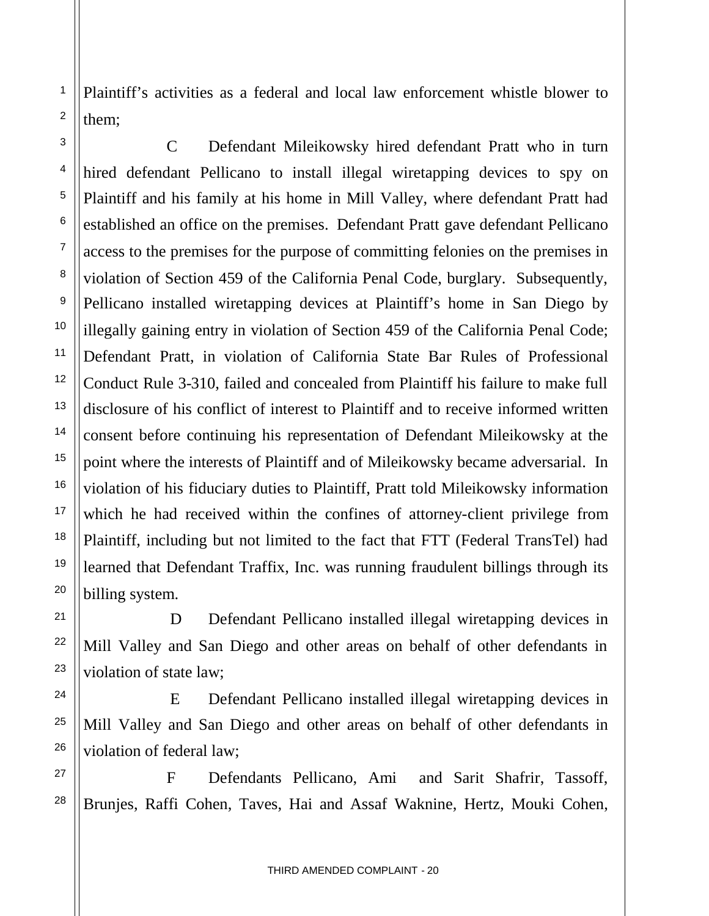Plaintiff's activities as a federal and local law enforcement whistle blower to them;

C Defendant Mileikowsky hired defendant Pratt who in turn hired defendant Pellicano to install illegal wiretapping devices to spy on Plaintiff and his family at his home in Mill Valley, where defendant Pratt had established an office on the premises. Defendant Pratt gave defendant Pellicano access to the premises for the purpose of committing felonies on the premises in violation of Section 459 of the California Penal Code, burglary. Subsequently, Pellicano installed wiretapping devices at Plaintiff's home in San Diego by illegally gaining entry in violation of Section 459 of the California Penal Code; Defendant Pratt, in violation of California State Bar Rules of Professional Conduct Rule 3-310, failed and concealed from Plaintiff his failure to make full disclosure of his conflict of interest to Plaintiff and to receive informed written consent before continuing his representation of Defendant Mileikowsky at the point where the interests of Plaintiff and of Mileikowsky became adversarial. In violation of his fiduciary duties to Plaintiff, Pratt told Mileikowsky information which he had received within the confines of attorney-client privilege from Plaintiff, including but not limited to the fact that FTT (Federal TransTel) had learned that Defendant Traffix, Inc. was running fraudulent billings through its billing system.

D Defendant Pellicano installed illegal wiretapping devices in Mill Valley and San Diego and other areas on behalf of other defendants in violation of state law;

E Defendant Pellicano installed illegal wiretapping devices in Mill Valley and San Diego and other areas on behalf of other defendants in violation of federal law;

F Defendants Pellicano, Ami and Sarit Shafrir, Tassoff, Brunjes, Raffi Cohen, Taves, Hai and Assaf Waknine, Hertz, Mouki Cohen,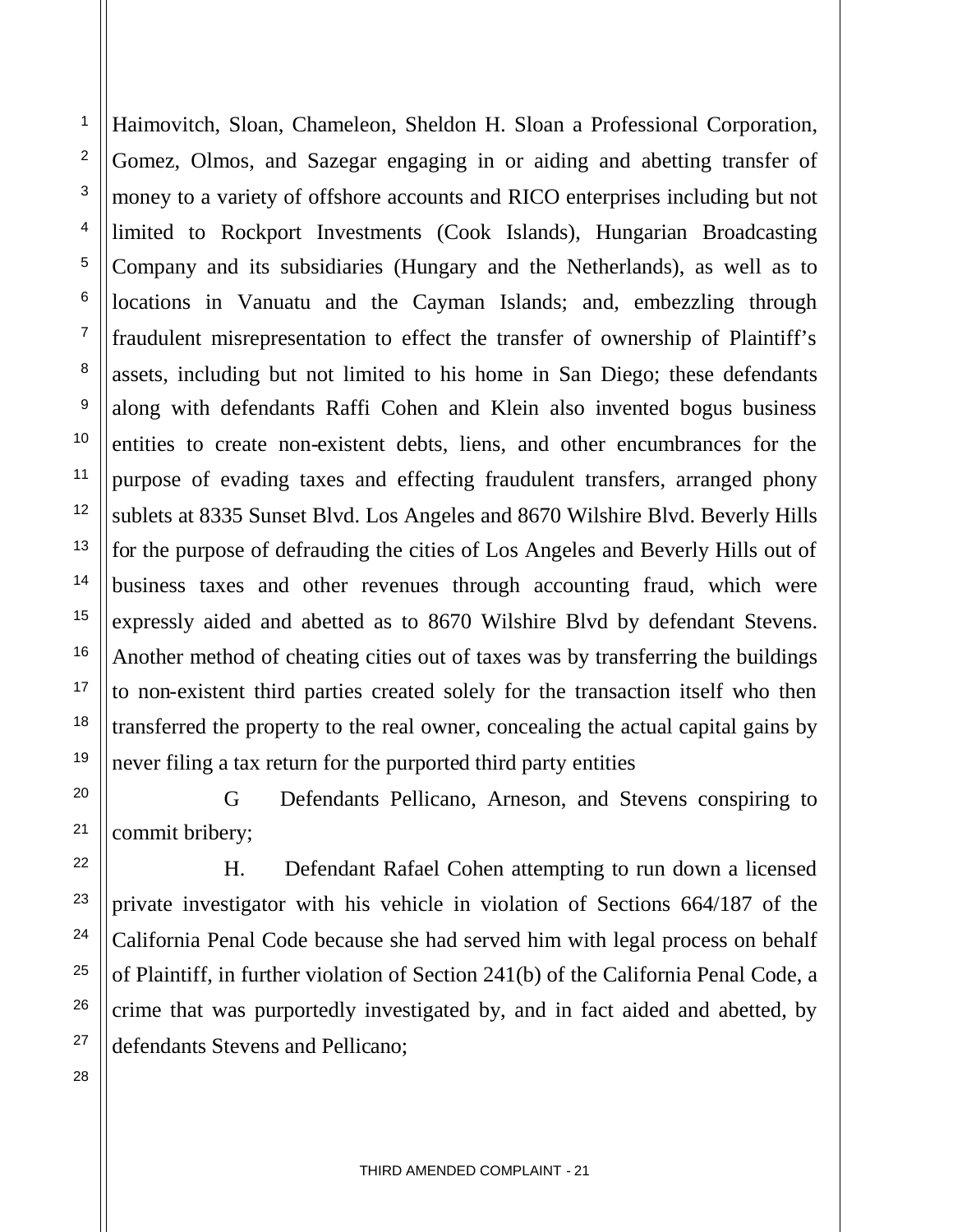Haimovitch, Sloan, Chameleon, Sheldon H. Sloan a Professional Corporation, Gomez, Olmos, and Sazegar engaging in or aiding and abetting transfer of money to a variety of offshore accounts and RICO enterprises including but not limited to Rockport Investments (Cook Islands), Hungarian Broadcasting Company and its subsidiaries (Hungary and the Netherlands), as well as to locations in Vanuatu and the Cayman Islands; and, embezzling through fraudulent misrepresentation to effect the transfer of ownership of Plaintiff's assets, including but not limited to his home in San Diego; these defendants along with defendants Raffi Cohen and Klein also invented bogus business entities to create non-existent debts, liens, and other encumbrances for the purpose of evading taxes and effecting fraudulent transfers, arranged phony sublets at 8335 Sunset Blvd. Los Angeles and 8670 Wilshire Blvd. Beverly Hills for the purpose of defrauding the cities of Los Angeles and Beverly Hills out of business taxes and other revenues through accounting fraud, which were expressly aided and abetted as to 8670 Wilshire Blvd by defendant Stevens. Another method of cheating cities out of taxes was by transferring the buildings to non-existent third parties created solely for the transaction itself who then transferred the property to the real owner, concealing the actual capital gains by never filing a tax return for the purported third party entities

G Defendants Pellicano, Arneson, and Stevens conspiring to commit bribery;

H. Defendant Rafael Cohen attempting to run down a licensed private investigator with his vehicle in violation of Sections 664/187 of the California Penal Code because she had served him with legal process on behalf of Plaintiff, in further violation of Section 241(b) of the California Penal Code, a crime that was purportedly investigated by, and in fact aided and abetted, by defendants Stevens and Pellicano;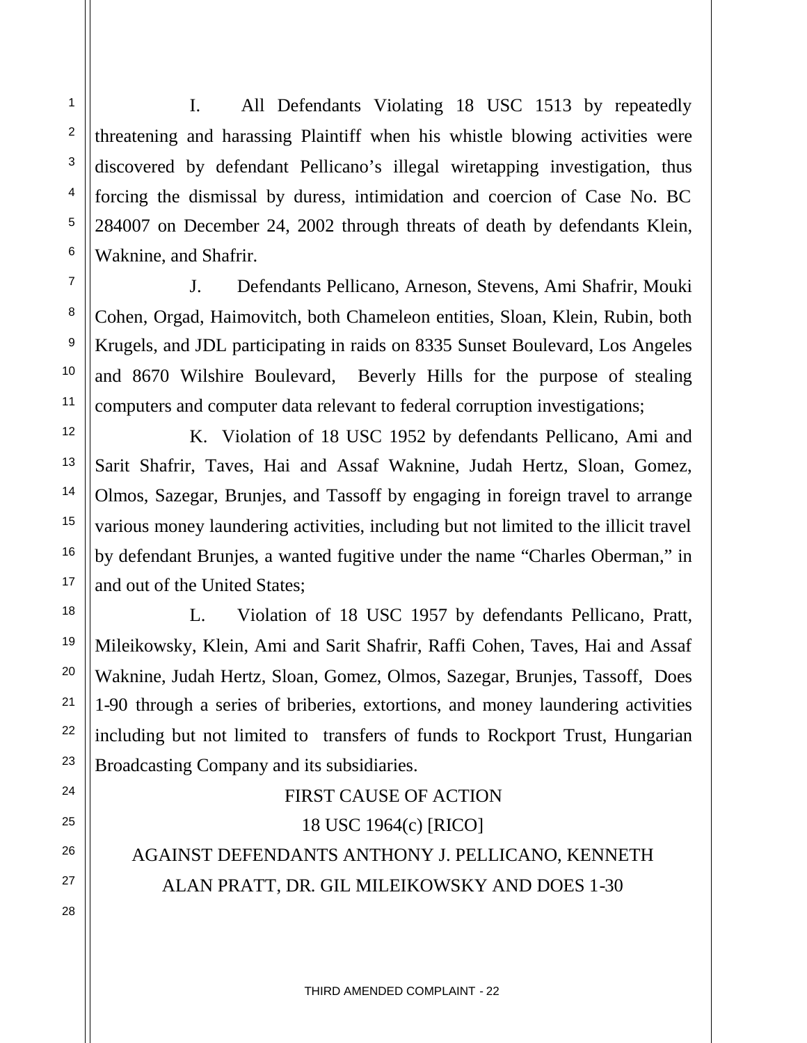I. All Defendants Violating 18 USC 1513 by repeatedly threatening and harassing Plaintiff when his whistle blowing activities were discovered by defendant Pellicano's illegal wiretapping investigation, thus forcing the dismissal by duress, intimidation and coercion of Case No. BC 284007 on December 24, 2002 through threats of death by defendants Klein, Waknine, and Shafrir.

J. Defendants Pellicano, Arneson, Stevens, Ami Shafrir, Mouki Cohen, Orgad, Haimovitch, both Chameleon entities, Sloan, Klein, Rubin, both Krugels, and JDL participating in raids on 8335 Sunset Boulevard, Los Angeles and 8670 Wilshire Boulevard, Beverly Hills for the purpose of stealing computers and computer data relevant to federal corruption investigations;

K. Violation of 18 USC 1952 by defendants Pellicano, Ami and Sarit Shafrir, Taves, Hai and Assaf Waknine, Judah Hertz, Sloan, Gomez, Olmos, Sazegar, Brunjes, and Tassoff by engaging in foreign travel to arrange various money laundering activities, including but not limited to the illicit travel by defendant Brunjes, a wanted fugitive under the name "Charles Oberman," in and out of the United States;

L. Violation of 18 USC 1957 by defendants Pellicano, Pratt, Mileikowsky, Klein, Ami and Sarit Shafrir, Raffi Cohen, Taves, Hai and Assaf Waknine, Judah Hertz, Sloan, Gomez, Olmos, Sazegar, Brunjes, Tassoff, Does 1-90 through a series of briberies, extortions, and money laundering activities including but not limited to transfers of funds to Rockport Trust, Hungarian Broadcasting Company and its subsidiaries.

## FIRST CAUSE OF ACTION
## 18 USC 1964(c) [RICO]
## AGAINST DEFENDANTS ANTHONY J. PELLICANO, KENNETH ALAN PRATT, DR. GIL MILEIKOWSKY AND DOES 1-30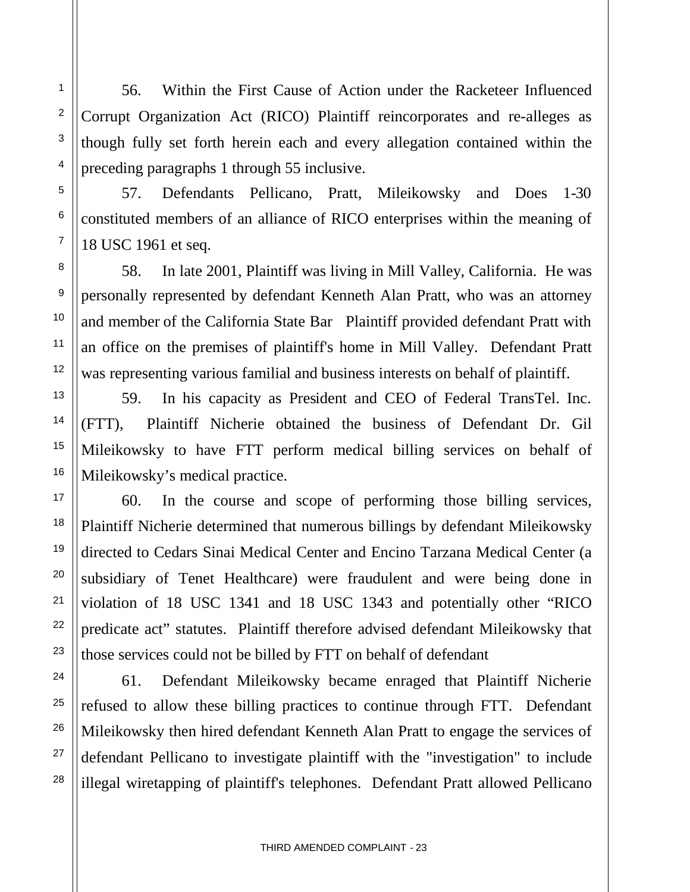56. Within the First Cause of Action under the Racketeer Influenced Corrupt Organization Act (RICO) Plaintiff reincorporates and re-alleges as though fully set forth herein each and every allegation contained within the preceding paragraphs 1 through 55 inclusive.

57. Defendants Pellicano, Pratt, Mileikowsky and Does 1-30 constituted members of an alliance of RICO enterprises within the meaning of 18 USC 1961 et seq.

58. In late 2001, Plaintiff was living in Mill Valley, California. He was personally represented by defendant Kenneth Alan Pratt, who was an attorney and member of the California State Bar Plaintiff provided defendant Pratt with an office on the premises of plaintiff's home in Mill Valley. Defendant Pratt was representing various familial and business interests on behalf of plaintiff.

59. In his capacity as President and CEO of Federal TransTel. Inc. (FTT), Plaintiff Nicherie obtained the business of Defendant Dr. Gil Mileikowsky to have FTT perform medical billing services on behalf of Mileikowsky's medical practice.

60. In the course and scope of performing those billing services, Plaintiff Nicherie determined that numerous billings by defendant Mileikowsky directed to Cedars Sinai Medical Center and Encino Tarzana Medical Center (a subsidiary of Tenet Healthcare) were fraudulent and were being done in violation of 18 USC 1341 and 18 USC 1343 and potentially other "RICO predicate act" statutes. Plaintiff therefore advised defendant Mileikowsky that those services could not be billed by FTT on behalf of defendant

61. Defendant Mileikowsky became enraged that Plaintiff Nicherie refused to allow these billing practices to continue through FTT. Defendant Mileikowsky then hired defendant Kenneth Alan Pratt to engage the services of defendant Pellicano to investigate plaintiff with the "investigation" to include illegal wiretapping of plaintiff's telephones. Defendant Pratt allowed Pellicano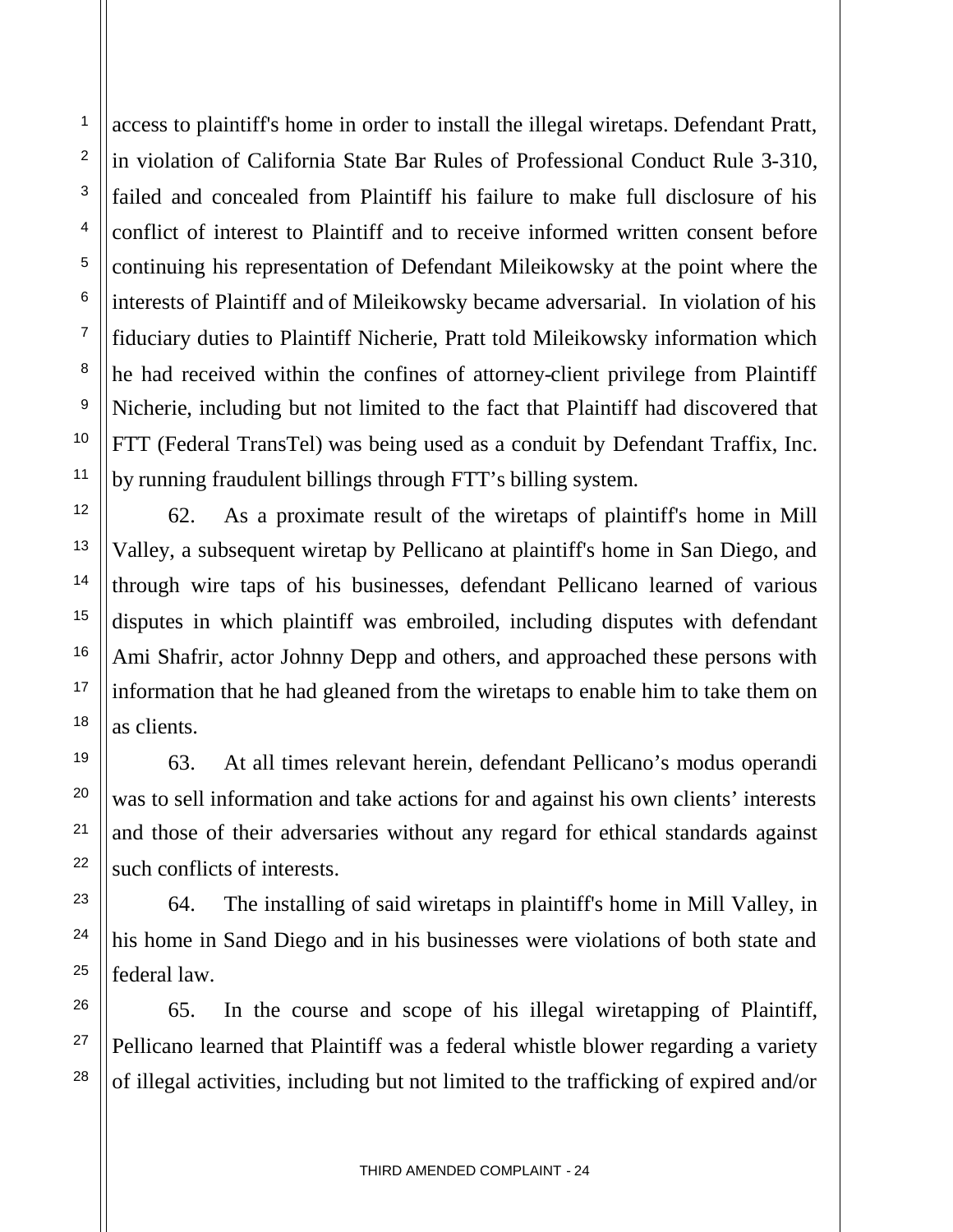access to plaintiff's home in order to install the illegal wiretaps. Defendant Pratt, in violation of California State Bar Rules of Professional Conduct Rule 3-310, failed and concealed from Plaintiff his failure to make full disclosure of his conflict of interest to Plaintiff and to receive informed written consent before continuing his representation of Defendant Mileikowsky at the point where the interests of Plaintiff and of Mileikowsky became adversarial. In violation of his fiduciary duties to Plaintiff Nicherie, Pratt told Mileikowsky information which he had received within the confines of attorney-client privilege from Plaintiff Nicherie, including but not limited to the fact that Plaintiff had discovered that FTT (Federal TransTel) was being used as a conduit by Defendant Traffix, Inc. by running fraudulent billings through FTT's billing system.

62. As a proximate result of the wiretaps of plaintiff's home in Mill Valley, a subsequent wiretap by Pellicano at plaintiff's home in San Diego, and through wire taps of his businesses, defendant Pellicano learned of various disputes in which plaintiff was embroiled, including disputes with defendant Ami Shafrir, actor Johnny Depp and others, and approached these persons with information that he had gleaned from the wiretaps to enable him to take them on as clients.

63. At all times relevant herein, defendant Pellicano's modus operandi was to sell information and take actions for and against his own clients' interests and those of their adversaries without any regard for ethical standards against such conflicts of interests.

64. The installing of said wiretaps in plaintiff's home in Mill Valley, in his home in Sand Diego and in his businesses were violations of both state and federal law.

65. In the course and scope of his illegal wiretapping of Plaintiff, Pellicano learned that Plaintiff was a federal whistle blower regarding a variety of illegal activities, including but not limited to the trafficking of expired and/or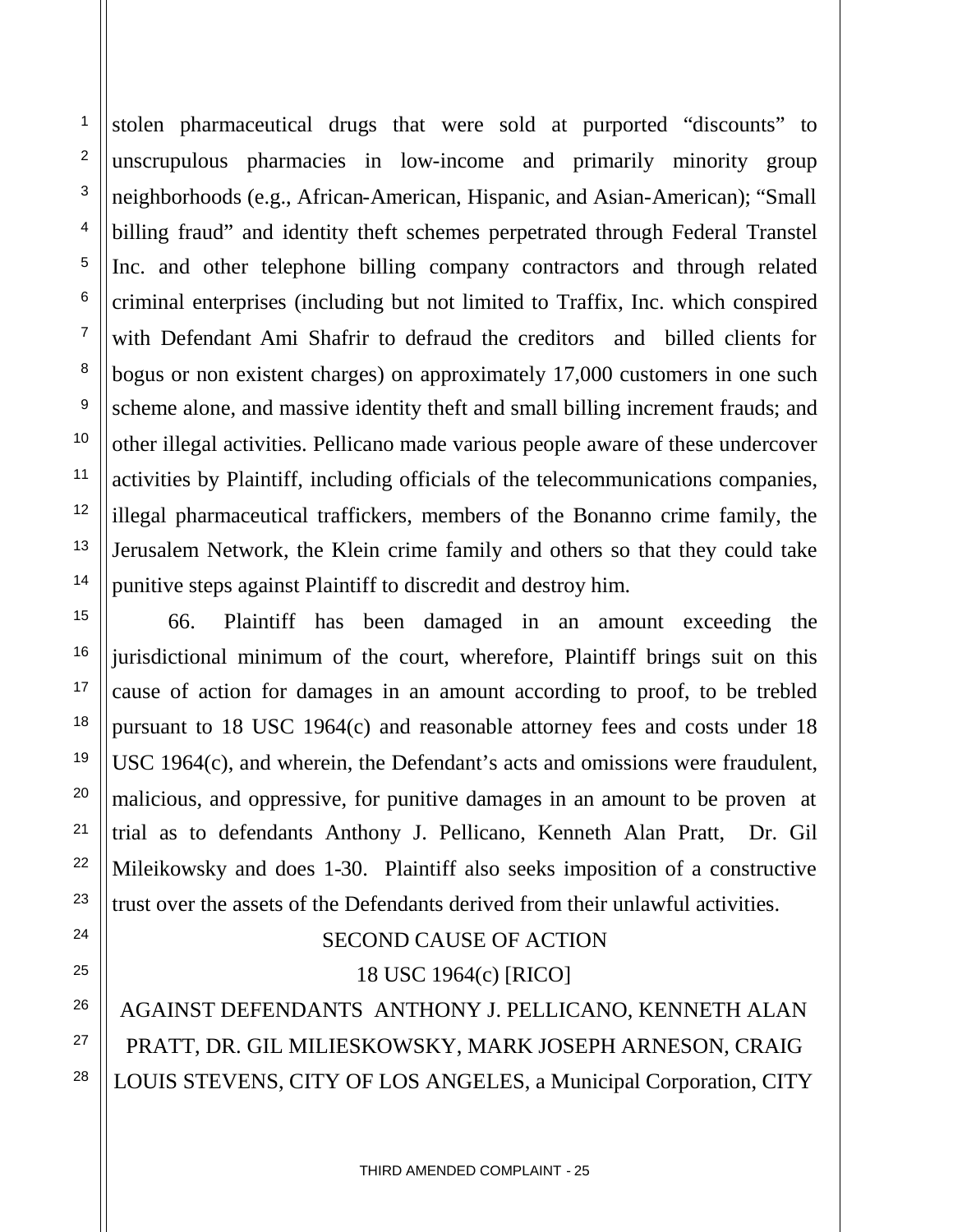stolen pharmaceutical drugs that were sold at purported "discounts" to unscrupulous pharmacies in low-income and primarily minority group neighborhoods (e.g., African-American, Hispanic, and Asian-American); "Small billing fraud" and identity theft schemes perpetrated through Federal Transtel Inc. and other telephone billing company contractors and through related criminal enterprises (including but not limited to Traffix, Inc. which conspired with Defendant Ami Shafrir to defraud the creditors and billed clients for bogus or non existent charges) on approximately 17,000 customers in one such scheme alone, and massive identity theft and small billing increment frauds; and other illegal activities. Pellicano made various people aware of these undercover activities by Plaintiff, including officials of the telecommunications companies, illegal pharmaceutical traffickers, members of the Bonanno crime family, the Jerusalem Network, the Klein crime family and others so that they could take punitive steps against Plaintiff to discredit and destroy him.

66. Plaintiff has been damaged in an amount exceeding the jurisdictional minimum of the court, wherefore, Plaintiff brings suit on this cause of action for damages in an amount according to proof, to be trebled pursuant to 18 USC 1964(c) and reasonable attorney fees and costs under 18 USC 1964(c), and wherein, the Defendant's acts and omissions were fraudulent, malicious, and oppressive, for punitive damages in an amount to be proven at trial as to defendants Anthony J. Pellicano, Kenneth Alan Pratt, Dr. Gil Mileikowsky and does 1-30. Plaintiff also seeks imposition of a constructive trust over the assets of the Defendants derived from their unlawful activities.

SECOND CAUSE OF ACTION

18 USC 1964(c) [RICO]

AGAINST DEFENDANTS ANTHONY J. PELLICANO, KENNETH ALAN PRATT, DR. GIL MILIESKOWSKY, MARK JOSEPH ARNESON, CRAIG LOUIS STEVENS, CITY OF LOS ANGELES, a Municipal Corporation, CITY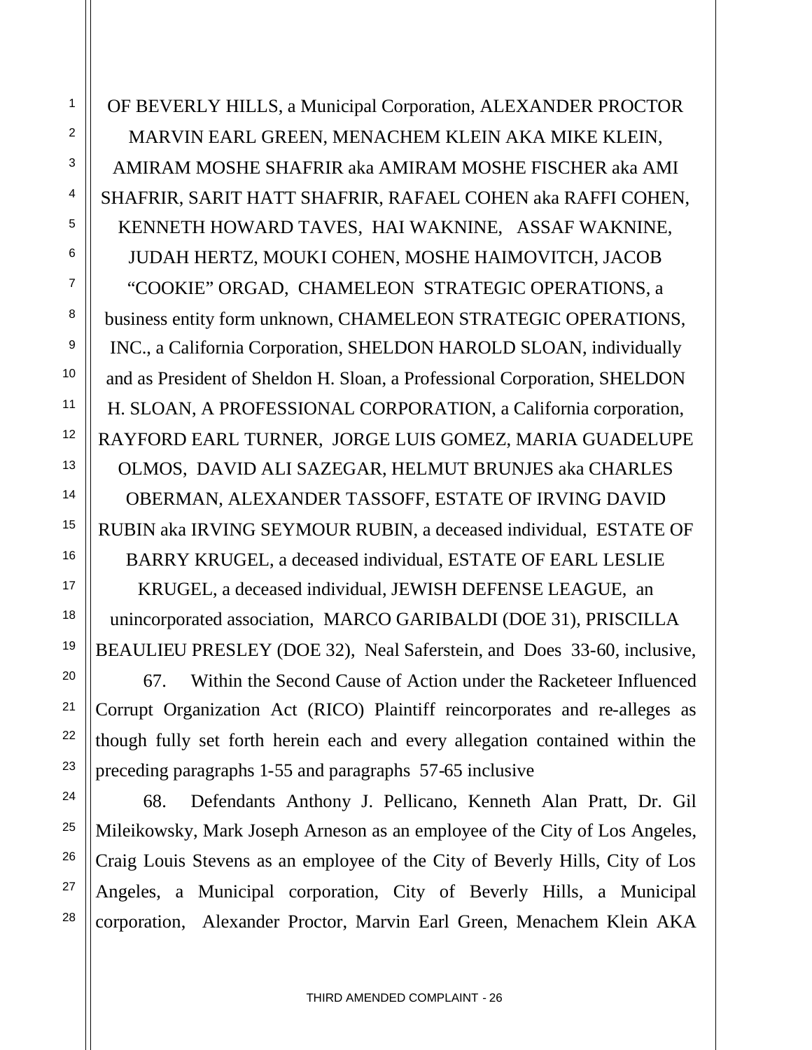OF BEVERLY HILLS, a Municipal Corporation, ALEXANDER PROCTOR MARVIN EARL GREEN, MENACHEM KLEIN AKA MIKE KLEIN, AMIRAM MOSHE SHAFRIR aka AMIRAM MOSHE FISCHER aka AMI SHAFRIR, SARIT HATT SHAFRIR, RAFAEL COHEN aka RAFFI COHEN, KENNETH HOWARD TAVES, HAI WAKNINE, ASSAF WAKNINE, JUDAH HERTZ, MOUKI COHEN, MOSHE HAIMOVITCH, JACOB "COOKIE" ORGAD, CHAMELEON STRATEGIC OPERATIONS, a business entity form unknown, CHAMELEON STRATEGIC OPERATIONS, INC., a California Corporation, SHELDON HAROLD SLOAN, individually and as President of Sheldon H. Sloan, a Professional Corporation, SHELDON H. SLOAN, A PROFESSIONAL CORPORATION, a California corporation, RAYFORD EARL TURNER, JORGE LUIS GOMEZ, MARIA GUADELUPE OLMOS, DAVID ALI SAZEGAR, HELMUT BRUNJES aka CHARLES OBERMAN, ALEXANDER TASSOFF, ESTATE OF IRVING DAVID RUBIN aka IRVING SEYMOUR RUBIN, a deceased individual, ESTATE OF BARRY KRUGEL, a deceased individual, ESTATE OF EARL LESLIE KRUGEL, a deceased individual, JEWISH DEFENSE LEAGUE, an unincorporated association, MARCO GARIBALDI (DOE 31), PRISCILLA BEAULIEU PRESLEY (DOE 32), Neal Saferstein, and Does 33-60, inclusive,

67. Within the Second Cause of Action under the Racketeer Influenced Corrupt Organization Act (RICO) Plaintiff reincorporates and re-alleges as though fully set forth herein each and every allegation contained within the preceding paragraphs 1-55 and paragraphs 57-65 inclusive

68. Defendants Anthony J. Pellicano, Kenneth Alan Pratt, Dr. Gil Mileikowsky, Mark Joseph Arneson as an employee of the City of Los Angeles, Craig Louis Stevens as an employee of the City of Beverly Hills, City of Los Angeles, a Municipal corporation, City of Beverly Hills, a Municipal corporation, Alexander Proctor, Marvin Earl Green, Menachem Klein AKA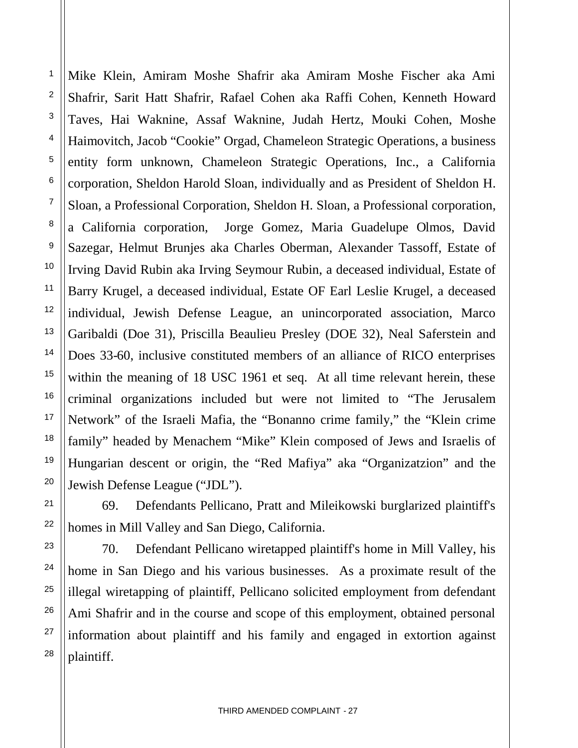Mike Klein, Amiram Moshe Shafrir aka Amiram Moshe Fischer aka Ami Shafrir, Sarit Hatt Shafrir, Rafael Cohen aka Raffi Cohen, Kenneth Howard Taves, Hai Waknine, Assaf Waknine, Judah Hertz, Mouki Cohen, Moshe Haimovitch, Jacob "Cookie" Orgad, Chameleon Strategic Operations, a business entity form unknown, Chameleon Strategic Operations, Inc., a California corporation, Sheldon Harold Sloan, individually and as President of Sheldon H. Sloan, a Professional Corporation, Sheldon H. Sloan, a Professional corporation, a California corporation, Jorge Gomez, Maria Guadelupe Olmos, David Sazegar, Helmut Brunjes aka Charles Oberman, Alexander Tassoff, Estate of Irving David Rubin aka Irving Seymour Rubin, a deceased individual, Estate of Barry Krugel, a deceased individual, Estate OF Earl Leslie Krugel, a deceased individual, Jewish Defense League, an unincorporated association, Marco Garibaldi (Doe 31), Priscilla Beaulieu Presley (DOE 32), Neal Saferstein and Does 33-60, inclusive constituted members of an alliance of RICO enterprises within the meaning of 18 USC 1961 et seq. At all time relevant herein, these criminal organizations included but were not limited to "The Jerusalem Network" of the Israeli Mafia, the "Bonanno crime family," the "Klein crime family" headed by Menachem "Mike" Klein composed of Jews and Israelis of Hungarian descent or origin, the "Red Mafiya" aka "Organizatzion" and the Jewish Defense League ("JDL").

69. Defendants Pellicano, Pratt and Mileikowski burglarized plaintiff's homes in Mill Valley and San Diego, California.

70. Defendant Pellicano wiretapped plaintiff's home in Mill Valley, his home in San Diego and his various businesses. As a proximate result of the illegal wiretapping of plaintiff, Pellicano solicited employment from defendant Ami Shafrir and in the course and scope of this employment, obtained personal information about plaintiff and his family and engaged in extortion against plaintiff.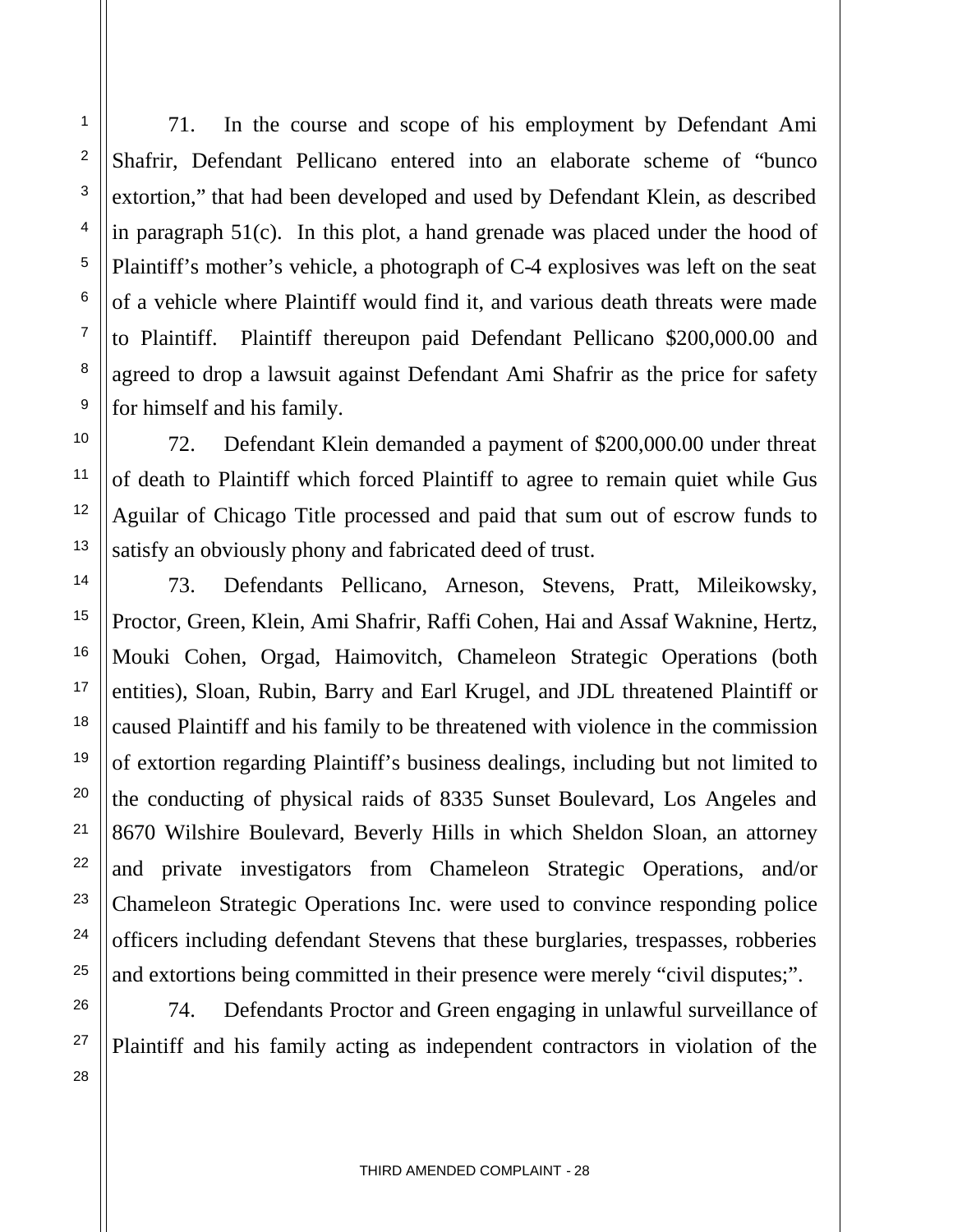71. In the course and scope of his employment by Defendant Ami Shafrir, Defendant Pellicano entered into an elaborate scheme of "bunco extortion," that had been developed and used by Defendant Klein, as described in paragraph 51(c). In this plot, a hand grenade was placed under the hood of Plaintiff's mother's vehicle, a photograph of C-4 explosives was left on the seat of a vehicle where Plaintiff would find it, and various death threats were made to Plaintiff. Plaintiff thereupon paid Defendant Pellicano \$200,000.00 and agreed to drop a lawsuit against Defendant Ami Shafrir as the price for safety for himself and his family.

72. Defendant Klein demanded a payment of \$200,000.00 under threat of death to Plaintiff which forced Plaintiff to agree to remain quiet while Gus Aguilar of Chicago Title processed and paid that sum out of escrow funds to satisfy an obviously phony and fabricated deed of trust.

73. Defendants Pellicano, Arneson, Stevens, Pratt, Mileikowsky, Proctor, Green, Klein, Ami Shafrir, Raffi Cohen, Hai and Assaf Waknine, Hertz, Mouki Cohen, Orgad, Haimovitch, Chameleon Strategic Operations (both entities), Sloan, Rubin, Barry and Earl Krugel, and JDL threatened Plaintiff or caused Plaintiff and his family to be threatened with violence in the commission of extortion regarding Plaintiff's business dealings, including but not limited to the conducting of physical raids of 8335 Sunset Boulevard, Los Angeles and 8670 Wilshire Boulevard, Beverly Hills in which Sheldon Sloan, an attorney and private investigators from Chameleon Strategic Operations, and/or Chameleon Strategic Operations Inc. were used to convince responding police officers including defendant Stevens that these burglaries, trespasses, robberies and extortions being committed in their presence were merely "civil disputes;".

74. Defendants Proctor and Green engaging in unlawful surveillance of Plaintiff and his family acting as independent contractors in violation of the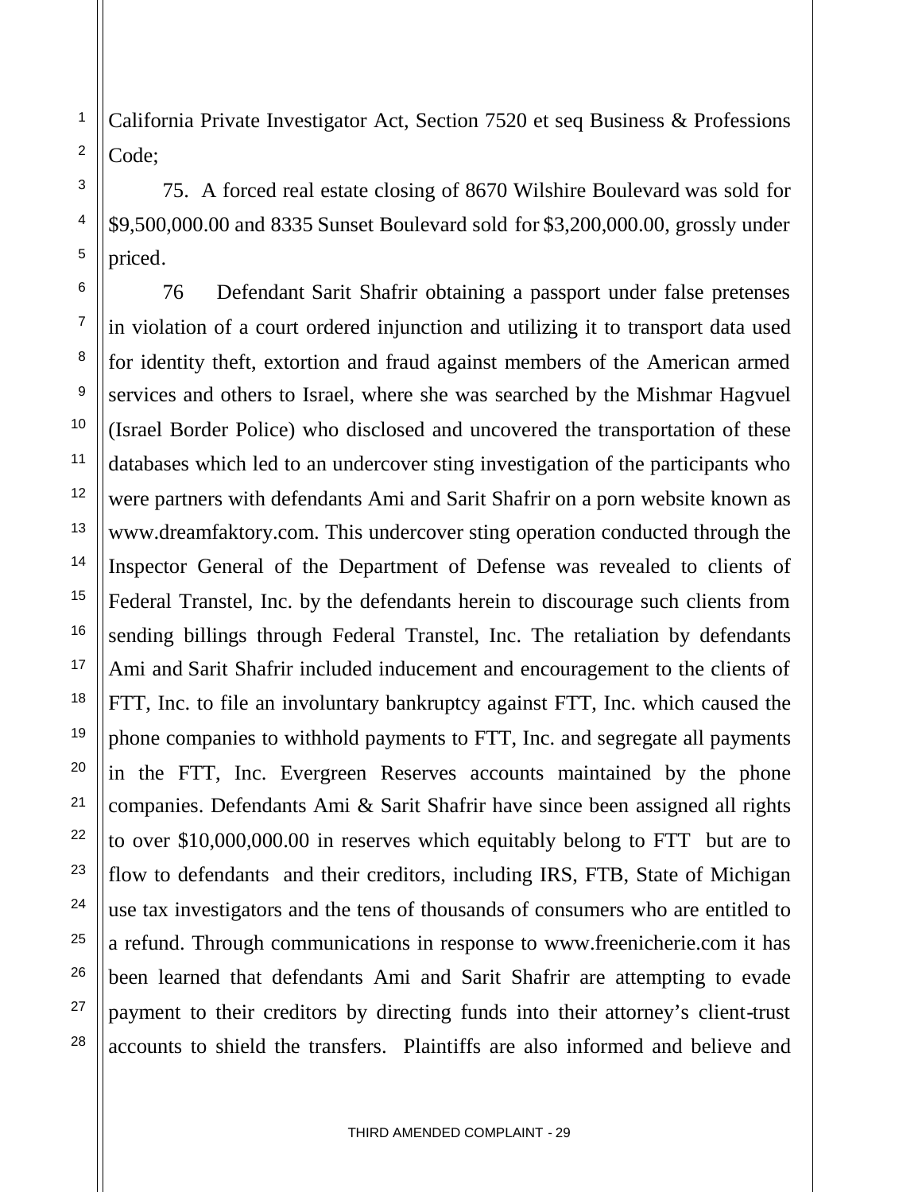California Private Investigator Act, Section 7520 et seq Business & Professions Code;

75. A forced real estate closing of 8670 Wilshire Boulevard was sold for $9,500,000.00 and 8335 Sunset Boulevard sold for $3,200,000.00, grossly under priced.

76 Defendant Sarit Shafrir obtaining a passport under false pretenses in violation of a court ordered injunction and utilizing it to transport data used for identity theft, extortion and fraud against members of the American armed services and others to Israel, where she was searched by the Mishmar Hagvuel (Israel Border Police) who disclosed and uncovered the transportation of these databases which led to an undercover sting investigation of the participants who were partners with defendants Ami and Sarit Shafrir on a porn website known as www.dreamfaktory.com. This undercover sting operation conducted through the Inspector General of the Department of Defense was revealed to clients of Federal Transtel, Inc. by the defendants herein to discourage such clients from sending billings through Federal Transtel, Inc. The retaliation by defendants Ami and Sarit Shafrir included inducement and encouragement to the clients of FTT, Inc. to file an involuntary bankruptcy against FTT, Inc. which caused the phone companies to withhold payments to FTT, Inc. and segregate all payments in the FTT, Inc. Evergreen Reserves accounts maintained by the phone companies. Defendants Ami & Sarit Shafrir have since been assigned all rights to over $10,000,000.00 in reserves which equitably belong to FTT but are to flow to defendants and their creditors, including IRS, FTB, State of Michigan use tax investigators and the tens of thousands of consumers who are entitled to a refund. Through communications in response to www.freenicherie.com it has been learned that defendants Ami and Sarit Shafrir are attempting to evade payment to their creditors by directing funds into their attorney's client-trust accounts to shield the transfers. Plaintiffs are also informed and believe and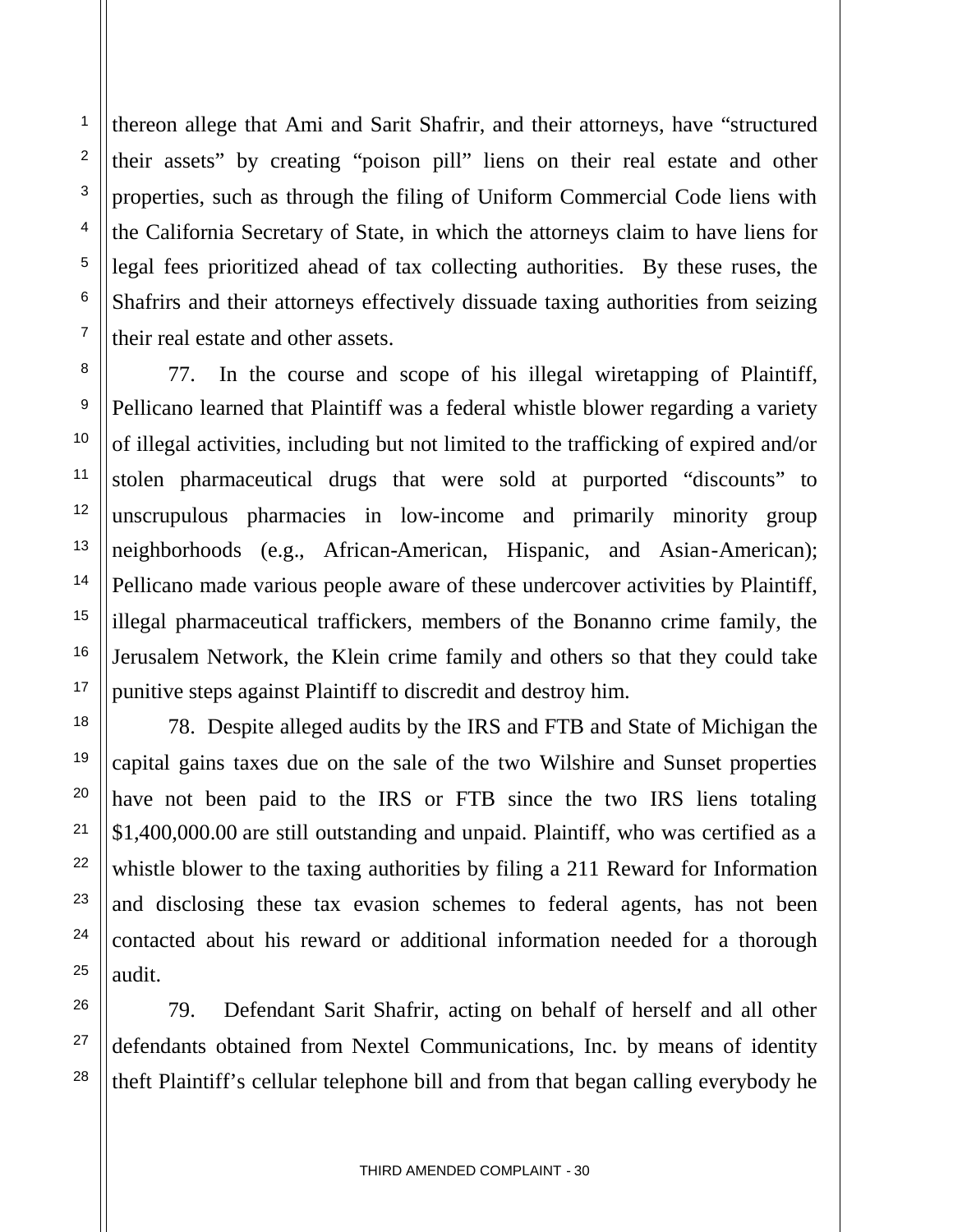thereon allege that Ami and Sarit Shafrir, and their attorneys, have "structured their assets" by creating "poison pill" liens on their real estate and other properties, such as through the filing of Uniform Commercial Code liens with the California Secretary of State, in which the attorneys claim to have liens for legal fees prioritized ahead of tax collecting authorities. By these ruses, the Shafrirs and their attorneys effectively dissuade taxing authorities from seizing their real estate and other assets.

77. In the course and scope of his illegal wiretapping of Plaintiff, Pellicano learned that Plaintiff was a federal whistle blower regarding a variety of illegal activities, including but not limited to the trafficking of expired and/or stolen pharmaceutical drugs that were sold at purported "discounts" to unscrupulous pharmacies in low-income and primarily minority group neighborhoods (e.g., African-American, Hispanic, and Asian-American); Pellicano made various people aware of these undercover activities by Plaintiff, illegal pharmaceutical traffickers, members of the Bonanno crime family, the Jerusalem Network, the Klein crime family and others so that they could take punitive steps against Plaintiff to discredit and destroy him.

78. Despite alleged audits by the IRS and FTB and State of Michigan the capital gains taxes due on the sale of the two Wilshire and Sunset properties have not been paid to the IRS or FTB since the two IRS liens totaling $1,400,000.00 are still outstanding and unpaid. Plaintiff, who was certified as a whistle blower to the taxing authorities by filing a 211 Reward for Information and disclosing these tax evasion schemes to federal agents, has not been contacted about his reward or additional information needed for a thorough audit.

79. Defendant Sarit Shafrir, acting on behalf of herself and all other defendants obtained from Nextel Communications, Inc. by means of identity theft Plaintiff's cellular telephone bill and from that began calling everybody he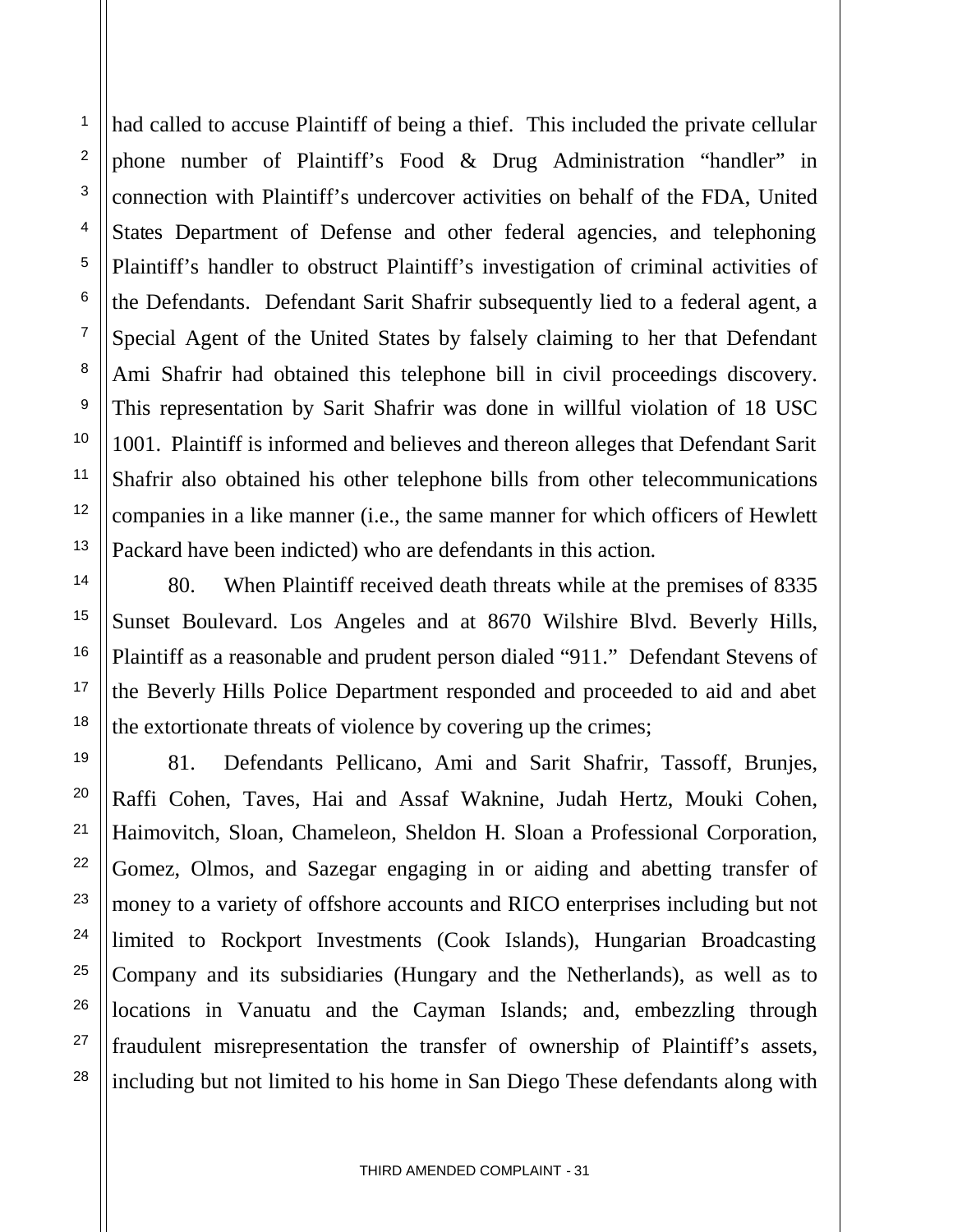had called to accuse Plaintiff of being a thief. This included the private cellular phone number of Plaintiff's Food & Drug Administration "handler" in connection with Plaintiff's undercover activities on behalf of the FDA, United States Department of Defense and other federal agencies, and telephoning Plaintiff's handler to obstruct Plaintiff's investigation of criminal activities of the Defendants. Defendant Sarit Shafrir subsequently lied to a federal agent, a Special Agent of the United States by falsely claiming to her that Defendant Ami Shafrir had obtained this telephone bill in civil proceedings discovery. This representation by Sarit Shafrir was done in willful violation of 18 USC 1001. Plaintiff is informed and believes and thereon alleges that Defendant Sarit Shafrir also obtained his other telephone bills from other telecommunications companies in a like manner (i.e., the same manner for which officers of Hewlett Packard have been indicted) who are defendants in this action.

80. When Plaintiff received death threats while at the premises of 8335 Sunset Boulevard. Los Angeles and at 8670 Wilshire Blvd. Beverly Hills, Plaintiff as a reasonable and prudent person dialed "911." Defendant Stevens of the Beverly Hills Police Department responded and proceeded to aid and abet the extortionate threats of violence by covering up the crimes;

81. Defendants Pellicano, Ami and Sarit Shafrir, Tassoff, Brunjes, Raffi Cohen, Taves, Hai and Assaf Waknine, Judah Hertz, Mouki Cohen, Haimovitch, Sloan, Chameleon, Sheldon H. Sloan a Professional Corporation, Gomez, Olmos, and Sazegar engaging in or aiding and abetting transfer of money to a variety of offshore accounts and RICO enterprises including but not limited to Rockport Investments (Cook Islands), Hungarian Broadcasting Company and its subsidiaries (Hungary and the Netherlands), as well as to locations in Vanuatu and the Cayman Islands; and, embezzling through fraudulent misrepresentation the transfer of ownership of Plaintiff's assets, including but not limited to his home in San Diego These defendants along with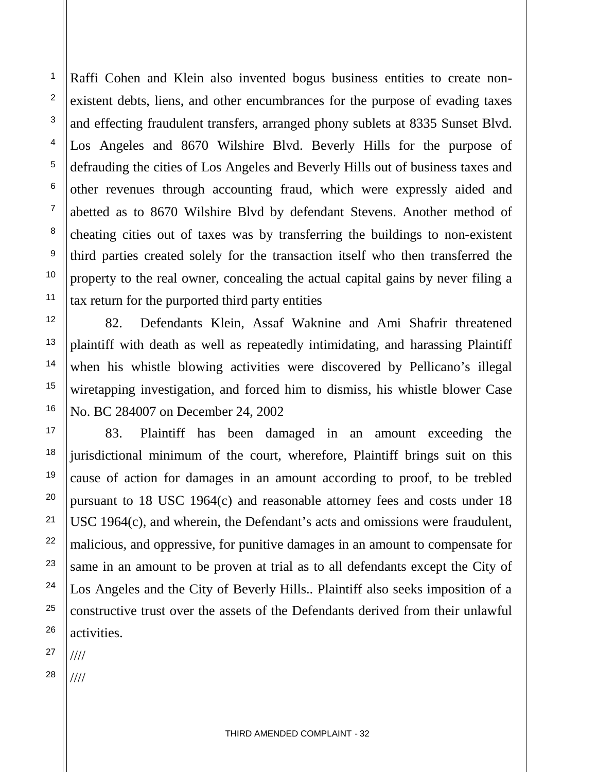Raffi Cohen and Klein also invented bogus business entities to create non-existent debts, liens, and other encumbrances for the purpose of evading taxes and effecting fraudulent transfers, arranged phony sublets at 8335 Sunset Blvd. Los Angeles and 8670 Wilshire Blvd. Beverly Hills for the purpose of defrauding the cities of Los Angeles and Beverly Hills out of business taxes and other revenues through accounting fraud, which were expressly aided and abetted as to 8670 Wilshire Blvd by defendant Stevens. Another method of cheating cities out of taxes was by transferring the buildings to non-existent third parties created solely for the transaction itself who then transferred the property to the real owner, concealing the actual capital gains by never filing a tax return for the purported third party entities

82. Defendants Klein, Assaf Waknine and Ami Shafrir threatened plaintiff with death as well as repeatedly intimidating, and harassing Plaintiff when his whistle blowing activities were discovered by Pellicano's illegal wiretapping investigation, and forced him to dismiss, his whistle blower Case No. BC 284007 on December 24, 2002

83. Plaintiff has been damaged in an amount exceeding the jurisdictional minimum of the court, wherefore, Plaintiff brings suit on this cause of action for damages in an amount according to proof, to be trebled pursuant to 18 USC 1964(c) and reasonable attorney fees and costs under 18 USC 1964(c), and wherein, the Defendant's acts and omissions were fraudulent, malicious, and oppressive, for punitive damages in an amount to compensate for same in an amount to be proven at trial as to all defendants except the City of Los Angeles and the City of Beverly Hills.. Plaintiff also seeks imposition of a constructive trust over the assets of the Defendants derived from their unlawful activities.

////

////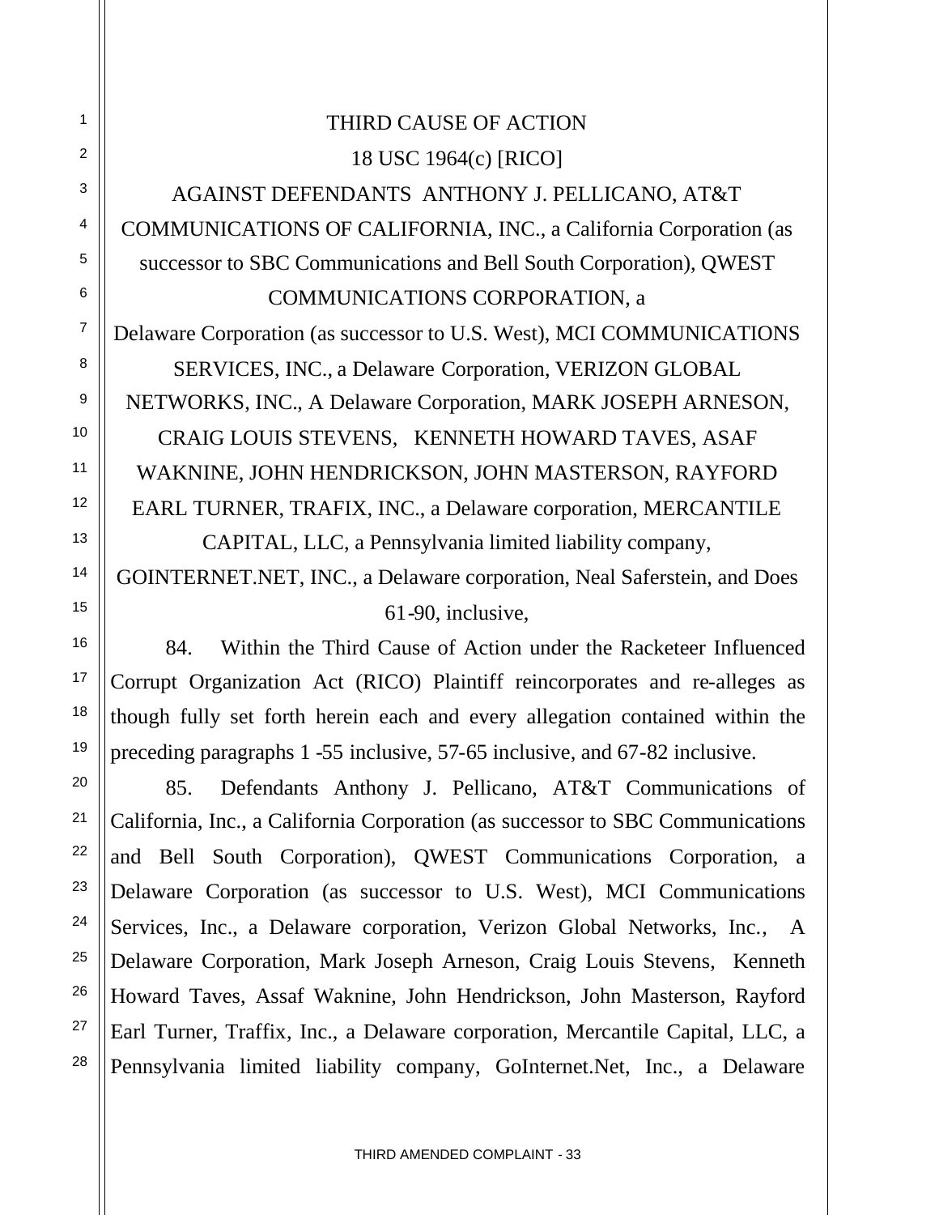THIRD CAUSE OF ACTION

18 USC 1964(c) [RICO]

AGAINST DEFENDANTS ANTHONY J. PELLICANO, AT&T COMMUNICATIONS OF CALIFORNIA, INC., a California Corporation (as successor to SBC Communications and Bell South Corporation), QWEST COMMUNICATIONS CORPORATION, a Delaware Corporation (as successor to U.S. West), MCI COMMUNICATIONS SERVICES, INC., a Delaware Corporation, VERIZON GLOBAL NETWORKS, INC., A Delaware Corporation, MARK JOSEPH ARNESON, CRAIG LOUIS STEVENS, KENNETH HOWARD TAVES, ASAF WAKNINE, JOHN HENDRICKSON, JOHN MASTERSON, RAYFORD EARL TURNER, TRAFIX, INC., a Delaware corporation, MERCANTILE CAPITAL, LLC, a Pennsylvania limited liability company, GOINTERNET.NET, INC., a Delaware corporation, Neal Saferstein, and Does 61-90, inclusive,

84. Within the Third Cause of Action under the Racketeer Influenced Corrupt Organization Act (RICO) Plaintiff reincorporates and re-alleges as though fully set forth herein each and every allegation contained within the preceding paragraphs 1 -55 inclusive, 57-65 inclusive, and 67-82 inclusive.

85. Defendants Anthony J. Pellicano, AT&T Communications of California, Inc., a California Corporation (as successor to SBC Communications and Bell South Corporation), QWEST Communications Corporation, a Delaware Corporation (as successor to U.S. West), MCI Communications Services, Inc., a Delaware corporation, Verizon Global Networks, Inc., A Delaware Corporation, Mark Joseph Arneson, Craig Louis Stevens, Kenneth Howard Taves, Assaf Waknine, John Hendrickson, John Masterson, Rayford Earl Turner, Traffix, Inc., a Delaware corporation, Mercantile Capital, LLC, a Pennsylvania limited liability company, GoInternet.Net, Inc., a Delaware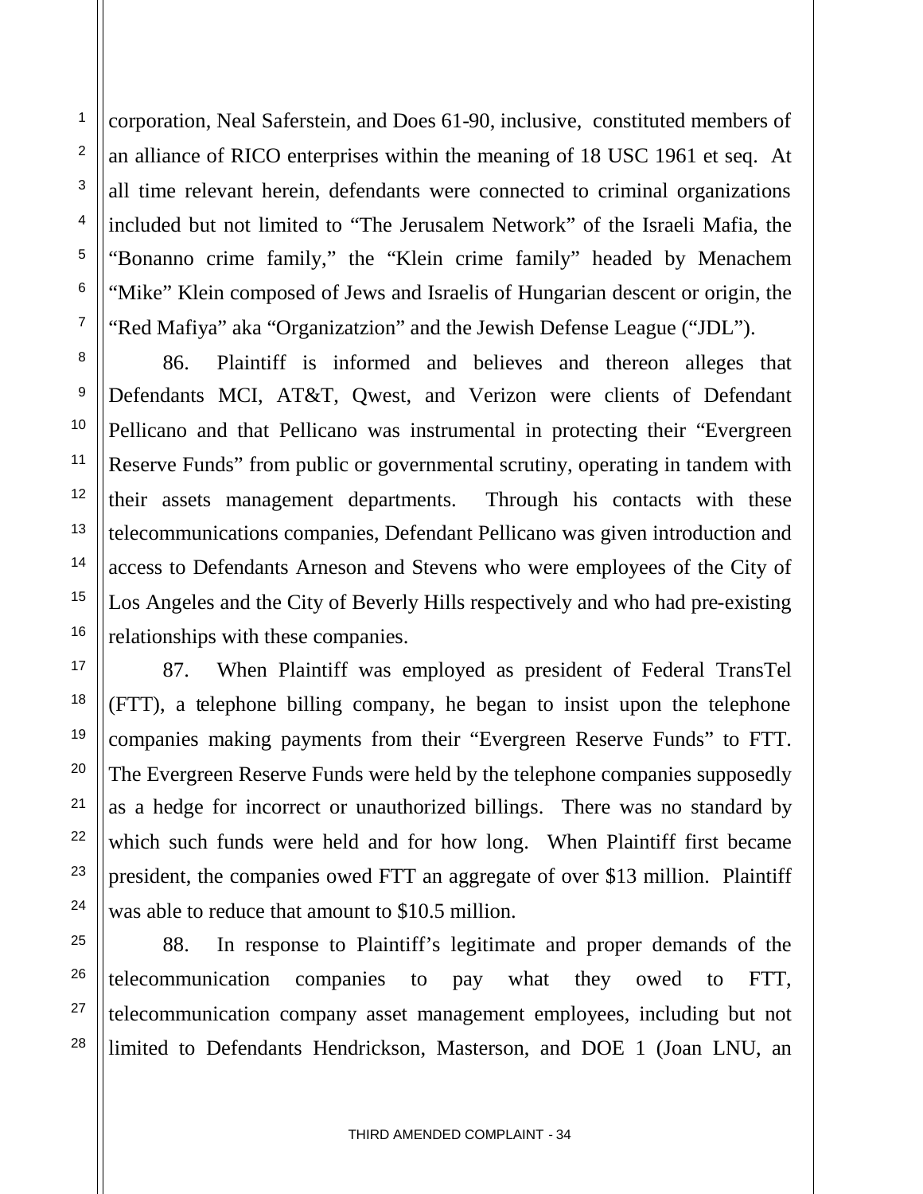corporation, Neal Saferstein, and Does 61-90, inclusive, constituted members of an alliance of RICO enterprises within the meaning of 18 USC 1961 et seq. At all time relevant herein, defendants were connected to criminal organizations included but not limited to "The Jerusalem Network" of the Israeli Mafia, the "Bonanno crime family," the "Klein crime family" headed by Menachem "Mike" Klein composed of Jews and Israelis of Hungarian descent or origin, the "Red Mafiya" aka "Organizatzion" and the Jewish Defense League ("JDL").

86. Plaintiff is informed and believes and thereon alleges that Defendants MCI, AT&T, Qwest, and Verizon were clients of Defendant Pellicano and that Pellicano was instrumental in protecting their "Evergreen Reserve Funds" from public or governmental scrutiny, operating in tandem with their assets management departments. Through his contacts with these telecommunications companies, Defendant Pellicano was given introduction and access to Defendants Arneson and Stevens who were employees of the City of Los Angeles and the City of Beverly Hills respectively and who had pre-existing relationships with these companies.

87. When Plaintiff was employed as president of Federal TransTel (FTT), a telephone billing company, he began to insist upon the telephone companies making payments from their "Evergreen Reserve Funds" to FTT. The Evergreen Reserve Funds were held by the telephone companies supposedly as a hedge for incorrect or unauthorized billings. There was no standard by which such funds were held and for how long. When Plaintiff first became president, the companies owed FTT an aggregate of over $13 million. Plaintiff was able to reduce that amount to $10.5 million.

88. In response to Plaintiff's legitimate and proper demands of the telecommunication companies to pay what they owed to FTT, telecommunication company asset management employees, including but not limited to Defendants Hendrickson, Masterson, and DOE 1 (Joan LNU, an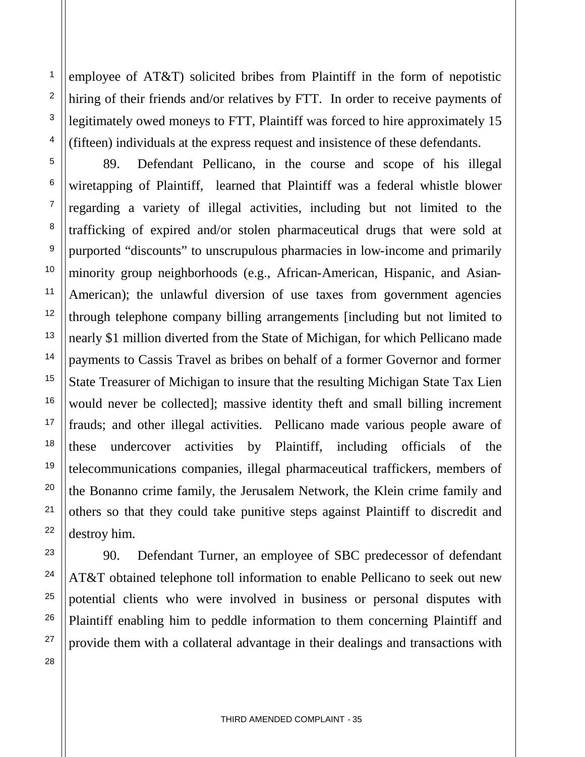employee of AT&T) solicited bribes from Plaintiff in the form of nepotistic hiring of their friends and/or relatives by FTT. In order to receive payments of legitimately owed moneys to FTT, Plaintiff was forced to hire approximately 15 (fifteen) individuals at the express request and insistence of these defendants.

89. Defendant Pellicano, in the course and scope of his illegal wiretapping of Plaintiff, learned that Plaintiff was a federal whistle blower regarding a variety of illegal activities, including but not limited to the trafficking of expired and/or stolen pharmaceutical drugs that were sold at purported "discounts" to unscrupulous pharmacies in low-income and primarily minority group neighborhoods (e.g., African-American, Hispanic, and Asian-American); the unlawful diversion of use taxes from government agencies through telephone company billing arrangements [including but not limited to nearly $1 million diverted from the State of Michigan, for which Pellicano made payments to Cassis Travel as bribes on behalf of a former Governor and former State Treasurer of Michigan to insure that the resulting Michigan State Tax Lien would never be collected]; massive identity theft and small billing increment frauds; and other illegal activities. Pellicano made various people aware of these undercover activities by Plaintiff, including officials of the telecommunications companies, illegal pharmaceutical traffickers, members of the Bonanno crime family, the Jerusalem Network, the Klein crime family and others so that they could take punitive steps against Plaintiff to discredit and destroy him.

90. Defendant Turner, an employee of SBC predecessor of defendant AT&T obtained telephone toll information to enable Pellicano to seek out new potential clients who were involved in business or personal disputes with Plaintiff enabling him to peddle information to them concerning Plaintiff and provide them with a collateral advantage in their dealings and transactions with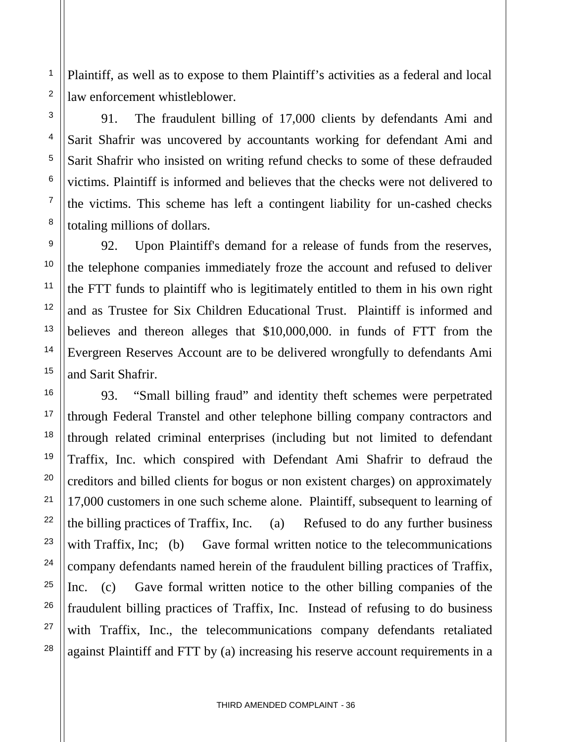Plaintiff, as well as to expose to them Plaintiff's activities as a federal and local law enforcement whistleblower.

91. The fraudulent billing of 17,000 clients by defendants Ami and Sarit Shafrir was uncovered by accountants working for defendant Ami and Sarit Shafrir who insisted on writing refund checks to some of these defrauded victims. Plaintiff is informed and believes that the checks were not delivered to the victims. This scheme has left a contingent liability for un-cashed checks totaling millions of dollars.

92. Upon Plaintiff's demand for a release of funds from the reserves, the telephone companies immediately froze the account and refused to deliver the FTT funds to plaintiff who is legitimately entitled to them in his own right and as Trustee for Six Children Educational Trust. Plaintiff is informed and believes and thereon alleges that $10,000,000. in funds of FTT from the Evergreen Reserves Account are to be delivered wrongfully to defendants Ami and Sarit Shafrir.

93. "Small billing fraud" and identity theft schemes were perpetrated through Federal Transtel and other telephone billing company contractors and through related criminal enterprises (including but not limited to defendant Traffix, Inc. which conspired with Defendant Ami Shafrir to defraud the creditors and billed clients for bogus or non existent charges) on approximately 17,000 customers in one such scheme alone. Plaintiff, subsequent to learning of the billing practices of Traffix, Inc. (a) Refused to do any further business with Traffix, Inc; (b) Gave formal written notice to the telecommunications company defendants named herein of the fraudulent billing practices of Traffix, Inc. (c) Gave formal written notice to the other billing companies of the fraudulent billing practices of Traffix, Inc. Instead of refusing to do business with Traffix, Inc., the telecommunications company defendants retaliated against Plaintiff and FTT by (a) increasing his reserve account requirements in a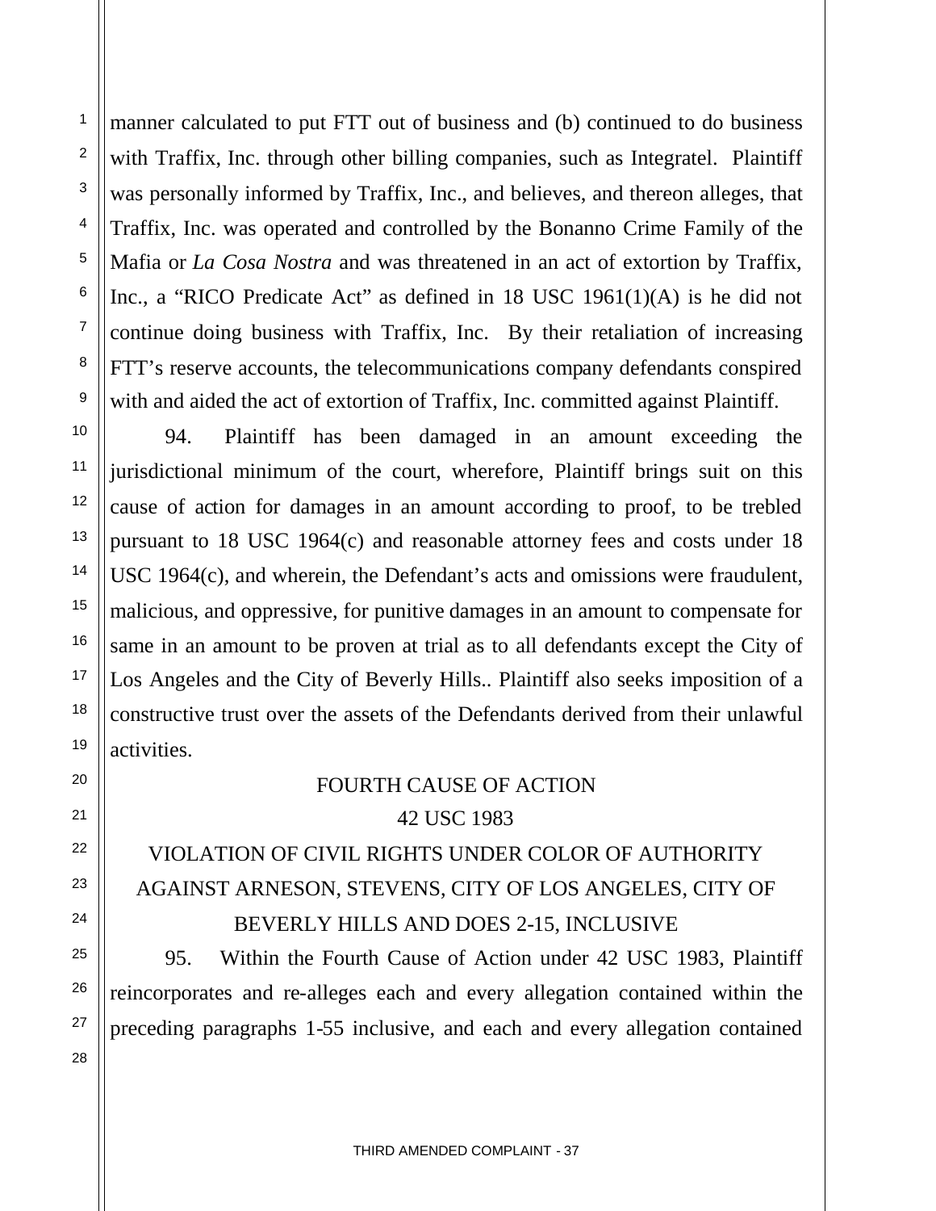manner calculated to put FTT out of business and (b) continued to do business with Traffix, Inc. through other billing companies, such as Integratel. Plaintiff was personally informed by Traffix, Inc., and believes, and thereon alleges, that Traffix, Inc. was operated and controlled by the Bonanno Crime Family of the Mafia or *La Cosa Nostra* and was threatened in an act of extortion by Traffix, Inc., a "RICO Predicate Act" as defined in 18 USC 1961(1)(A) is he did not continue doing business with Traffix, Inc. By their retaliation of increasing FTT's reserve accounts, the telecommunications company defendants conspired with and aided the act of extortion of Traffix, Inc. committed against Plaintiff.

94. Plaintiff has been damaged in an amount exceeding the jurisdictional minimum of the court, wherefore, Plaintiff brings suit on this cause of action for damages in an amount according to proof, to be trebled pursuant to 18 USC 1964(c) and reasonable attorney fees and costs under 18 USC 1964(c), and wherein, the Defendant's acts and omissions were fraudulent, malicious, and oppressive, for punitive damages in an amount to compensate for same in an amount to be proven at trial as to all defendants except the City of Los Angeles and the City of Beverly Hills.. Plaintiff also seeks imposition of a constructive trust over the assets of the Defendants derived from their unlawful activities.

FOURTH CAUSE OF ACTION

42 USC 1983

VIOLATION OF CIVIL RIGHTS UNDER COLOR OF AUTHORITY AGAINST ARNESON, STEVENS, CITY OF LOS ANGELES, CITY OF BEVERLY HILLS AND DOES 2-15, INCLUSIVE

95. Within the Fourth Cause of Action under 42 USC 1983, Plaintiff reincorporates and re-alleges each and every allegation contained within the preceding paragraphs 1-55 inclusive, and each and every allegation contained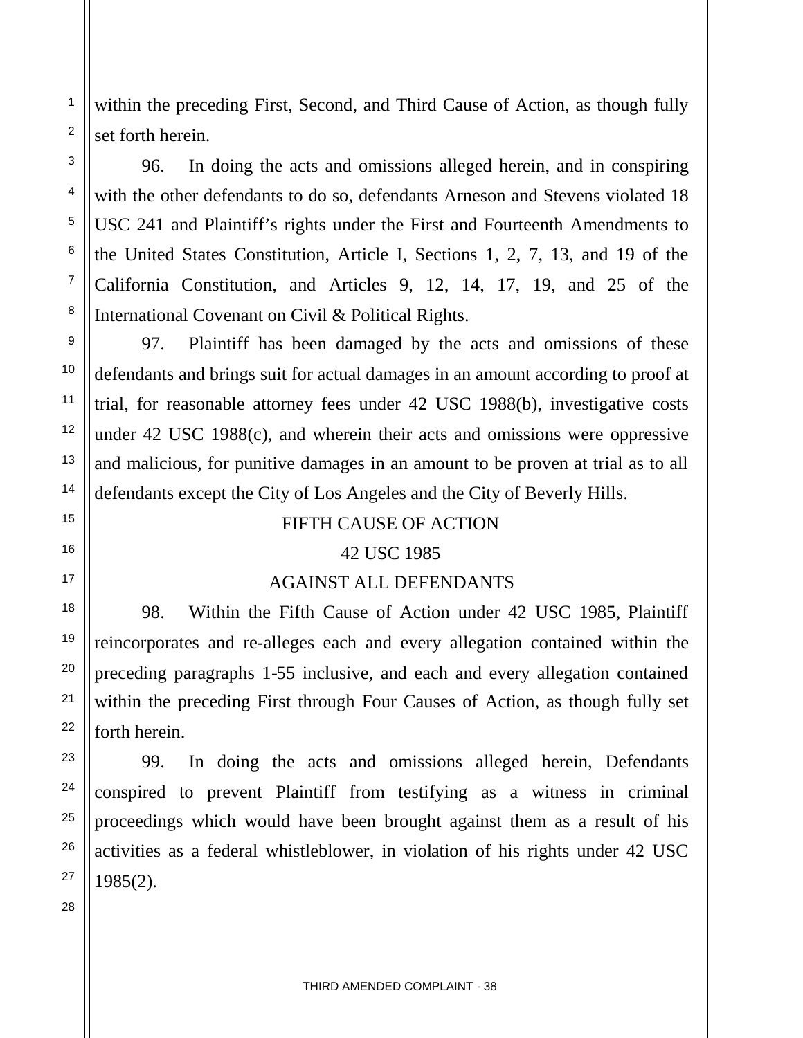within the preceding First, Second, and Third Cause of Action, as though fully set forth herein.

96. In doing the acts and omissions alleged herein, and in conspiring with the other defendants to do so, defendants Arneson and Stevens violated 18 USC 241 and Plaintiff's rights under the First and Fourteenth Amendments to the United States Constitution, Article I, Sections 1, 2, 7, 13, and 19 of the California Constitution, and Articles 9, 12, 14, 17, 19, and 25 of the International Covenant on Civil & Political Rights.

97. Plaintiff has been damaged by the acts and omissions of these defendants and brings suit for actual damages in an amount according to proof at trial, for reasonable attorney fees under 42 USC 1988(b), investigative costs under 42 USC 1988(c), and wherein their acts and omissions were oppressive and malicious, for punitive damages in an amount to be proven at trial as to all defendants except the City of Los Angeles and the City of Beverly Hills.

## FIFTH CAUSE OF ACTION
## 42 USC 1985
## AGAINST ALL DEFENDANTS

98. Within the Fifth Cause of Action under 42 USC 1985, Plaintiff reincorporates and re-alleges each and every allegation contained within the preceding paragraphs 1-55 inclusive, and each and every allegation contained within the preceding First through Four Causes of Action, as though fully set forth herein.

99. In doing the acts and omissions alleged herein, Defendants conspired to prevent Plaintiff from testifying as a witness in criminal proceedings which would have been brought against them as a result of his activities as a federal whistleblower, in violation of his rights under 42 USC 1985(2).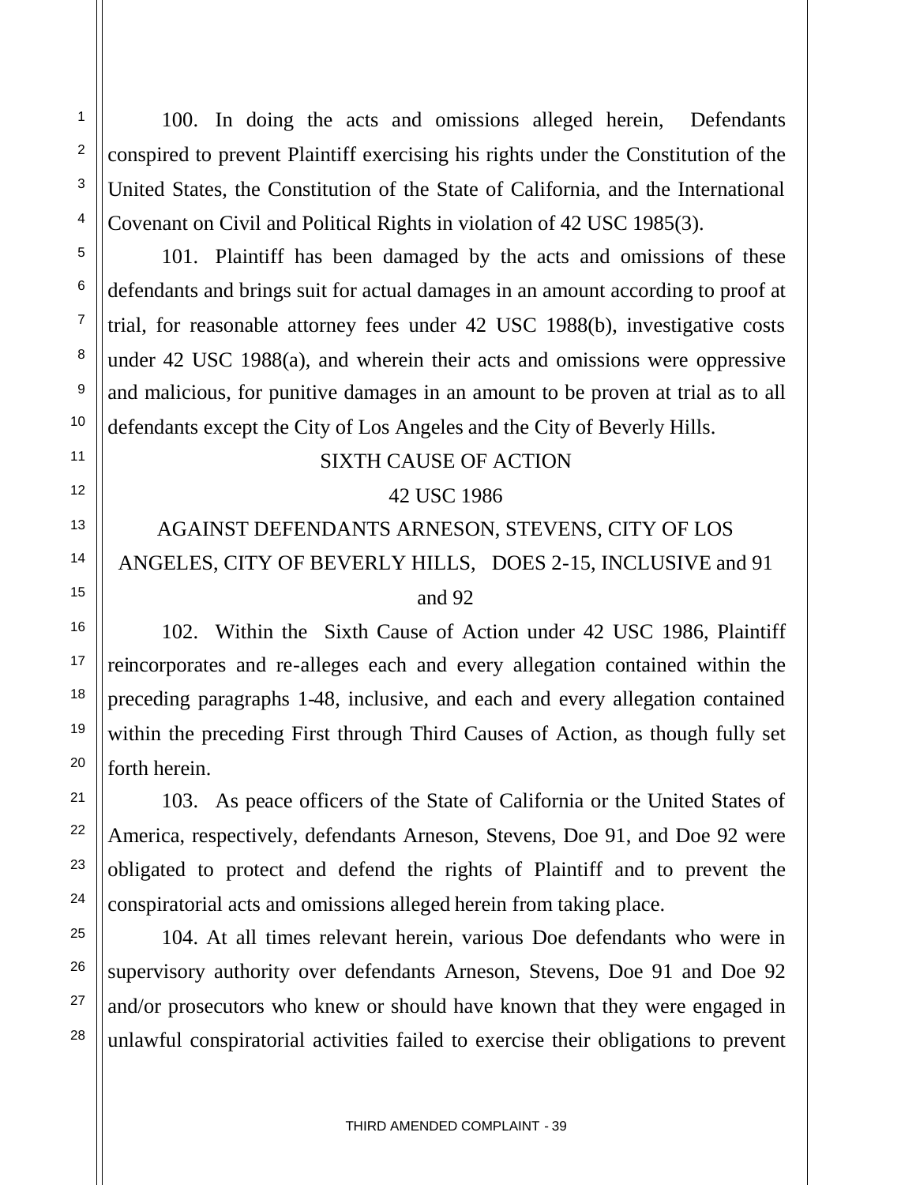100. In doing the acts and omissions alleged herein, Defendants conspired to prevent Plaintiff exercising his rights under the Constitution of the United States, the Constitution of the State of California, and the International Covenant on Civil and Political Rights in violation of 42 USC 1985(3).

101. Plaintiff has been damaged by the acts and omissions of these defendants and brings suit for actual damages in an amount according to proof at trial, for reasonable attorney fees under 42 USC 1988(b), investigative costs under 42 USC 1988(a), and wherein their acts and omissions were oppressive and malicious, for punitive damages in an amount to be proven at trial as to all defendants except the City of Los Angeles and the City of Beverly Hills.

SIXTH CAUSE OF ACTION

42 USC 1986

AGAINST DEFENDANTS ARNESON, STEVENS, CITY OF LOS ANGELES, CITY OF BEVERLY HILLS, DOES 2-15, INCLUSIVE and 91 and 92

102. Within the Sixth Cause of Action under 42 USC 1986, Plaintiff reincorporates and re-alleges each and every allegation contained within the preceding paragraphs 1-48, inclusive, and each and every allegation contained within the preceding First through Third Causes of Action, as though fully set forth herein.

103. As peace officers of the State of California or the United States of America, respectively, defendants Arneson, Stevens, Doe 91, and Doe 92 were obligated to protect and defend the rights of Plaintiff and to prevent the conspiratorial acts and omissions alleged herein from taking place.

104. At all times relevant herein, various Doe defendants who were in supervisory authority over defendants Arneson, Stevens, Doe 91 and Doe 92 and/or prosecutors who knew or should have known that they were engaged in unlawful conspiratorial activities failed to exercise their obligations to prevent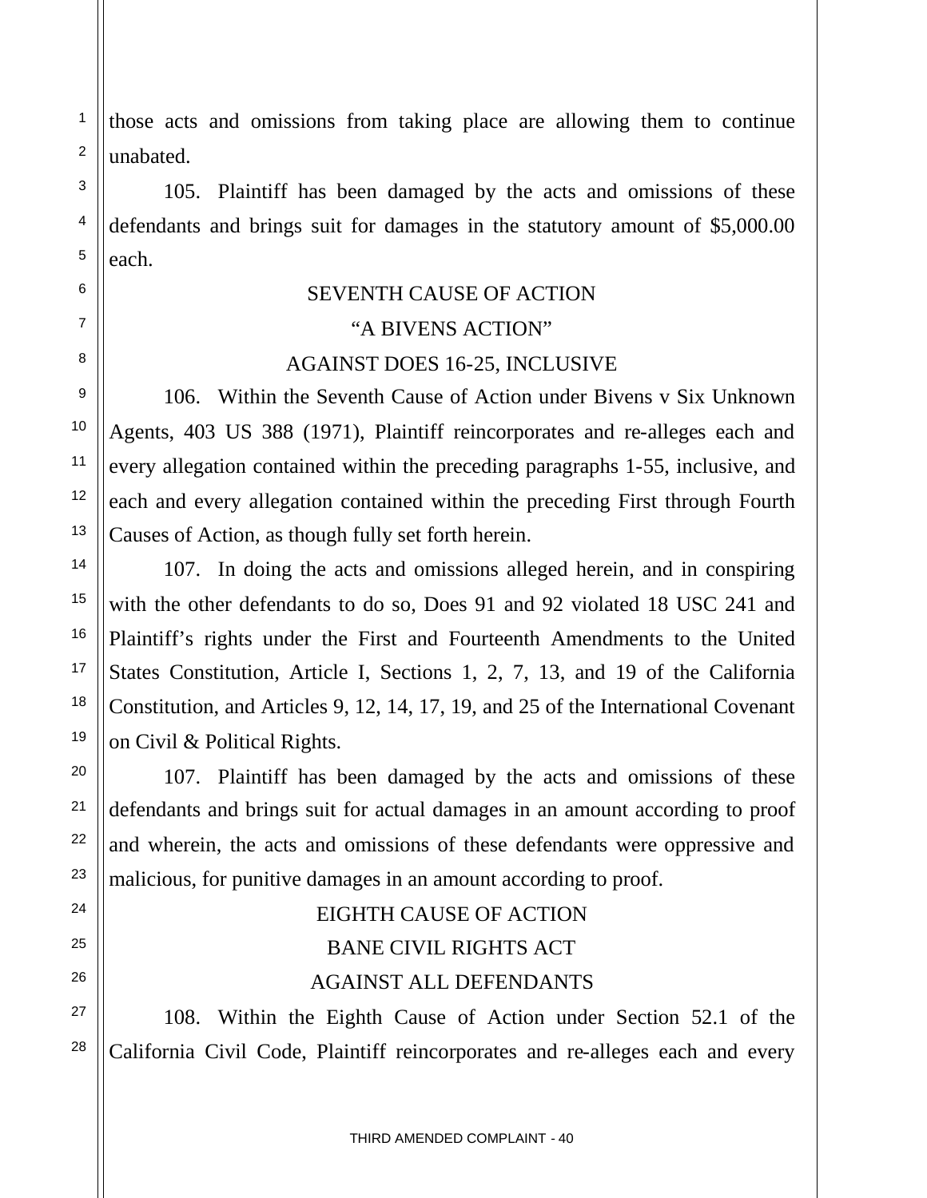those acts and omissions from taking place are allowing them to continue unabated.

105. Plaintiff has been damaged by the acts and omissions of these defendants and brings suit for damages in the statutory amount of $5,000.00 each.

SEVENTH CAUSE OF ACTION

"A BIVENS ACTION"

AGAINST DOES 16-25, INCLUSIVE

106. Within the Seventh Cause of Action under Bivens v Six Unknown Agents, 403 US 388 (1971), Plaintiff reincorporates and re-alleges each and every allegation contained within the preceding paragraphs 1-55, inclusive, and each and every allegation contained within the preceding First through Fourth Causes of Action, as though fully set forth herein.

107. In doing the acts and omissions alleged herein, and in conspiring with the other defendants to do so, Does 91 and 92 violated 18 USC 241 and Plaintiff's rights under the First and Fourteenth Amendments to the United States Constitution, Article I, Sections 1, 2, 7, 13, and 19 of the California Constitution, and Articles 9, 12, 14, 17, 19, and 25 of the International Covenant on Civil & Political Rights.

107. Plaintiff has been damaged by the acts and omissions of these defendants and brings suit for actual damages in an amount according to proof and wherein, the acts and omissions of these defendants were oppressive and malicious, for punitive damages in an amount according to proof.

EIGHTH CAUSE OF ACTION

BANE CIVIL RIGHTS ACT

AGAINST ALL DEFENDANTS

108. Within the Eighth Cause of Action under Section 52.1 of the California Civil Code, Plaintiff reincorporates and re-alleges each and every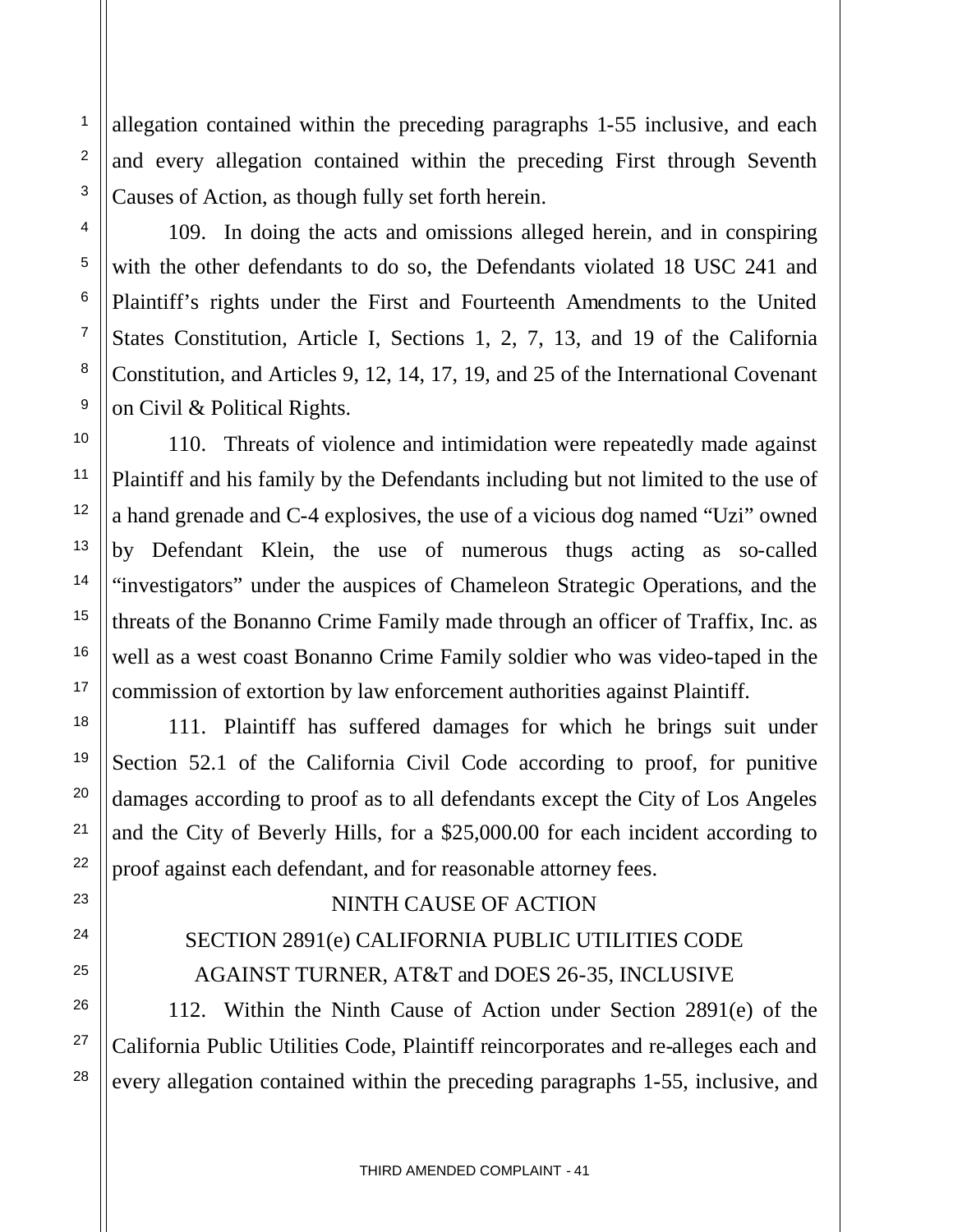allegation contained within the preceding paragraphs 1-55 inclusive, and each and every allegation contained within the preceding First through Seventh Causes of Action, as though fully set forth herein.

109. In doing the acts and omissions alleged herein, and in conspiring with the other defendants to do so, the Defendants violated 18 USC 241 and Plaintiff's rights under the First and Fourteenth Amendments to the United States Constitution, Article I, Sections 1, 2, 7, 13, and 19 of the California Constitution, and Articles 9, 12, 14, 17, 19, and 25 of the International Covenant on Civil & Political Rights.

110. Threats of violence and intimidation were repeatedly made against Plaintiff and his family by the Defendants including but not limited to the use of a hand grenade and C-4 explosives, the use of a vicious dog named "Uzi" owned by Defendant Klein, the use of numerous thugs acting as so-called "investigators" under the auspices of Chameleon Strategic Operations, and the threats of the Bonanno Crime Family made through an officer of Traffix, Inc. as well as a west coast Bonanno Crime Family soldier who was video-taped in the commission of extortion by law enforcement authorities against Plaintiff.

111. Plaintiff has suffered damages for which he brings suit under Section 52.1 of the California Civil Code according to proof, for punitive damages according to proof as to all defendants except the City of Los Angeles and the City of Beverly Hills, for a $25,000.00 for each incident according to proof against each defendant, and for reasonable attorney fees.

NINTH CAUSE OF ACTION

SECTION 2891(e) CALIFORNIA PUBLIC UTILITIES CODE

AGAINST TURNER, AT&T and DOES 26-35, INCLUSIVE

112. Within the Ninth Cause of Action under Section 2891(e) of the California Public Utilities Code, Plaintiff reincorporates and re-alleges each and every allegation contained within the preceding paragraphs 1-55, inclusive, and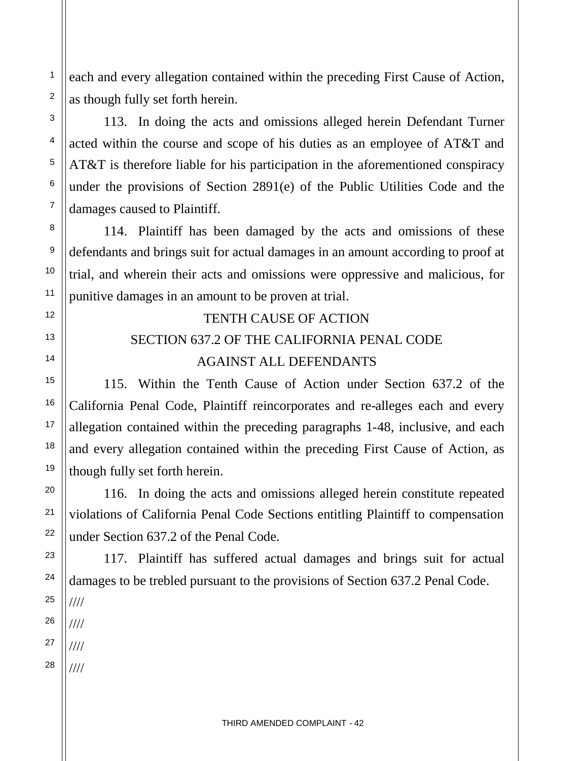each and every allegation contained within the preceding First Cause of Action, as though fully set forth herein.

113. In doing the acts and omissions alleged herein Defendant Turner acted within the course and scope of his duties as an employee of AT&T and AT&T is therefore liable for his participation in the aforementioned conspiracy under the provisions of Section 2891(e) of the Public Utilities Code and the damages caused to Plaintiff.

114. Plaintiff has been damaged by the acts and omissions of these defendants and brings suit for actual damages in an amount according to proof at trial, and wherein their acts and omissions were oppressive and malicious, for punitive damages in an amount to be proven at trial.

TENTH CAUSE OF ACTION

SECTION 637.2 OF THE CALIFORNIA PENAL CODE

AGAINST ALL DEFENDANTS

115. Within the Tenth Cause of Action under Section 637.2 of the California Penal Code, Plaintiff reincorporates and re-alleges each and every allegation contained within the preceding paragraphs 1-48, inclusive, and each and every allegation contained within the preceding First Cause of Action, as though fully set forth herein.

116. In doing the acts and omissions alleged herein constitute repeated violations of California Penal Code Sections entitling Plaintiff to compensation under Section 637.2 of the Penal Code.

117. Plaintiff has suffered actual damages and brings suit for actual damages to be trebled pursuant to the provisions of Section 637.2 Penal Code.

////

////

////

////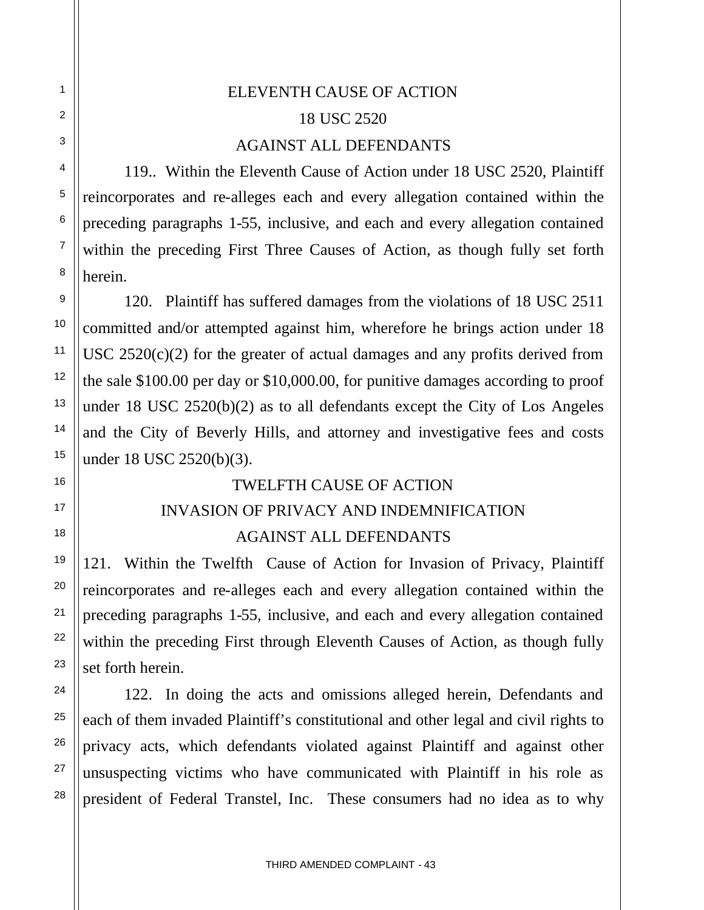ELEVENTH CAUSE OF ACTION

18 USC 2520

AGAINST ALL DEFENDANTS

119.. Within the Eleventh Cause of Action under 18 USC 2520, Plaintiff reincorporates and re-alleges each and every allegation contained within the preceding paragraphs 1-55, inclusive, and each and every allegation contained within the preceding First Three Causes of Action, as though fully set forth herein.

120. Plaintiff has suffered damages from the violations of 18 USC 2511 committed and/or attempted against him, wherefore he brings action under 18 USC 2520(c)(2) for the greater of actual damages and any profits derived from the sale $100.00 per day or $10,000.00, for punitive damages according to proof under 18 USC 2520(b)(2) as to all defendants except the City of Los Angeles and the City of Beverly Hills, and attorney and investigative fees and costs under 18 USC 2520(b)(3).

TWELFTH CAUSE OF ACTION

INVASION OF PRIVACY AND INDEMNIFICATION

AGAINST ALL DEFENDANTS

121. Within the Twelfth Cause of Action for Invasion of Privacy, Plaintiff reincorporates and re-alleges each and every allegation contained within the preceding paragraphs 1-55, inclusive, and each and every allegation contained within the preceding First through Eleventh Causes of Action, as though fully set forth herein.

122. In doing the acts and omissions alleged herein, Defendants and each of them invaded Plaintiff's constitutional and other legal and civil rights to privacy acts, which defendants violated against Plaintiff and against other unsuspecting victims who have communicated with Plaintiff in his role as president of Federal Transtel, Inc. These consumers had no idea as to why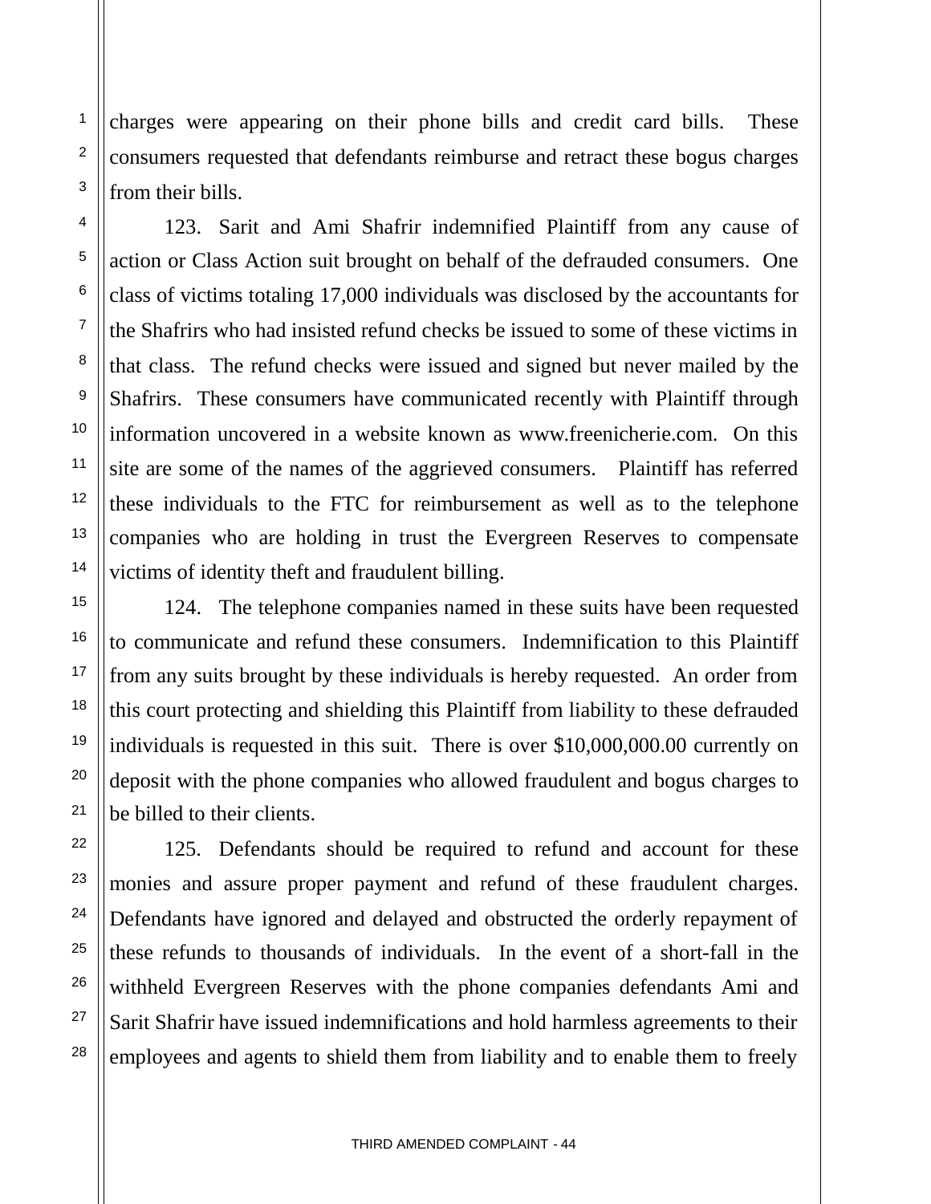charges were appearing on their phone bills and credit card bills. These consumers requested that defendants reimburse and retract these bogus charges from their bills.

123. Sarit and Ami Shafrir indemnified Plaintiff from any cause of action or Class Action suit brought on behalf of the defrauded consumers. One class of victims totaling 17,000 individuals was disclosed by the accountants for the Shafrirs who had insisted refund checks be issued to some of these victims in that class. The refund checks were issued and signed but never mailed by the Shafrirs. These consumers have communicated recently with Plaintiff through information uncovered in a website known as www.freenicherie.com. On this site are some of the names of the aggrieved consumers. Plaintiff has referred these individuals to the FTC for reimbursement as well as to the telephone companies who are holding in trust the Evergreen Reserves to compensate victims of identity theft and fraudulent billing.

124. The telephone companies named in these suits have been requested to communicate and refund these consumers. Indemnification to this Plaintiff from any suits brought by these individuals is hereby requested. An order from this court protecting and shielding this Plaintiff from liability to these defrauded individuals is requested in this suit. There is over $10,000,000.00 currently on deposit with the phone companies who allowed fraudulent and bogus charges to be billed to their clients.

125. Defendants should be required to refund and account for these monies and assure proper payment and refund of these fraudulent charges. Defendants have ignored and delayed and obstructed the orderly repayment of these refunds to thousands of individuals. In the event of a short-fall in the withheld Evergreen Reserves with the phone companies defendants Ami and Sarit Shafrir have issued indemnifications and hold harmless agreements to their employees and agents to shield them from liability and to enable them to freely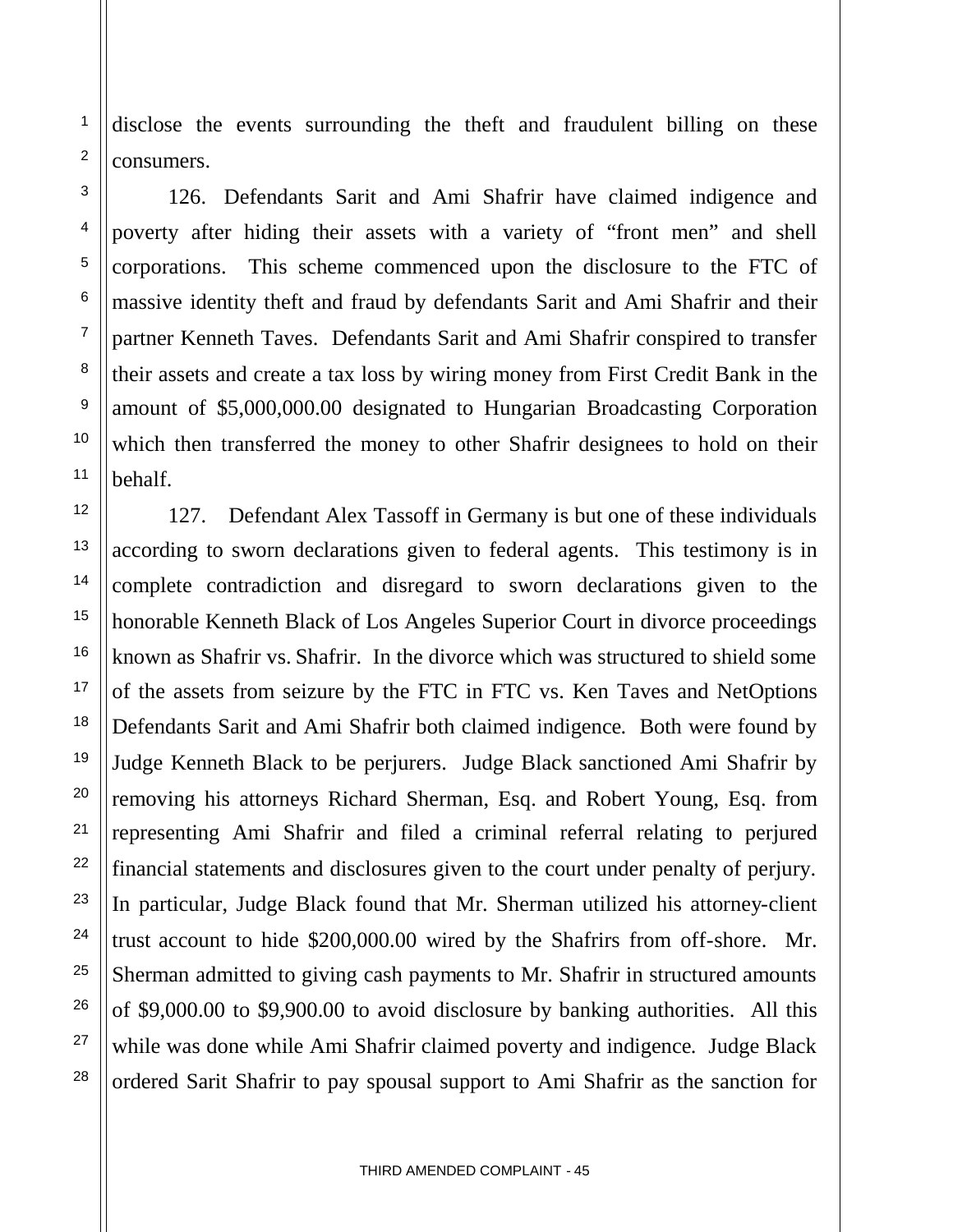disclose the events surrounding the theft and fraudulent billing on these consumers.

126. Defendants Sarit and Ami Shafrir have claimed indigence and poverty after hiding their assets with a variety of "front men" and shell corporations. This scheme commenced upon the disclosure to the FTC of massive identity theft and fraud by defendants Sarit and Ami Shafrir and their partner Kenneth Taves. Defendants Sarit and Ami Shafrir conspired to transfer their assets and create a tax loss by wiring money from First Credit Bank in the amount of $5,000,000.00 designated to Hungarian Broadcasting Corporation which then transferred the money to other Shafrir designees to hold on their behalf.

127. Defendant Alex Tassoff in Germany is but one of these individuals according to sworn declarations given to federal agents. This testimony is in complete contradiction and disregard to sworn declarations given to the honorable Kenneth Black of Los Angeles Superior Court in divorce proceedings known as Shafrir vs. Shafrir. In the divorce which was structured to shield some of the assets from seizure by the FTC in FTC vs. Ken Taves and NetOptions Defendants Sarit and Ami Shafrir both claimed indigence. Both were found by Judge Kenneth Black to be perjurers. Judge Black sanctioned Ami Shafrir by removing his attorneys Richard Sherman, Esq. and Robert Young, Esq. from representing Ami Shafrir and filed a criminal referral relating to perjured financial statements and disclosures given to the court under penalty of perjury. In particular, Judge Black found that Mr. Sherman utilized his attorney-client trust account to hide $200,000.00 wired by the Shafrirs from off-shore. Mr. Sherman admitted to giving cash payments to Mr. Shafrir in structured amounts of $9,000.00 to $9,900.00 to avoid disclosure by banking authorities. All this while was done while Ami Shafrir claimed poverty and indigence. Judge Black ordered Sarit Shafrir to pay spousal support to Ami Shafrir as the sanction for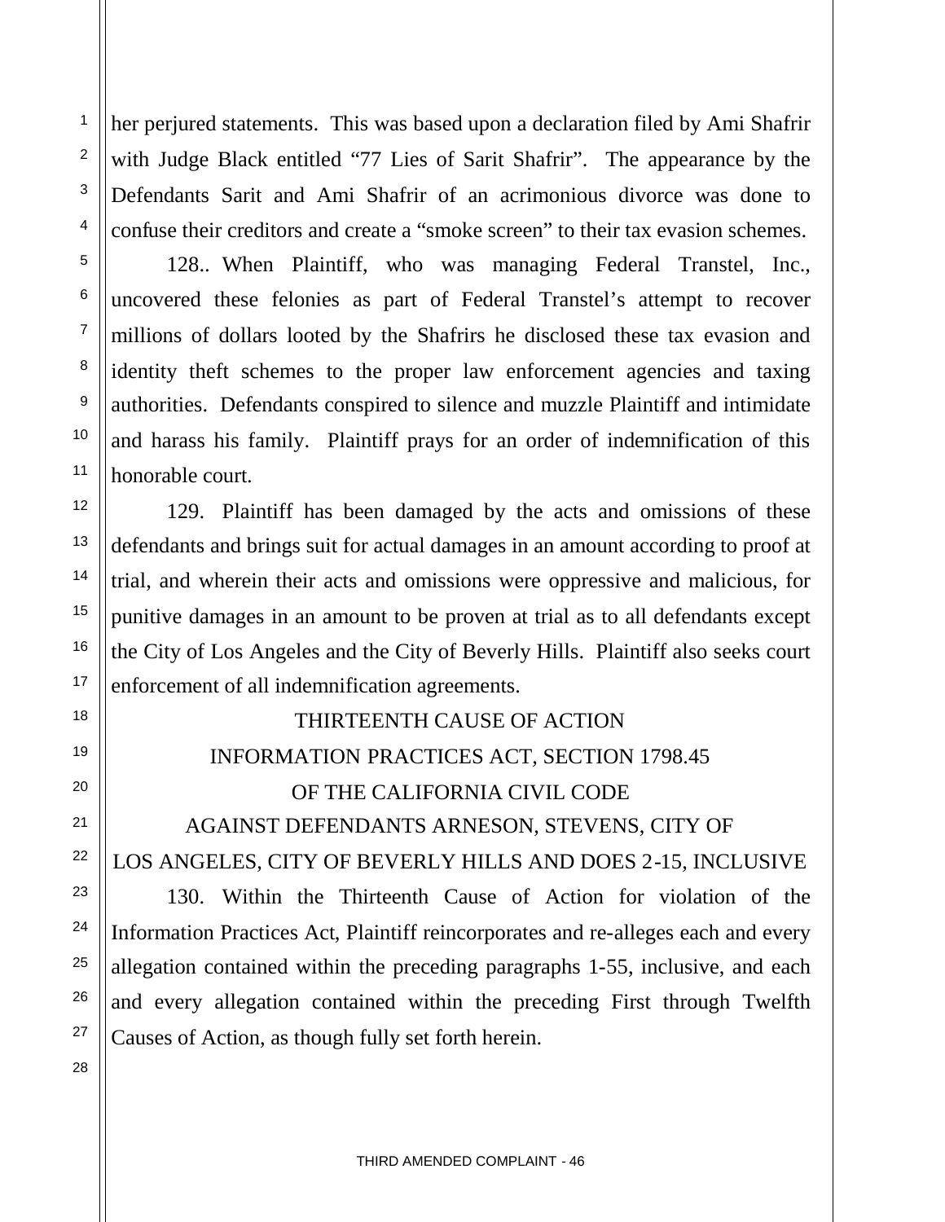her perjured statements. This was based upon a declaration filed by Ami Shafrir with Judge Black entitled "77 Lies of Sarit Shafrir". The appearance by the Defendants Sarit and Ami Shafrir of an acrimonious divorce was done to confuse their creditors and create a "smoke screen" to their tax evasion schemes.

128.. When Plaintiff, who was managing Federal Transtel, Inc., uncovered these felonies as part of Federal Transtel's attempt to recover millions of dollars looted by the Shafrirs he disclosed these tax evasion and identity theft schemes to the proper law enforcement agencies and taxing authorities. Defendants conspired to silence and muzzle Plaintiff and intimidate and harass his family. Plaintiff prays for an order of indemnification of this honorable court.

129. Plaintiff has been damaged by the acts and omissions of these defendants and brings suit for actual damages in an amount according to proof at trial, and wherein their acts and omissions were oppressive and malicious, for punitive damages in an amount to be proven at trial as to all defendants except the City of Los Angeles and the City of Beverly Hills. Plaintiff also seeks court enforcement of all indemnification agreements.

## THIRTEENTH CAUSE OF ACTION
## INFORMATION PRACTICES ACT, SECTION 1798.45 OF THE CALIFORNIA CIVIL CODE
## AGAINST DEFENDANTS ARNESON, STEVENS, CITY OF LOS ANGELES, CITY OF BEVERLY HILLS AND DOES 2-15, INCLUSIVE

130. Within the Thirteenth Cause of Action for violation of the Information Practices Act, Plaintiff reincorporates and re-alleges each and every allegation contained within the preceding paragraphs 1-55, inclusive, and each and every allegation contained within the preceding First through Twelfth Causes of Action, as though fully set forth herein.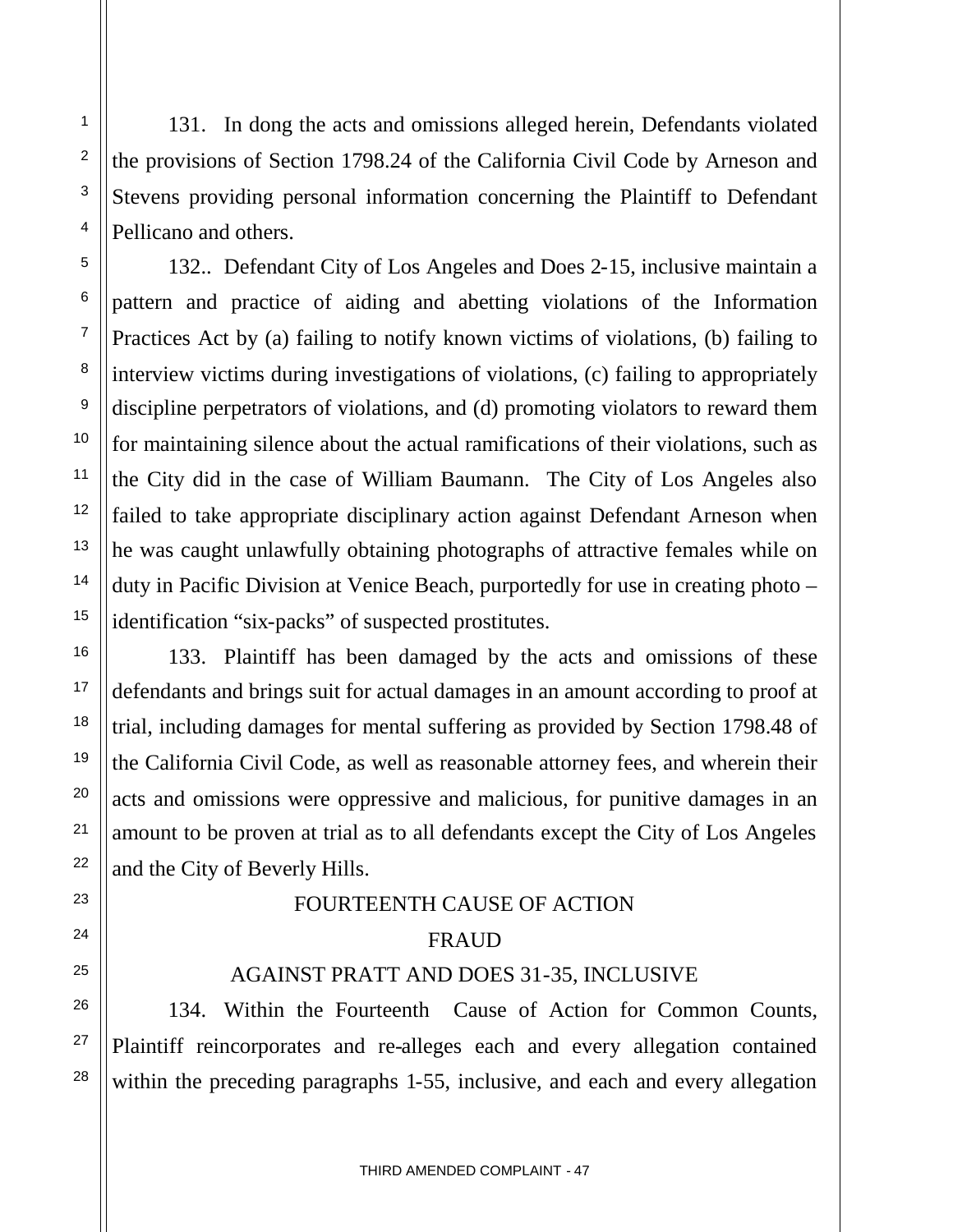131. In dong the acts and omissions alleged herein, Defendants violated the provisions of Section 1798.24 of the California Civil Code by Arneson and Stevens providing personal information concerning the Plaintiff to Defendant Pellicano and others.

132.. Defendant City of Los Angeles and Does 2-15, inclusive maintain a pattern and practice of aiding and abetting violations of the Information Practices Act by (a) failing to notify known victims of violations, (b) failing to interview victims during investigations of violations, (c) failing to appropriately discipline perpetrators of violations, and (d) promoting violators to reward them for maintaining silence about the actual ramifications of their violations, such as the City did in the case of William Baumann. The City of Los Angeles also failed to take appropriate disciplinary action against Defendant Arneson when he was caught unlawfully obtaining photographs of attractive females while on duty in Pacific Division at Venice Beach, purportedly for use in creating photo – identification "six-packs" of suspected prostitutes.

133. Plaintiff has been damaged by the acts and omissions of these defendants and brings suit for actual damages in an amount according to proof at trial, including damages for mental suffering as provided by Section 1798.48 of the California Civil Code, as well as reasonable attorney fees, and wherein their acts and omissions were oppressive and malicious, for punitive damages in an amount to be proven at trial as to all defendants except the City of Los Angeles and the City of Beverly Hills.

FOURTEENTH CAUSE OF ACTION

FRAUD

AGAINST PRATT AND DOES 31-35, INCLUSIVE

134. Within the Fourteenth Cause of Action for Common Counts, Plaintiff reincorporates and re-alleges each and every allegation contained within the preceding paragraphs 1-55, inclusive, and each and every allegation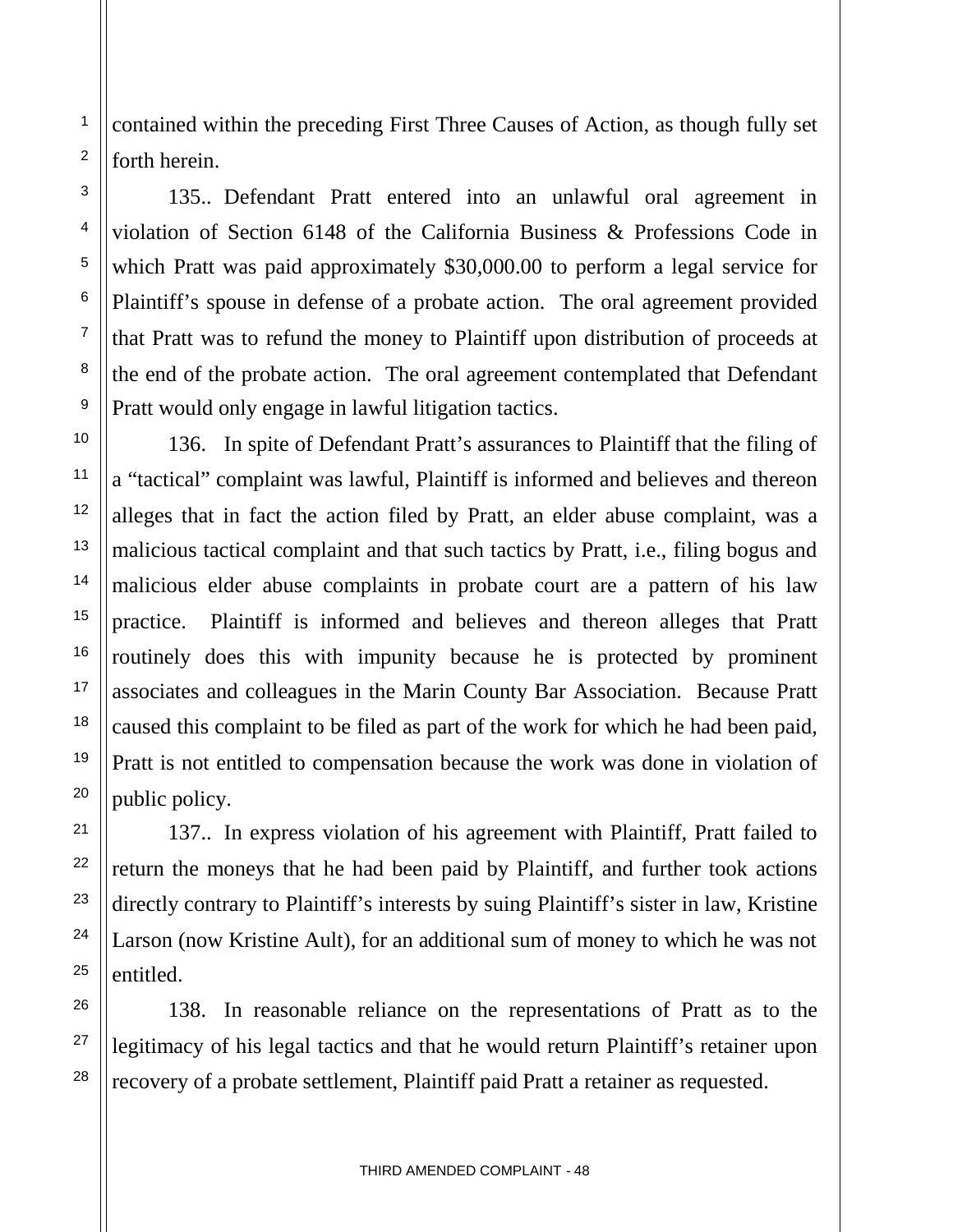contained within the preceding First Three Causes of Action, as though fully set forth herein.

135.. Defendant Pratt entered into an unlawful oral agreement in violation of Section 6148 of the California Business & Professions Code in which Pratt was paid approximately $30,000.00 to perform a legal service for Plaintiff's spouse in defense of a probate action. The oral agreement provided that Pratt was to refund the money to Plaintiff upon distribution of proceeds at the end of the probate action. The oral agreement contemplated that Defendant Pratt would only engage in lawful litigation tactics.

136. In spite of Defendant Pratt's assurances to Plaintiff that the filing of a "tactical" complaint was lawful, Plaintiff is informed and believes and thereon alleges that in fact the action filed by Pratt, an elder abuse complaint, was a malicious tactical complaint and that such tactics by Pratt, i.e., filing bogus and malicious elder abuse complaints in probate court are a pattern of his law practice. Plaintiff is informed and believes and thereon alleges that Pratt routinely does this with impunity because he is protected by prominent associates and colleagues in the Marin County Bar Association. Because Pratt caused this complaint to be filed as part of the work for which he had been paid, Pratt is not entitled to compensation because the work was done in violation of public policy.

137.. In express violation of his agreement with Plaintiff, Pratt failed to return the moneys that he had been paid by Plaintiff, and further took actions directly contrary to Plaintiff's interests by suing Plaintiff's sister in law, Kristine Larson (now Kristine Ault), for an additional sum of money to which he was not entitled.

138. In reasonable reliance on the representations of Pratt as to the legitimacy of his legal tactics and that he would return Plaintiff's retainer upon recovery of a probate settlement, Plaintiff paid Pratt a retainer as requested.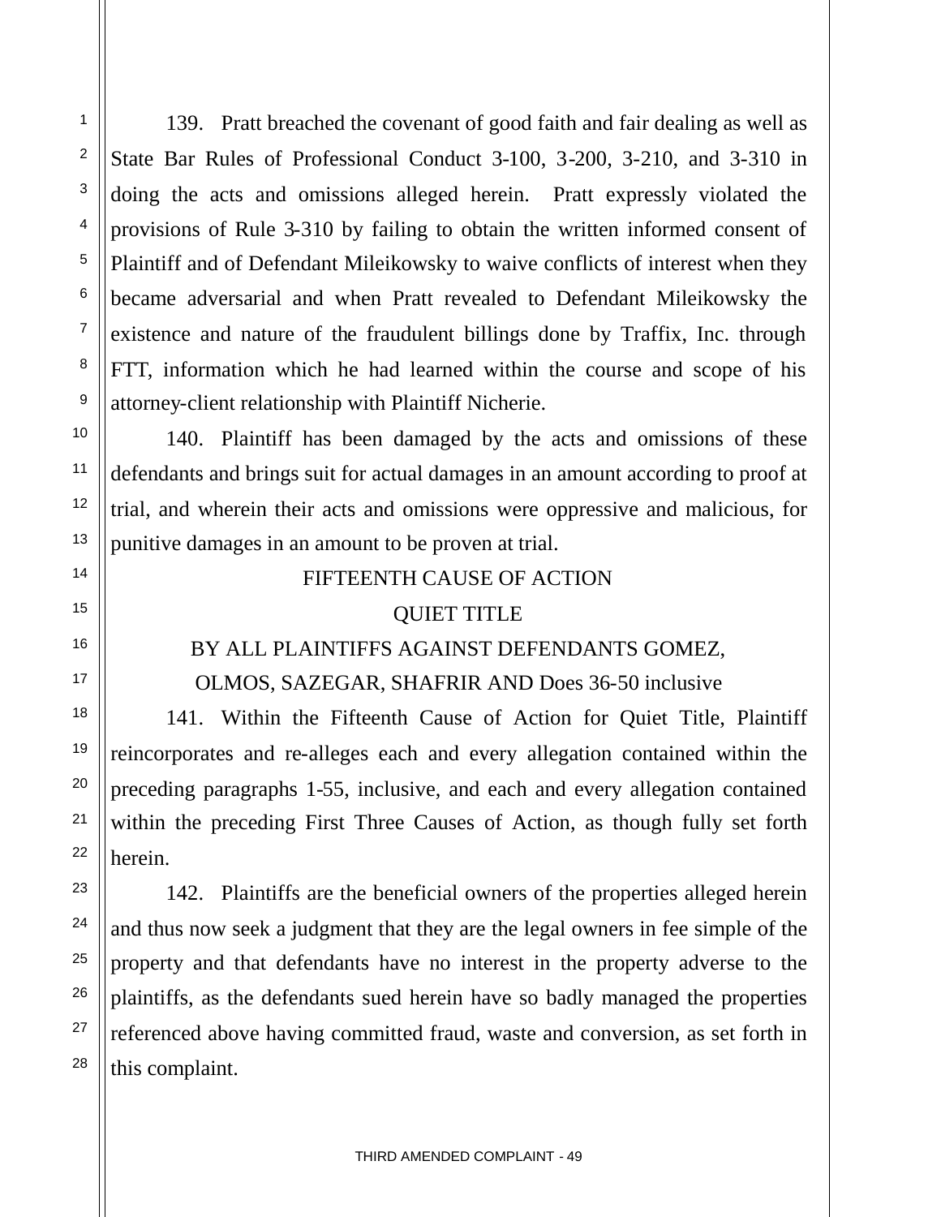139. Pratt breached the covenant of good faith and fair dealing as well as State Bar Rules of Professional Conduct 3-100, 3-200, 3-210, and 3-310 in doing the acts and omissions alleged herein. Pratt expressly violated the provisions of Rule 3-310 by failing to obtain the written informed consent of Plaintiff and of Defendant Mileikowsky to waive conflicts of interest when they became adversarial and when Pratt revealed to Defendant Mileikowsky the existence and nature of the fraudulent billings done by Traffix, Inc. through FTT, information which he had learned within the course and scope of his attorney-client relationship with Plaintiff Nicherie.

140. Plaintiff has been damaged by the acts and omissions of these defendants and brings suit for actual damages in an amount according to proof at trial, and wherein their acts and omissions were oppressive and malicious, for punitive damages in an amount to be proven at trial.

FIFTEENTH CAUSE OF ACTION

QUIET TITLE

BY ALL PLAINTIFFS AGAINST DEFENDANTS GOMEZ, OLMOS, SAZEGAR, SHAFRIR AND Does 36-50 inclusive

141. Within the Fifteenth Cause of Action for Quiet Title, Plaintiff reincorporates and re-alleges each and every allegation contained within the preceding paragraphs 1-55, inclusive, and each and every allegation contained within the preceding First Three Causes of Action, as though fully set forth herein.

142. Plaintiffs are the beneficial owners of the properties alleged herein and thus now seek a judgment that they are the legal owners in fee simple of the property and that defendants have no interest in the property adverse to the plaintiffs, as the defendants sued herein have so badly managed the properties referenced above having committed fraud, waste and conversion, as set forth in this complaint.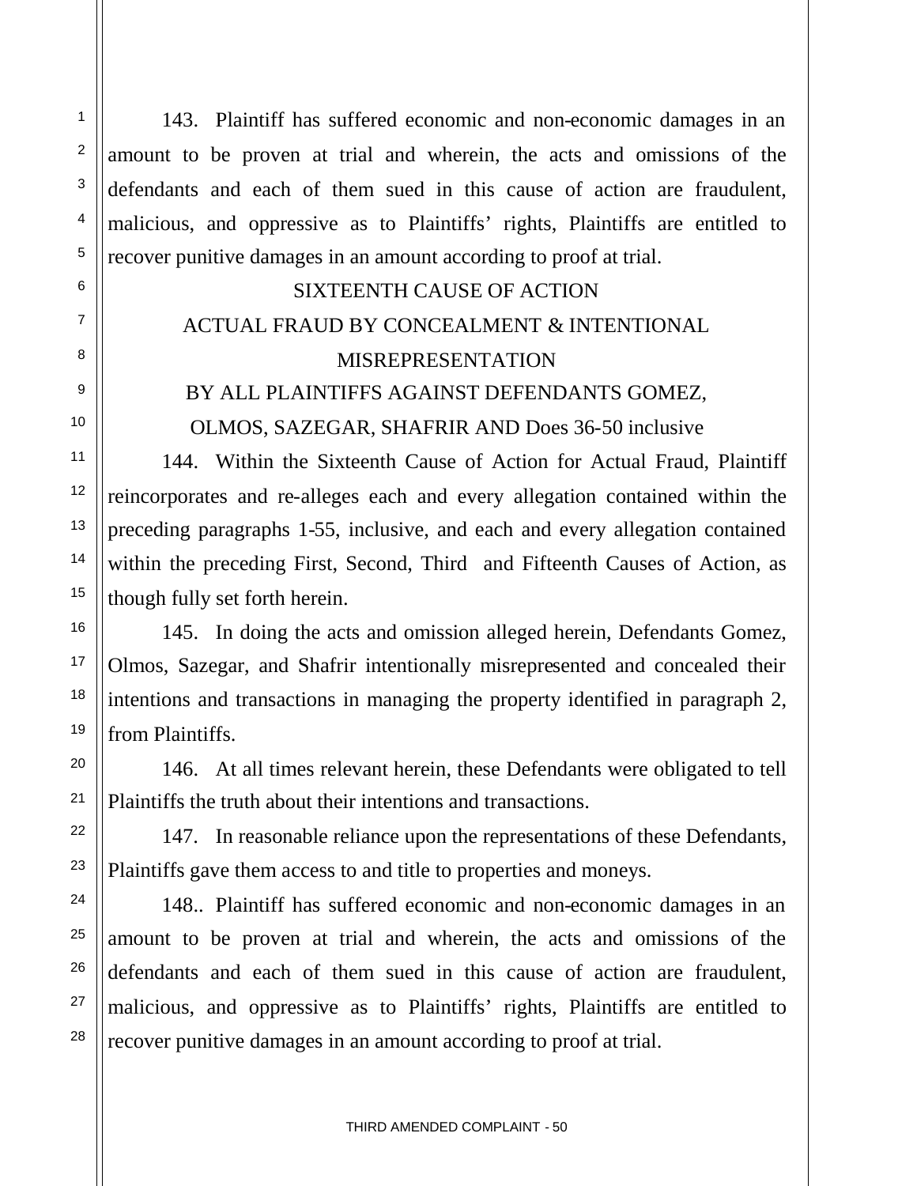143. Plaintiff has suffered economic and non-economic damages in an amount to be proven at trial and wherein, the acts and omissions of the defendants and each of them sued in this cause of action are fraudulent, malicious, and oppressive as to Plaintiffs' rights, Plaintiffs are entitled to recover punitive damages in an amount according to proof at trial.

SIXTEENTH CAUSE OF ACTION

ACTUAL FRAUD BY CONCEALMENT & INTENTIONAL MISREPRESENTATION

BY ALL PLAINTIFFS AGAINST DEFENDANTS GOMEZ, OLMOS, SAZEGAR, SHAFRIR AND Does 36-50 inclusive

144. Within the Sixteenth Cause of Action for Actual Fraud, Plaintiff reincorporates and re-alleges each and every allegation contained within the preceding paragraphs 1-55, inclusive, and each and every allegation contained within the preceding First, Second, Third and Fifteenth Causes of Action, as though fully set forth herein.

145. In doing the acts and omission alleged herein, Defendants Gomez, Olmos, Sazegar, and Shafrir intentionally misrepresented and concealed their intentions and transactions in managing the property identified in paragraph 2, from Plaintiffs.

146. At all times relevant herein, these Defendants were obligated to tell Plaintiffs the truth about their intentions and transactions.

147. In reasonable reliance upon the representations of these Defendants, Plaintiffs gave them access to and title to properties and moneys.

148.. Plaintiff has suffered economic and non-economic damages in an amount to be proven at trial and wherein, the acts and omissions of the defendants and each of them sued in this cause of action are fraudulent, malicious, and oppressive as to Plaintiffs' rights, Plaintiffs are entitled to recover punitive damages in an amount according to proof at trial.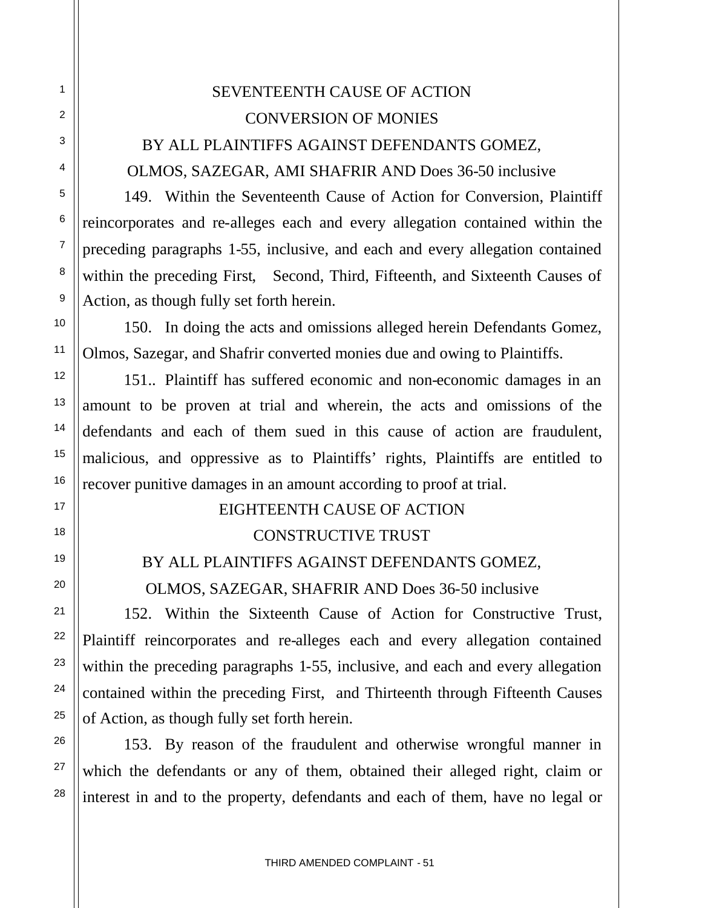SEVENTEENTH CAUSE OF ACTION

CONVERSION OF MONIES

BY ALL PLAINTIFFS AGAINST DEFENDANTS GOMEZ, OLMOS, SAZEGAR, AMI SHAFRIR AND Does 36-50 inclusive

149. Within the Seventeenth Cause of Action for Conversion, Plaintiff reincorporates and re-alleges each and every allegation contained within the preceding paragraphs 1-55, inclusive, and each and every allegation contained within the preceding First, Second, Third, Fifteenth, and Sixteenth Causes of Action, as though fully set forth herein.

150. In doing the acts and omissions alleged herein Defendants Gomez, Olmos, Sazegar, and Shafrir converted monies due and owing to Plaintiffs.

151.. Plaintiff has suffered economic and non-economic damages in an amount to be proven at trial and wherein, the acts and omissions of the defendants and each of them sued in this cause of action are fraudulent, malicious, and oppressive as to Plaintiffs' rights, Plaintiffs are entitled to recover punitive damages in an amount according to proof at trial.

EIGHTEENTH CAUSE OF ACTION

CONSTRUCTIVE TRUST

BY ALL PLAINTIFFS AGAINST DEFENDANTS GOMEZ, OLMOS, SAZEGAR, SHAFRIR AND Does 36-50 inclusive

152. Within the Sixteenth Cause of Action for Constructive Trust, Plaintiff reincorporates and re-alleges each and every allegation contained within the preceding paragraphs 1-55, inclusive, and each and every allegation contained within the preceding First, and Thirteenth through Fifteenth Causes of Action, as though fully set forth herein.

153. By reason of the fraudulent and otherwise wrongful manner in which the defendants or any of them, obtained their alleged right, claim or interest in and to the property, defendants and each of them, have no legal or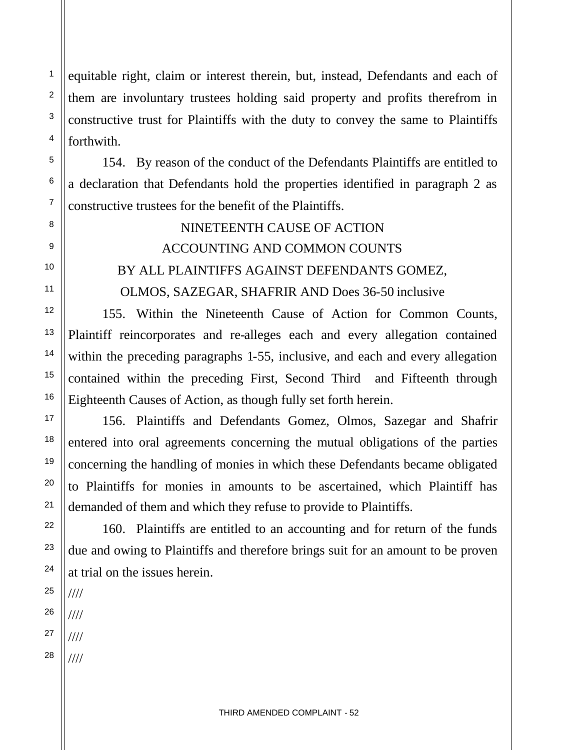equitable right, claim or interest therein, but, instead, Defendants and each of them are involuntary trustees holding said property and profits therefrom in constructive trust for Plaintiffs with the duty to convey the same to Plaintiffs forthwith.

154. By reason of the conduct of the Defendants Plaintiffs are entitled to a declaration that Defendants hold the properties identified in paragraph 2 as constructive trustees for the benefit of the Plaintiffs.

NINETEENTH CAUSE OF ACTION

ACCOUNTING AND COMMON COUNTS

BY ALL PLAINTIFFS AGAINST DEFENDANTS GOMEZ, OLMOS, SAZEGAR, SHAFRIR AND Does 36-50 inclusive

155. Within the Nineteenth Cause of Action for Common Counts, Plaintiff reincorporates and re-alleges each and every allegation contained within the preceding paragraphs 1-55, inclusive, and each and every allegation contained within the preceding First, Second Third and Fifteenth through Eighteenth Causes of Action, as though fully set forth herein.

156. Plaintiffs and Defendants Gomez, Olmos, Sazegar and Shafrir entered into oral agreements concerning the mutual obligations of the parties concerning the handling of monies in which these Defendants became obligated to Plaintiffs for monies in amounts to be ascertained, which Plaintiff has demanded of them and which they refuse to provide to Plaintiffs.

160. Plaintiffs are entitled to an accounting and for return of the funds due and owing to Plaintiffs and therefore brings suit for an amount to be proven at trial on the issues herein.

////

////

////

////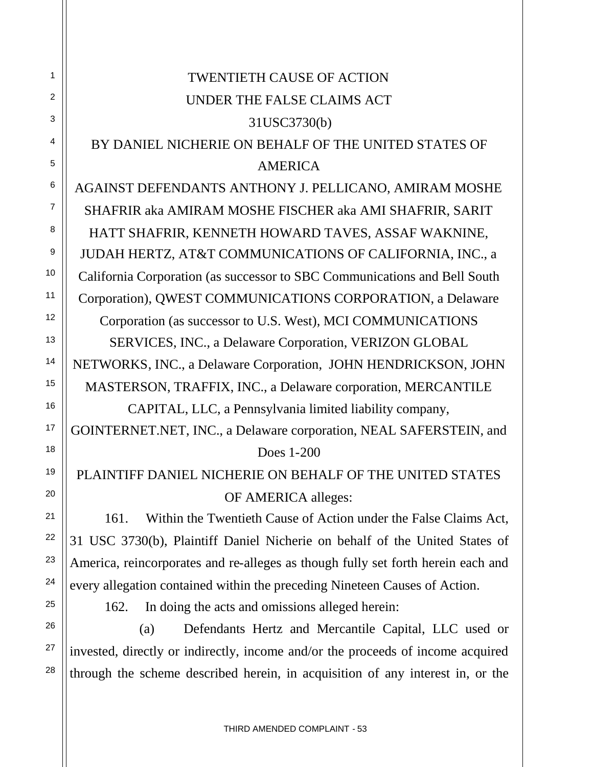# TWENTIETH CAUSE OF ACTION
# UNDER THE FALSE CLAIMS ACT
# 31USC3730(b)
# BY DANIEL NICHERIE ON BEHALF OF THE UNITED STATES OF AMERICA

AGAINST DEFENDANTS ANTHONY J. PELLICANO, AMIRAM MOSHE SHAFRIR aka AMIRAM MOSHE FISCHER aka AMI SHAFRIR, SARIT HATT SHAFRIR, KENNETH HOWARD TAVES, ASSAF WAKNINE, JUDAH HERTZ, AT&T COMMUNICATIONS OF CALIFORNIA, INC., a California Corporation (as successor to SBC Communications and Bell South Corporation), QWEST COMMUNICATIONS CORPORATION, a Delaware Corporation (as successor to U.S. West), MCI COMMUNICATIONS SERVICES, INC., a Delaware Corporation, VERIZON GLOBAL NETWORKS, INC., a Delaware Corporation, JOHN HENDRICKSON, JOHN MASTERSON, TRAFFIX, INC., a Delaware corporation, MERCANTILE CAPITAL, LLC, a Pennsylvania limited liability company, GOINTERNET.NET, INC., a Delaware corporation, NEAL SAFERSTEIN, and Does 1-200

PLAINTIFF DANIEL NICHERIE ON BEHALF OF THE UNITED STATES OF AMERICA alleges:

161. Within the Twentieth Cause of Action under the False Claims Act, 31 USC 3730(b), Plaintiff Daniel Nicherie on behalf of the United States of America, reincorporates and re-alleges as though fully set forth herein each and every allegation contained within the preceding Nineteen Causes of Action.

162. In doing the acts and omissions alleged herein:

(a) Defendants Hertz and Mercantile Capital, LLC used or invested, directly or indirectly, income and/or the proceeds of income acquired through the scheme described herein, in acquisition of any interest in, or the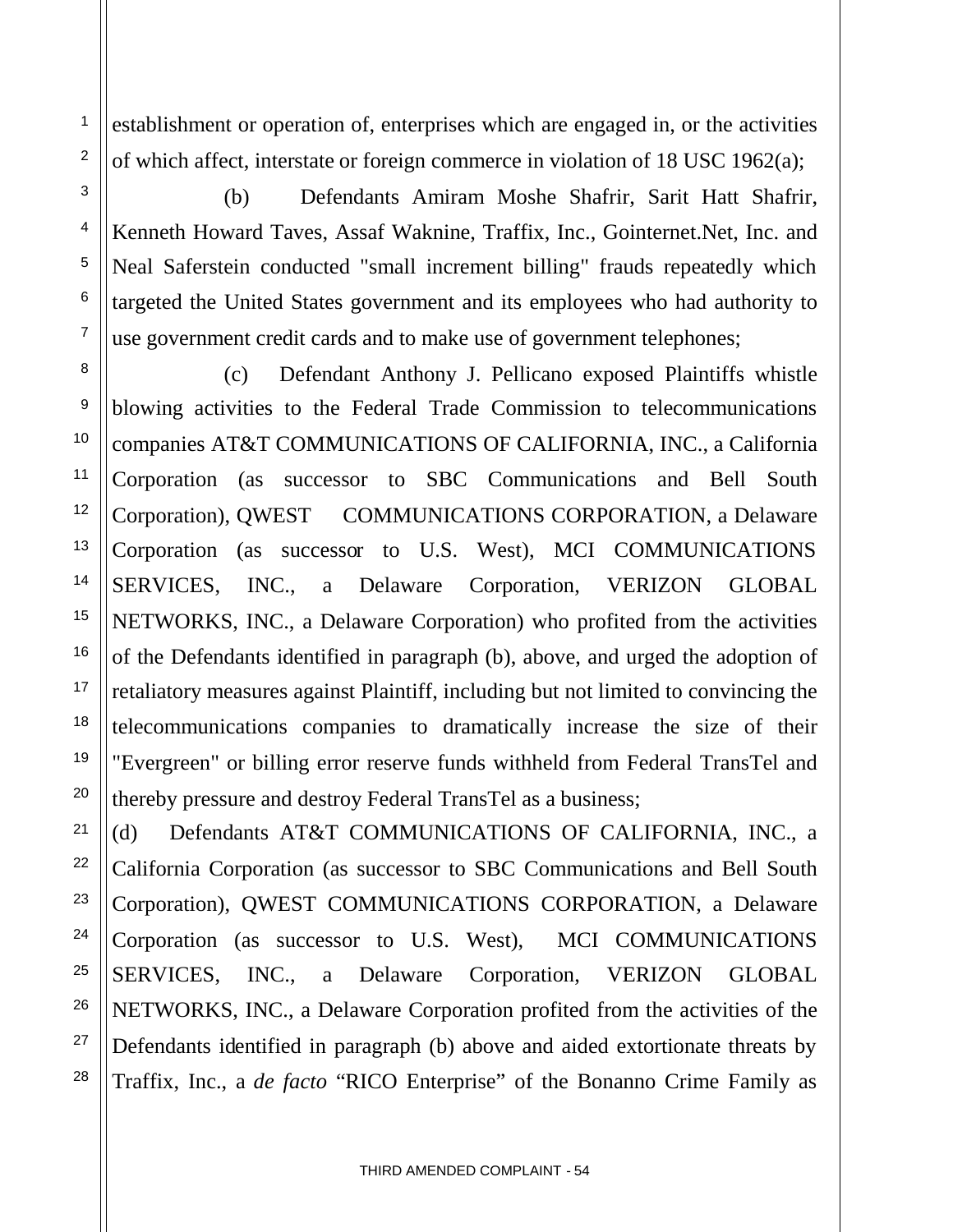establishment or operation of, enterprises which are engaged in, or the activities of which affect, interstate or foreign commerce in violation of 18 USC 1962(a);

(b) Defendants Amiram Moshe Shafrir, Sarit Hatt Shafrir, Kenneth Howard Taves, Assaf Waknine, Traffix, Inc., Gointernet.Net, Inc. and Neal Saferstein conducted "small increment billing" frauds repeatedly which targeted the United States government and its employees who had authority to use government credit cards and to make use of government telephones;

(c) Defendant Anthony J. Pellicano exposed Plaintiffs whistle blowing activities to the Federal Trade Commission to telecommunications companies AT&T COMMUNICATIONS OF CALIFORNIA, INC., a California Corporation (as successor to SBC Communications and Bell South Corporation), QWEST COMMUNICATIONS CORPORATION, a Delaware Corporation (as successor to U.S. West), MCI COMMUNICATIONS SERVICES, INC., a Delaware Corporation, VERIZON GLOBAL NETWORKS, INC., a Delaware Corporation) who profited from the activities of the Defendants identified in paragraph (b), above, and urged the adoption of retaliatory measures against Plaintiff, including but not limited to convincing the telecommunications companies to dramatically increase the size of their "Evergreen" or billing error reserve funds withheld from Federal TransTel and thereby pressure and destroy Federal TransTel as a business;

(d) Defendants AT&T COMMUNICATIONS OF CALIFORNIA, INC., a California Corporation (as successor to SBC Communications and Bell South Corporation), QWEST COMMUNICATIONS CORPORATION, a Delaware Corporation (as successor to U.S. West), MCI COMMUNICATIONS SERVICES, INC., a Delaware Corporation, VERIZON GLOBAL NETWORKS, INC., a Delaware Corporation profited from the activities of the Defendants identified in paragraph (b) above and aided extortionate threats by Traffix, Inc., a *de facto* "RICO Enterprise" of the Bonanno Crime Family as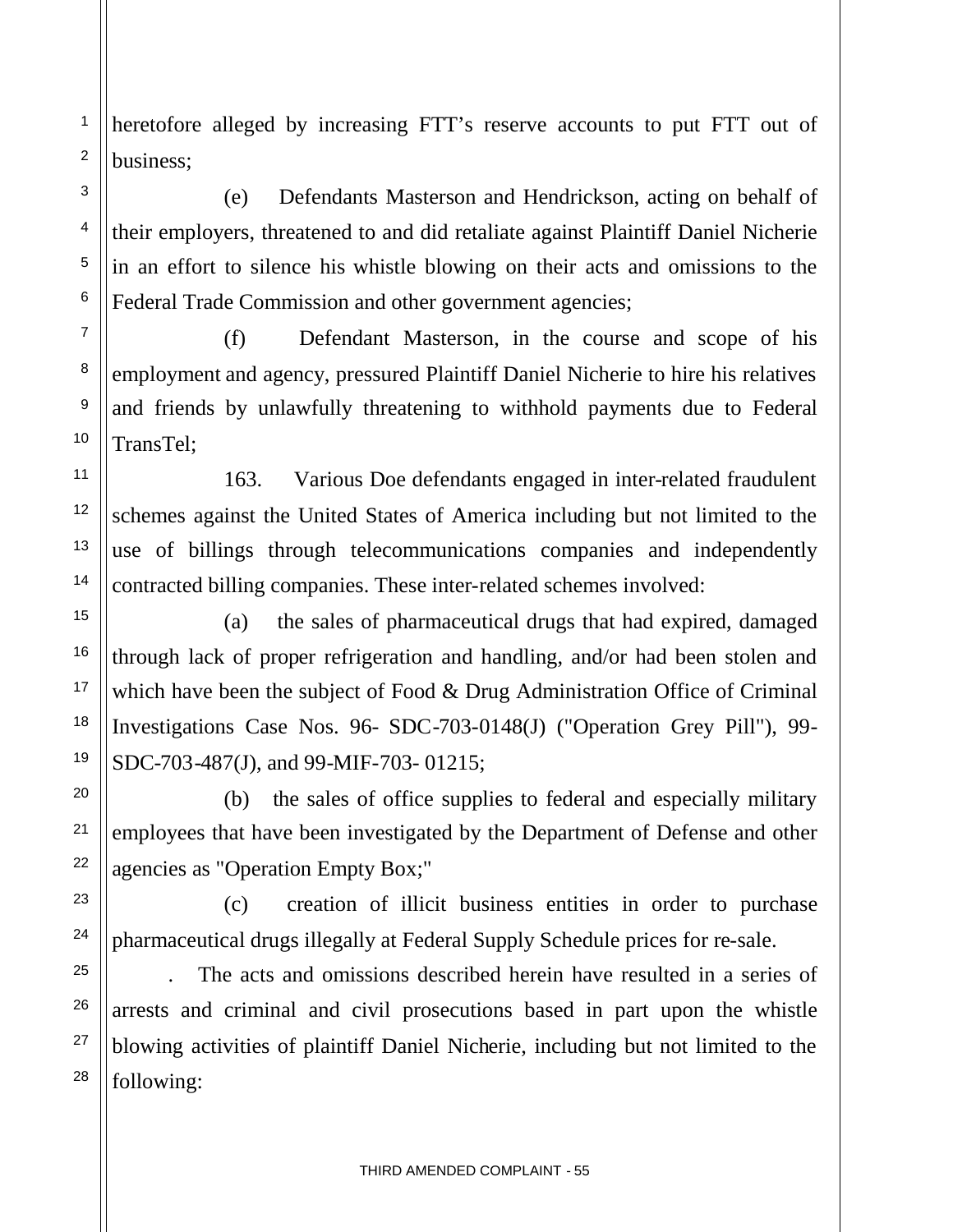heretofore alleged by increasing FTT's reserve accounts to put FTT out of business;

(e) Defendants Masterson and Hendrickson, acting on behalf of their employers, threatened to and did retaliate against Plaintiff Daniel Nicherie in an effort to silence his whistle blowing on their acts and omissions to the Federal Trade Commission and other government agencies;

(f) Defendant Masterson, in the course and scope of his employment and agency, pressured Plaintiff Daniel Nicherie to hire his relatives and friends by unlawfully threatening to withhold payments due to Federal TransTel;

163. Various Doe defendants engaged in inter-related fraudulent schemes against the United States of America including but not limited to the use of billings through telecommunications companies and independently contracted billing companies. These inter-related schemes involved:

(a) the sales of pharmaceutical drugs that had expired, damaged through lack of proper refrigeration and handling, and/or had been stolen and which have been the subject of Food & Drug Administration Office of Criminal Investigations Case Nos. 96- SDC-703-0148(J) ("Operation Grey Pill"), 99-SDC-703-487(J), and 99-MIF-703- 01215;

(b) the sales of office supplies to federal and especially military employees that have been investigated by the Department of Defense and other agencies as "Operation Empty Box;"

(c) creation of illicit business entities in order to purchase pharmaceutical drugs illegally at Federal Supply Schedule prices for re-sale.

. The acts and omissions described herein have resulted in a series of arrests and criminal and civil prosecutions based in part upon the whistle blowing activities of plaintiff Daniel Nicherie, including but not limited to the following: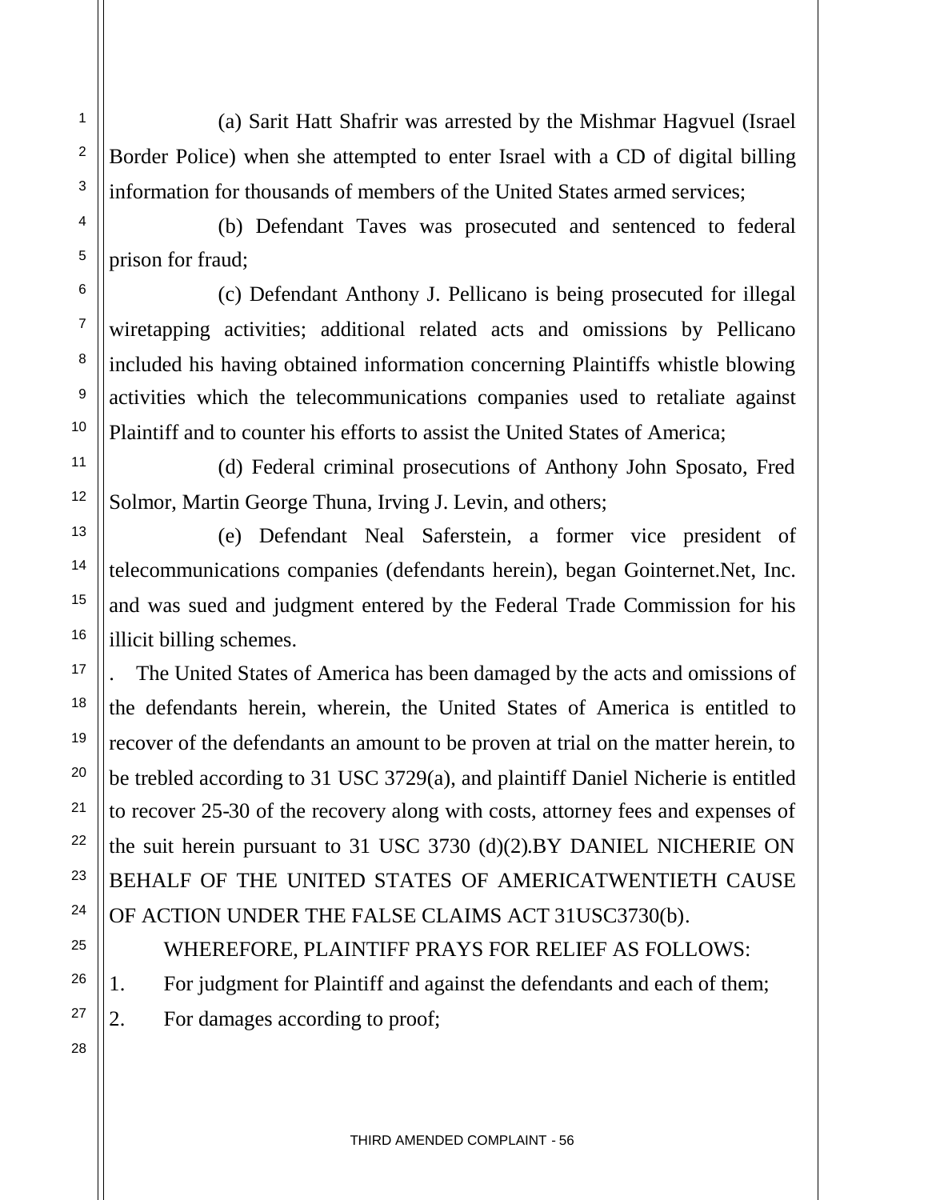(a) Sarit Hatt Shafrir was arrested by the Mishmar Hagvuel (Israel Border Police) when she attempted to enter Israel with a CD of digital billing information for thousands of members of the United States armed services;

(b) Defendant Taves was prosecuted and sentenced to federal prison for fraud;

(c) Defendant Anthony J. Pellicano is being prosecuted for illegal wiretapping activities; additional related acts and omissions by Pellicano included his having obtained information concerning Plaintiffs whistle blowing activities which the telecommunications companies used to retaliate against Plaintiff and to counter his efforts to assist the United States of America;

(d) Federal criminal prosecutions of Anthony John Sposato, Fred Solmor, Martin George Thuna, Irving J. Levin, and others;

(e) Defendant Neal Saferstein, a former vice president of telecommunications companies (defendants herein), began Gointernet.Net, Inc. and was sued and judgment entered by the Federal Trade Commission for his illicit billing schemes.

. The United States of America has been damaged by the acts and omissions of the defendants herein, wherein, the United States of America is entitled to recover of the defendants an amount to be proven at trial on the matter herein, to be trebled according to 31 USC 3729(a), and plaintiff Daniel Nicherie is entitled to recover 25-30 of the recovery along with costs, attorney fees and expenses of the suit herein pursuant to 31 USC 3730 (d)(2).BY DANIEL NICHERIE ON BEHALF OF THE UNITED STATES OF AMERICATWENTIETH CAUSE OF ACTION UNDER THE FALSE CLAIMS ACT 31USC3730(b).

WHEREFORE, PLAINTIFF PRAYS FOR RELIEF AS FOLLOWS:

1. For judgment for Plaintiff and against the defendants and each of them;
2. For damages according to proof;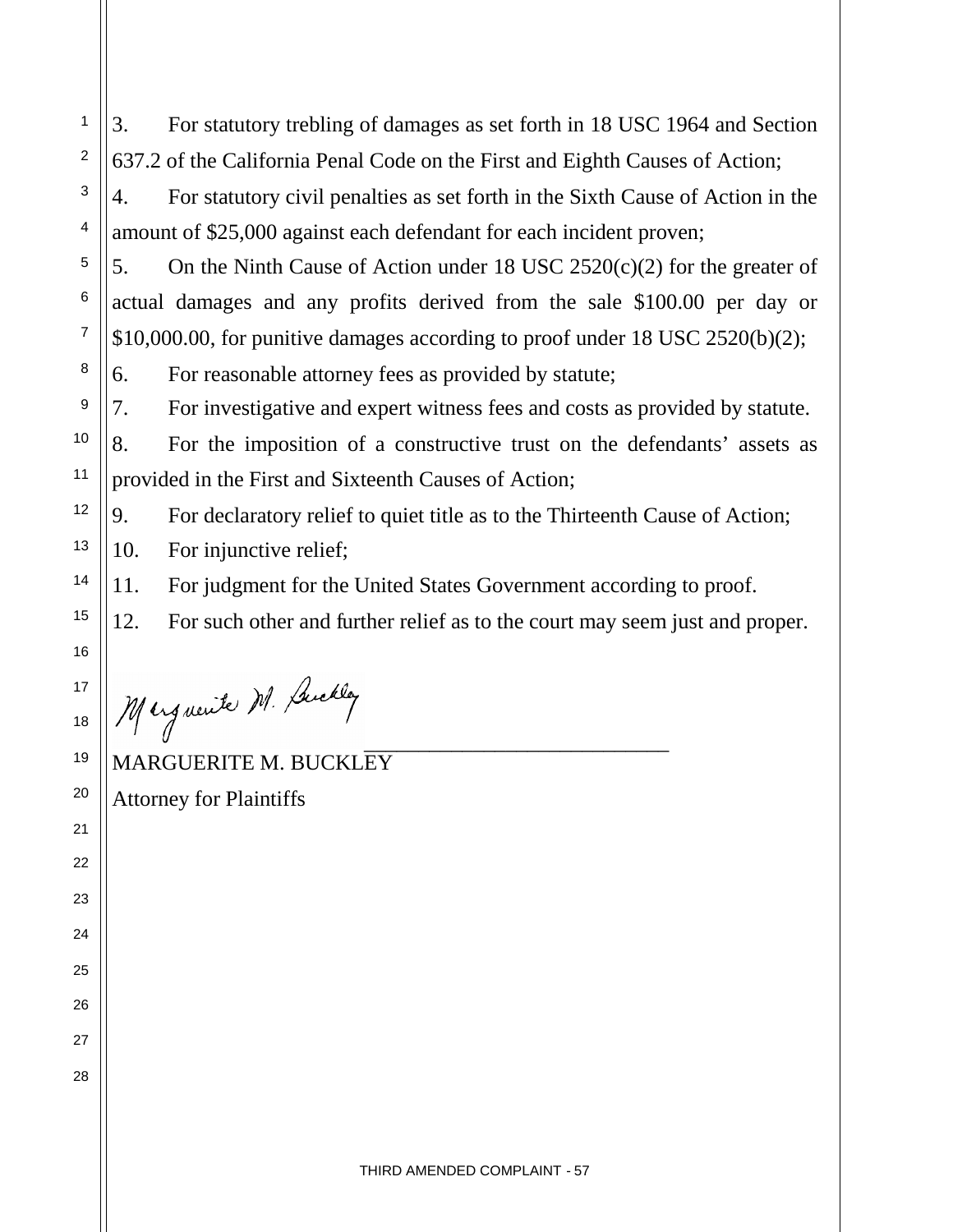3. For statutory trebling of damages as set forth in 18 USC 1964 and Section 637.2 of the California Penal Code on the First and Eighth Causes of Action;

4. For statutory civil penalties as set forth in the Sixth Cause of Action in the amount of $25,000 against each defendant for each incident proven;

5. On the Ninth Cause of Action under 18 USC 2520(c)(2) for the greater of actual damages and any profits derived from the sale $100.00 per day or $10,000.00, for punitive damages according to proof under 18 USC 2520(b)(2);

6. For reasonable attorney fees as provided by statute;

7. For investigative and expert witness fees and costs as provided by statute.

8. For the imposition of a constructive trust on the defendants' assets as provided in the First and Sixteenth Causes of Action;

9. For declaratory relief to quiet title as to the Thirteenth Cause of Action;

10. For injunctive relief;

11. For judgment for the United States Government according to proof.

12. For such other and further relief as to the court may seem just and proper.

Marguerite M. Buckley
___________________________
MARGUERITE M. BUCKLEY
Attorney for Plaintiffs